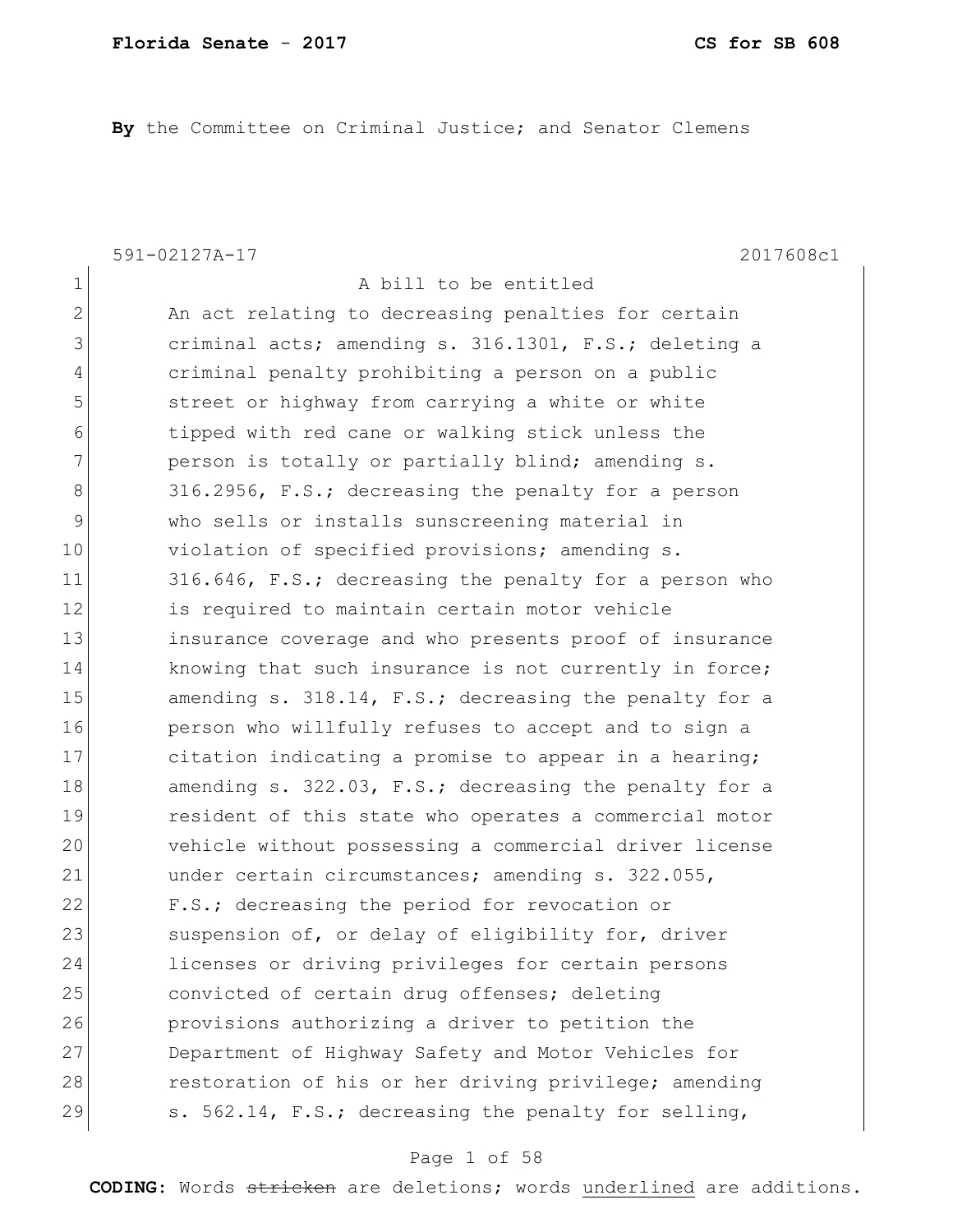**By** the Committee on Criminal Justice; and Senator Clemens

591-02127A-17 2017608c1

1 A bill to be entitled
2 An act relating to decreasing penalties for certain
3 criminal acts; amending s. 316.1301, F.S.; deleting a
4 criminal penalty prohibiting a person on a public
5 street or highway from carrying a white or white
6 tipped with red cane or walking stick unless the
7 person is totally or partially blind; amending s.
8 316.2956, F.S.; decreasing the penalty for a person
9 who sells or installs sunscreening material in
10 violation of specified provisions; amending s.
11 316.646, F.S.; decreasing the penalty for a person who
12 is required to maintain certain motor vehicle
13 insurance coverage and who presents proof of insurance
14 knowing that such insurance is not currently in force;
15 amending s. 318.14, F.S.; decreasing the penalty for a
16 person who willfully refuses to accept and to sign a
17 citation indicating a promise to appear in a hearing;
18 amending s. 322.03, F.S.; decreasing the penalty for a
19 resident of this state who operates a commercial motor
20 vehicle without possessing a commercial driver license
21 under certain circumstances; amending s. 322.055,
22 F.S.; decreasing the period for revocation or
23 suspension of, or delay of eligibility for, driver
24 licenses or driving privileges for certain persons
25 convicted of certain drug offenses; deleting
26 provisions authorizing a driver to petition the
27 Department of Highway Safety and Motor Vehicles for
28 restoration of his or her driving privilege; amending
29 s. 562.14, F.S.; decreasing the penalty for selling,

**CODING:** Words ~~stricken~~ are deletions; words <u>underlined</u> are additions.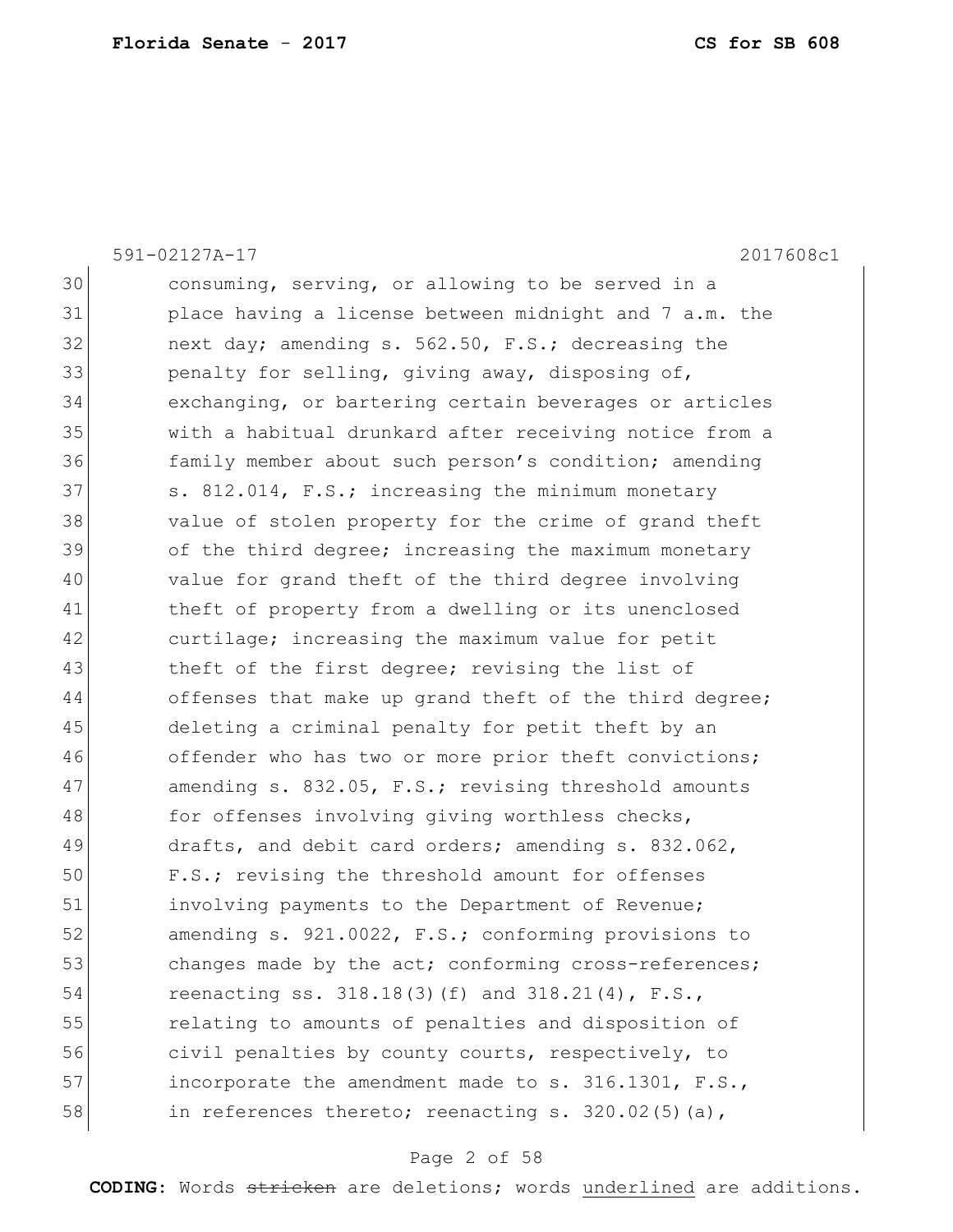591-02127A-17 2017608c1

30 consuming, serving, or allowing to be served in a
31 place having a license between midnight and 7 a.m. the
32 next day; amending s. 562.50, F.S.; decreasing the
33 penalty for selling, giving away, disposing of,
34 exchanging, or bartering certain beverages or articles
35 with a habitual drunkard after receiving notice from a
36 family member about such person's condition; amending
37 s. 812.014, F.S.; increasing the minimum monetary
38 value of stolen property for the crime of grand theft
39 of the third degree; increasing the maximum monetary
40 value for grand theft of the third degree involving
41 theft of property from a dwelling or its unenclosed
42 curtilage; increasing the maximum value for petit
43 theft of the first degree; revising the list of
44 offenses that make up grand theft of the third degree;
45 deleting a criminal penalty for petit theft by an
46 offender who has two or more prior theft convictions;
47 amending s. 832.05, F.S.; revising threshold amounts
48 for offenses involving giving worthless checks,
49 drafts, and debit card orders; amending s. 832.062,
50 F.S.; revising the threshold amount for offenses
51 involving payments to the Department of Revenue;
52 amending s. 921.0022, F.S.; conforming provisions to
53 changes made by the act; conforming cross-references;
54 reenacting ss. 318.18(3)(f) and 318.21(4), F.S.,
55 relating to amounts of penalties and disposition of
56 civil penalties by county courts, respectively, to
57 incorporate the amendment made to s. 316.1301, F.S.,
58 in references thereto; reenacting s. 320.02(5)(a),

**CODING:** Words ~~stricken~~ are deletions; words <u>underlined</u> are additions.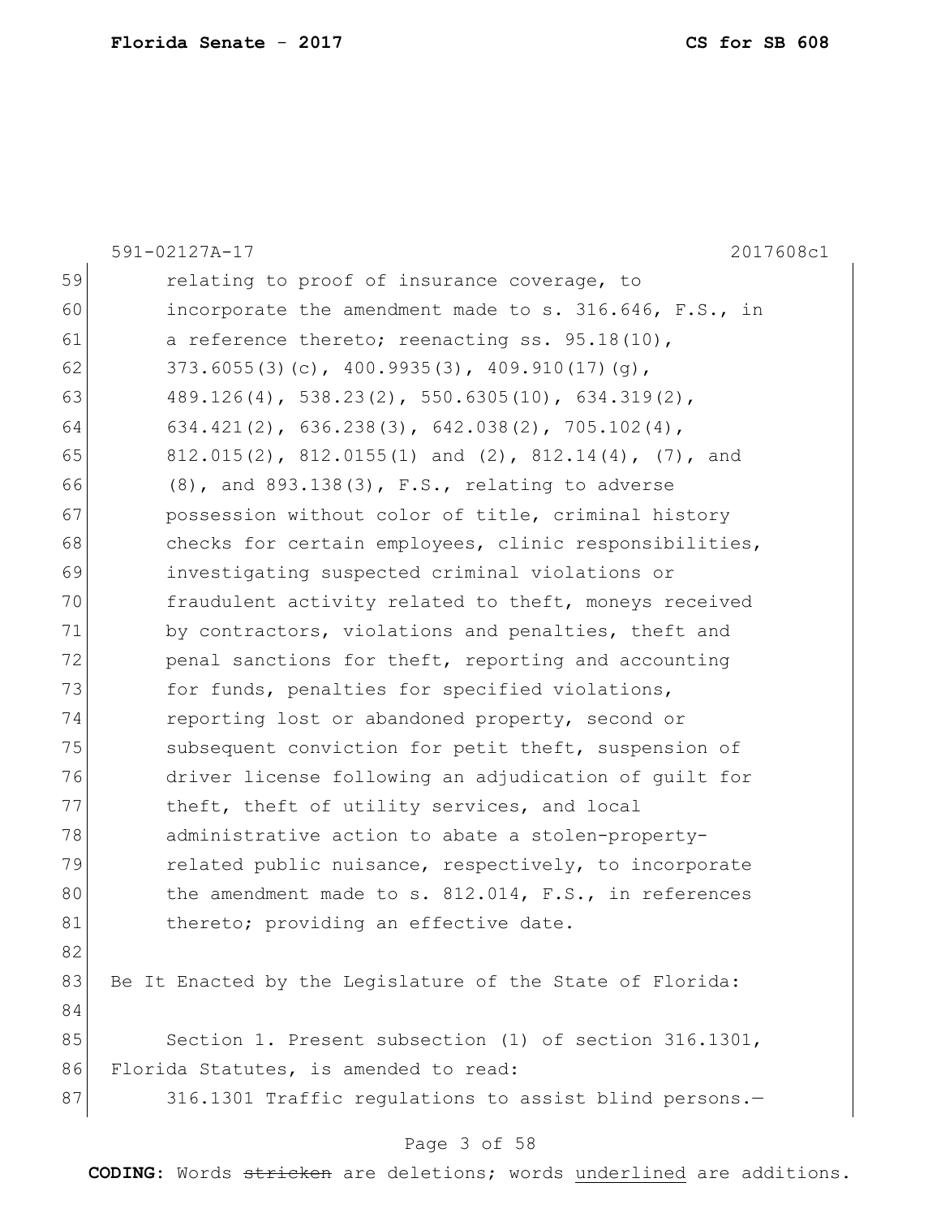relating to proof of insurance coverage, to incorporate the amendment made to s. 316.646, F.S., in a reference thereto; reenacting ss. 95.18(10), 373.6055(3)(c), 400.9935(3), 409.910(17)(g), 489.126(4), 538.23(2), 550.6305(10), 634.319(2), 634.421(2), 636.238(3), 642.038(2), 705.102(4), 812.015(2), 812.0155(1) and (2), 812.14(4), (7), and (8), and 893.138(3), F.S., relating to adverse possession without color of title, criminal history checks for certain employees, clinic responsibilities, investigating suspected criminal violations or fraudulent activity related to theft, moneys received by contractors, violations and penalties, theft and penal sanctions for theft, reporting and accounting for funds, penalties for specified violations, reporting lost or abandoned property, second or subsequent conviction for petit theft, suspension of driver license following an adjudication of guilt for theft, theft of utility services, and local administrative action to abate a stolen-property-related public nuisance, respectively, to incorporate the amendment made to s. 812.014, F.S., in references thereto; providing an effective date.

Be It Enacted by the Legislature of the State of Florida:

Section 1. Present subsection (1) of section 316.1301, Florida Statutes, is amended to read:

316.1301 Traffic regulations to assist blind persons.—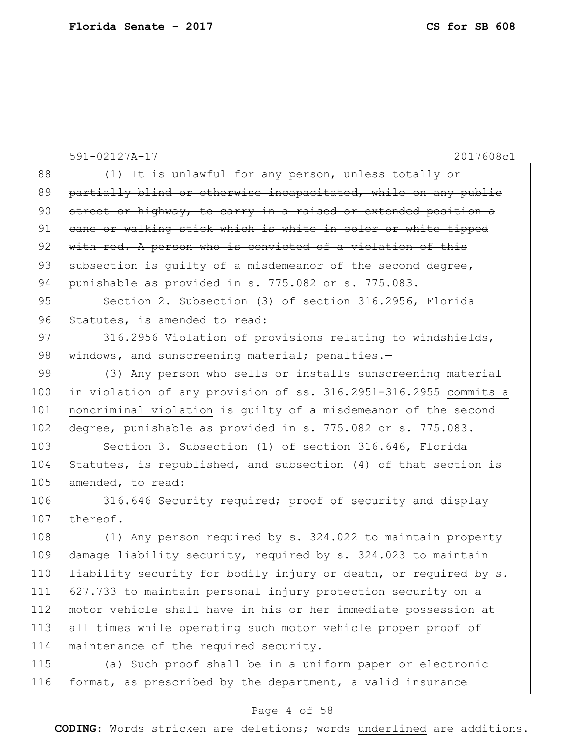~~(1) It is unlawful for any person, unless totally or partially blind or otherwise incapacitated, while on any public street or highway, to carry in a raised or extended position a cane or walking stick which is white in color or white tipped with red. A person who is convicted of a violation of this subsection is guilty of a misdemeanor of the second degree, punishable as provided in s. 775.082 or s. 775.083.~~

Section 2. Subsection (3) of section 316.2956, Florida Statutes, is amended to read:

316.2956 Violation of provisions relating to windshields, windows, and sunscreening material; penalties.—

(3) Any person who sells or installs sunscreening material in violation of any provision of ss. 316.2951-316.2955 <u>commits a noncriminal violation</u> ~~is guilty of a misdemeanor of the second degree~~, punishable as provided in ~~s. 775.082 or~~ s. 775.083.

Section 3. Subsection (1) of section 316.646, Florida Statutes, is republished, and subsection (4) of that section is amended, to read:

316.646 Security required; proof of security and display thereof.—

(1) Any person required by s. 324.022 to maintain property damage liability security, required by s. 324.023 to maintain liability security for bodily injury or death, or required by s. 627.733 to maintain personal injury protection security on a motor vehicle shall have in his or her immediate possession at all times while operating such motor vehicle proper proof of maintenance of the required security.

(a) Such proof shall be in a uniform paper or electronic format, as prescribed by the department, a valid insurance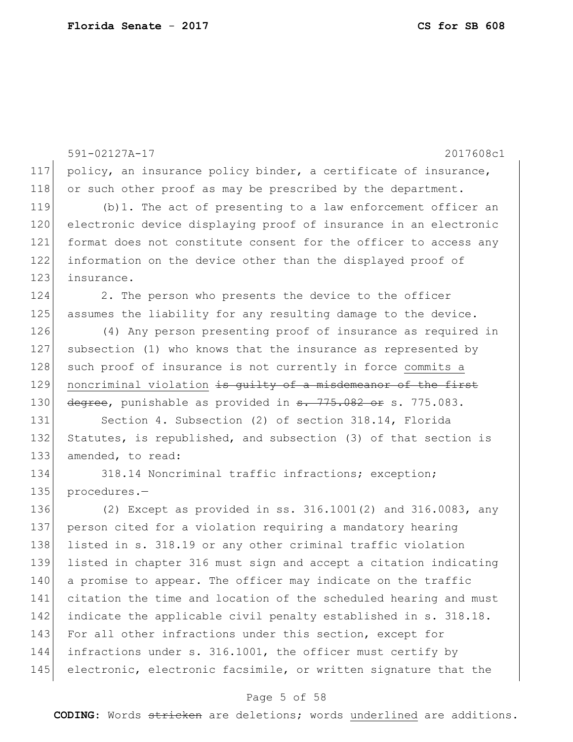policy, an insurance policy binder, a certificate of insurance, or such other proof as may be prescribed by the department.

(b)1. The act of presenting to a law enforcement officer an electronic device displaying proof of insurance in an electronic format does not constitute consent for the officer to access any information on the device other than the displayed proof of insurance.

2. The person who presents the device to the officer assumes the liability for any resulting damage to the device.

(4) Any person presenting proof of insurance as required in subsection (1) who knows that the insurance as represented by such proof of insurance is not currently in force <u>commits a noncriminal violation</u> ~~is guilty of a misdemeanor of the first degree~~, punishable as provided in ~~s. 775.082 or~~ s. 775.083.

Section 4. Subsection (2) of section 318.14, Florida Statutes, is republished, and subsection (3) of that section is amended, to read:

318.14 Noncriminal traffic infractions; exception; procedures.—

(2) Except as provided in ss. 316.1001(2) and 316.0083, any person cited for a violation requiring a mandatory hearing listed in s. 318.19 or any other criminal traffic violation listed in chapter 316 must sign and accept a citation indicating a promise to appear. The officer may indicate on the traffic citation the time and location of the scheduled hearing and must indicate the applicable civil penalty established in s. 318.18. For all other infractions under this section, except for infractions under s. 316.1001, the officer must certify by electronic, electronic facsimile, or written signature that the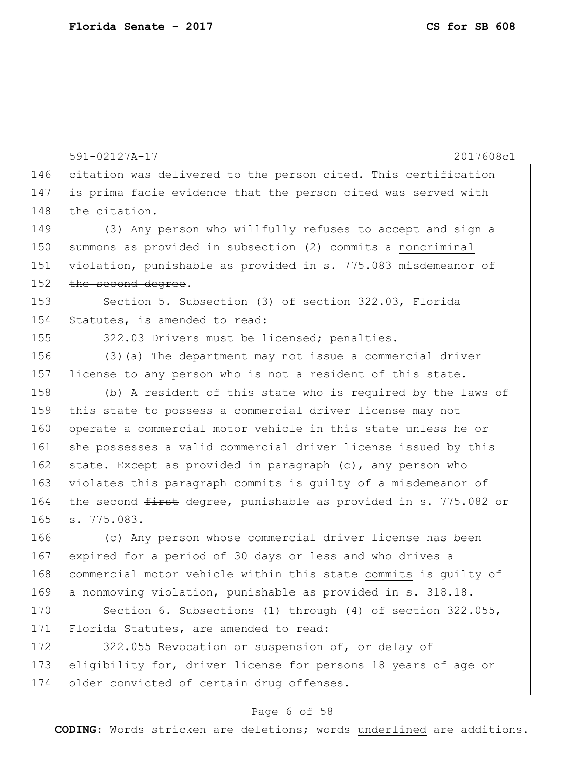citation was delivered to the person cited. This certification is prima facie evidence that the person cited was served with the citation.

(3) Any person who willfully refuses to accept and sign a summons as provided in subsection (2) commits a <u>noncriminal violation, punishable as provided in s. 775.083</u> ~~misdemeanor of the second degree~~.

Section 5. Subsection (3) of section 322.03, Florida Statutes, is amended to read:

322.03 Drivers must be licensed; penalties.—

(3)(a) The department may not issue a commercial driver license to any person who is not a resident of this state.

(b) A resident of this state who is required by the laws of this state to possess a commercial driver license may not operate a commercial motor vehicle in this state unless he or she possesses a valid commercial driver license issued by this state. Except as provided in paragraph (c), any person who violates this paragraph <u>commits</u> ~~is guilty of~~ a misdemeanor of the <u>second</u> ~~first~~ degree, punishable as provided in s. 775.082 or s. 775.083.

(c) Any person whose commercial driver license has been expired for a period of 30 days or less and who drives a commercial motor vehicle within this state <u>commits</u> ~~is guilty of~~ a nonmoving violation, punishable as provided in s. 318.18.

Section 6. Subsections (1) through (4) of section 322.055, Florida Statutes, are amended to read:

322.055 Revocation or suspension of, or delay of eligibility for, driver license for persons 18 years of age or older convicted of certain drug offenses.—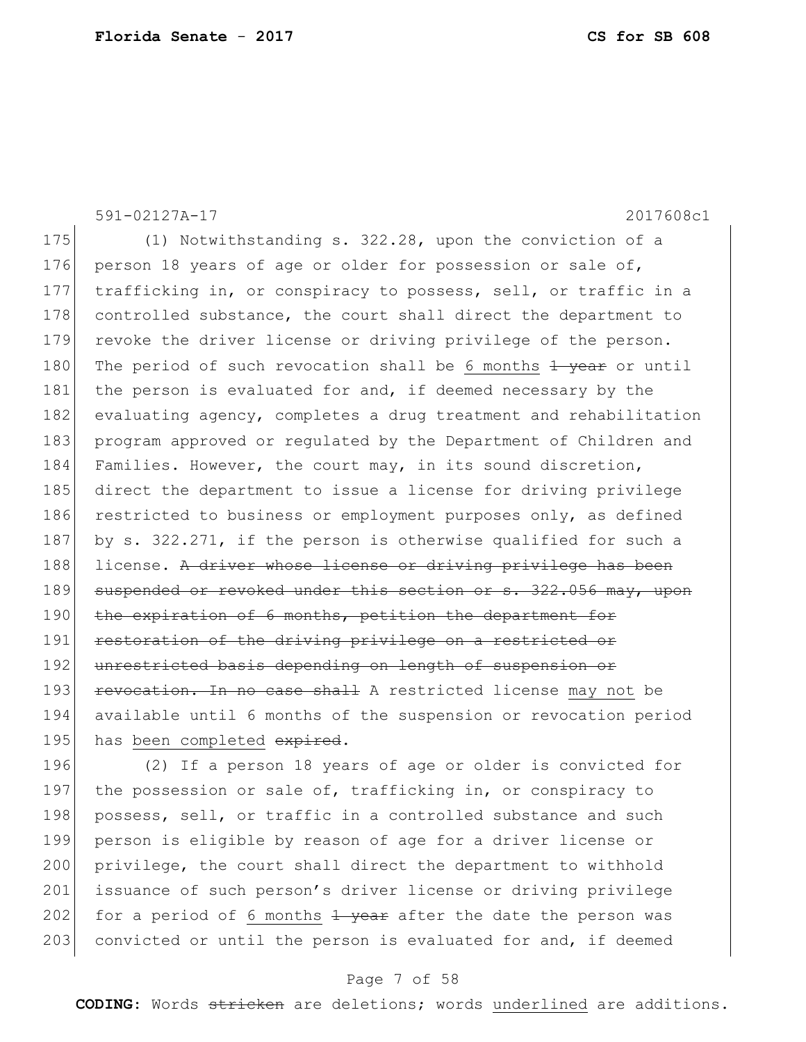(1) Notwithstanding s. 322.28, upon the conviction of a person 18 years of age or older for possession or sale of, trafficking in, or conspiracy to possess, sell, or traffic in a controlled substance, the court shall direct the department to revoke the driver license or driving privilege of the person. The period of such revocation shall be <u>6 months</u> ~~1 year~~ or until the person is evaluated for and, if deemed necessary by the evaluating agency, completes a drug treatment and rehabilitation program approved or regulated by the Department of Children and Families. However, the court may, in its sound discretion, direct the department to issue a license for driving privilege restricted to business or employment purposes only, as defined by s. 322.271, if the person is otherwise qualified for such a license. ~~A driver whose license or driving privilege has been suspended or revoked under this section or s. 322.056 may, upon the expiration of 6 months, petition the department for restoration of the driving privilege on a restricted or unrestricted basis depending on length of suspension or revocation. In no case shall~~ A restricted license <u>may not</u> be available until 6 months of the suspension or revocation period has <u>been completed</u> ~~expired~~.

(2) If a person 18 years of age or older is convicted for the possession or sale of, trafficking in, or conspiracy to possess, sell, or traffic in a controlled substance and such person is eligible by reason of age for a driver license or privilege, the court shall direct the department to withhold issuance of such person's driver license or driving privilege for a period of <u>6 months</u> ~~1 year~~ after the date the person was convicted or until the person is evaluated for and, if deemed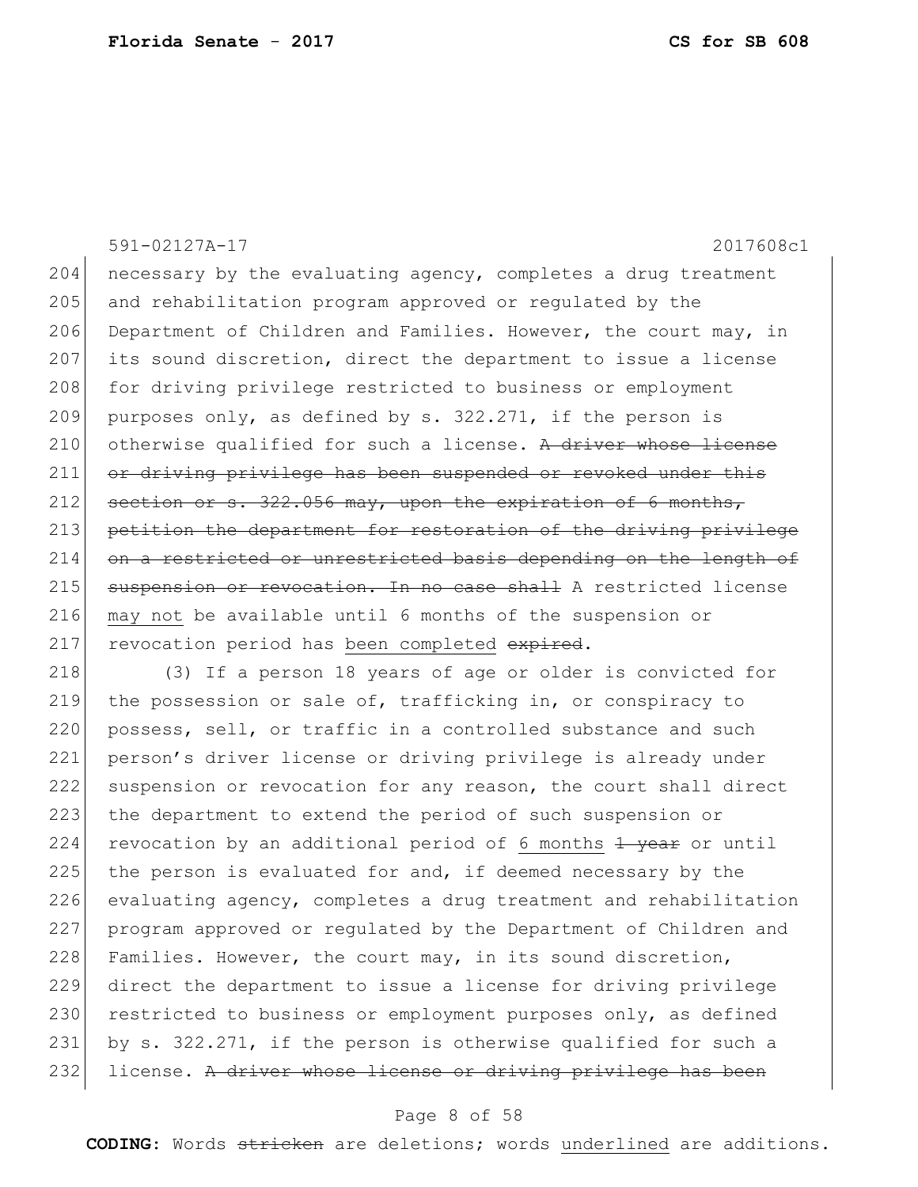591-02127A-17 2017608c1

204 necessary by the evaluating agency, completes a drug treatment
205 and rehabilitation program approved or regulated by the
206 Department of Children and Families. However, the court may, in
207 its sound discretion, direct the department to issue a license
208 for driving privilege restricted to business or employment
209 purposes only, as defined by s. 322.271, if the person is
210 otherwise qualified for such a license. ~~A driver whose license~~
211 ~~or driving privilege has been suspended or revoked under this~~
212 ~~section or s. 322.056 may, upon the expiration of 6 months,~~
213 ~~petition the department for restoration of the driving privilege~~
214 ~~on a restricted or unrestricted basis depending on the length of~~
215 ~~suspension or revocation. In no case shall~~ A restricted license
216 <u>may not</u> be available until 6 months of the suspension or
217 revocation period has <u>been completed</u> ~~expired~~.

218 (3) If a person 18 years of age or older is convicted for
219 the possession or sale of, trafficking in, or conspiracy to
220 possess, sell, or traffic in a controlled substance and such
221 person's driver license or driving privilege is already under
222 suspension or revocation for any reason, the court shall direct
223 the department to extend the period of such suspension or
224 revocation by an additional period of <u>6 months</u> ~~1 year~~ or until
225 the person is evaluated for and, if deemed necessary by the
226 evaluating agency, completes a drug treatment and rehabilitation
227 program approved or regulated by the Department of Children and
228 Families. However, the court may, in its sound discretion,
229 direct the department to issue a license for driving privilege
230 restricted to business or employment purposes only, as defined
231 by s. 322.271, if the person is otherwise qualified for such a
232 license. ~~A driver whose license or driving privilege has been~~

**CODING:** Words ~~stricken~~ are deletions; words <u>underlined</u> are additions.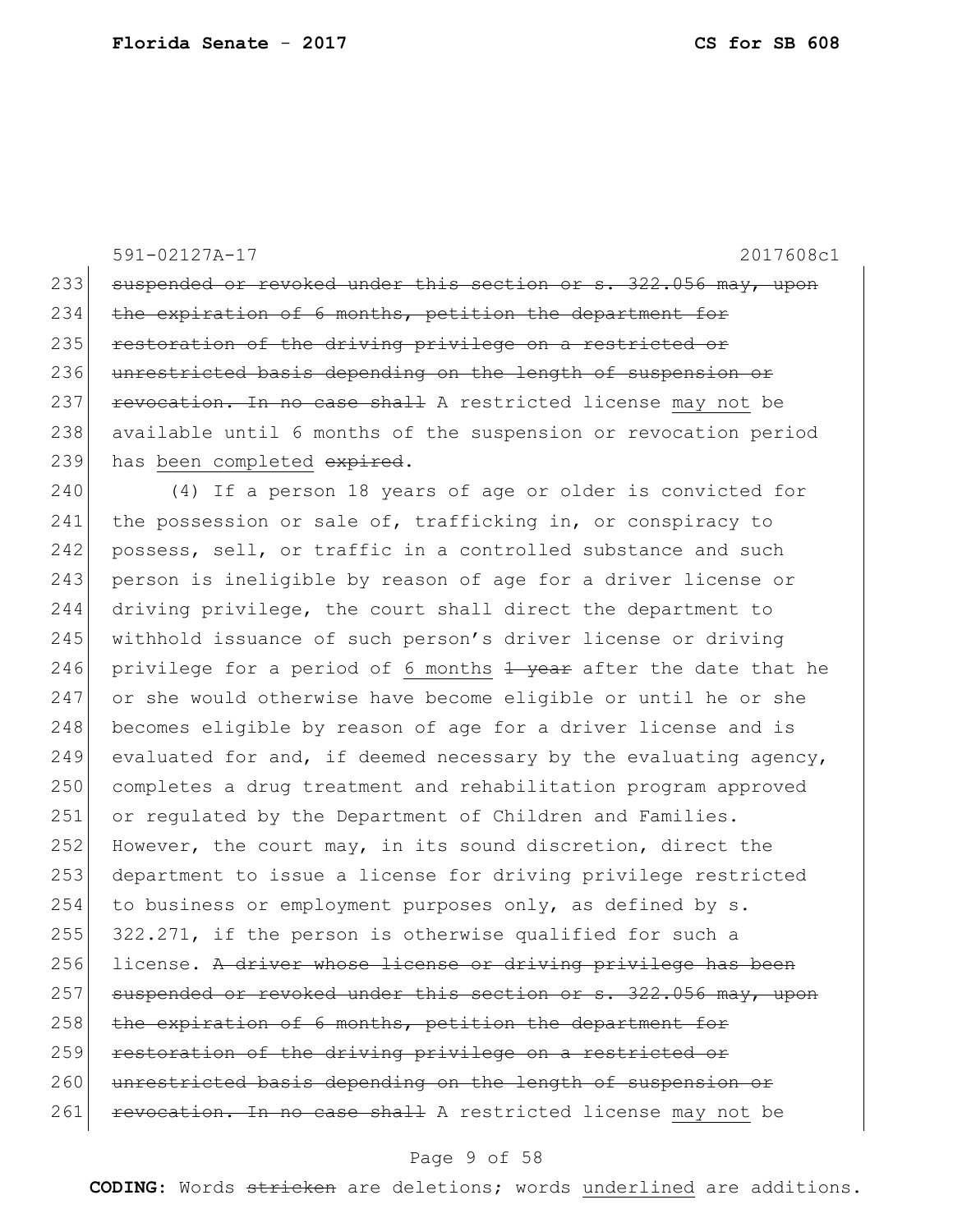suspended or revoked under this section or s. 322.056 may, upon the expiration of 6 months, petition the department for restoration of the driving privilege on a restricted or unrestricted basis depending on the length of suspension or revocation. In no case shall A restricted license may not be available until 6 months of the suspension or revocation period has been completed expired.

(4) If a person 18 years of age or older is convicted for the possession or sale of, trafficking in, or conspiracy to possess, sell, or traffic in a controlled substance and such person is ineligible by reason of age for a driver license or driving privilege, the court shall direct the department to withhold issuance of such person's driver license or driving privilege for a period of 6 months 1 year after the date that he or she would otherwise have become eligible or until he or she becomes eligible by reason of age for a driver license and is evaluated for and, if deemed necessary by the evaluating agency, completes a drug treatment and rehabilitation program approved or regulated by the Department of Children and Families. However, the court may, in its sound discretion, direct the department to issue a license for driving privilege restricted to business or employment purposes only, as defined by s. 322.271, if the person is otherwise qualified for such a license. A driver whose license or driving privilege has been suspended or revoked under this section or s. 322.056 may, upon the expiration of 6 months, petition the department for restoration of the driving privilege on a restricted or unrestricted basis depending on the length of suspension or revocation. In no case shall A restricted license may not be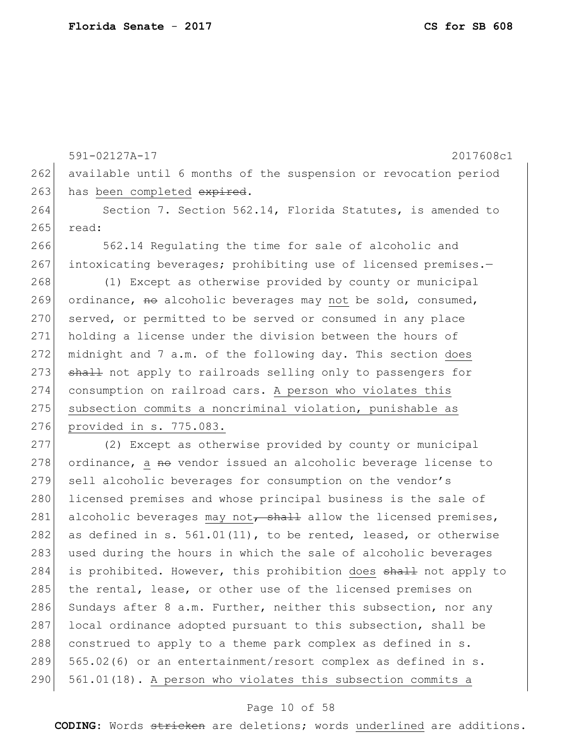available until 6 months of the suspension or revocation period has been completed ~~expired~~.

Section 7. Section 562.14, Florida Statutes, is amended to read:

562.14 Regulating the time for sale of alcoholic and intoxicating beverages; prohibiting use of licensed premises.—

(1) Except as otherwise provided by county or municipal ordinance, ~~no~~ alcoholic beverages may not be sold, consumed, served, or permitted to be served or consumed in any place holding a license under the division between the hours of midnight and 7 a.m. of the following day. This section does ~~shall~~ not apply to railroads selling only to passengers for consumption on railroad cars. A person who violates this subsection commits a noncriminal violation, punishable as provided in s. 775.083.

(2) Except as otherwise provided by county or municipal ordinance, a ~~no~~ vendor issued an alcoholic beverage license to sell alcoholic beverages for consumption on the vendor's licensed premises and whose principal business is the sale of alcoholic beverages may not~~, shall~~ allow the licensed premises, as defined in s. 561.01(11), to be rented, leased, or otherwise used during the hours in which the sale of alcoholic beverages is prohibited. However, this prohibition does ~~shall~~ not apply to the rental, lease, or other use of the licensed premises on Sundays after 8 a.m. Further, neither this subsection, nor any local ordinance adopted pursuant to this subsection, shall be construed to apply to a theme park complex as defined in s. 565.02(6) or an entertainment/resort complex as defined in s. 561.01(18). A person who violates this subsection commits a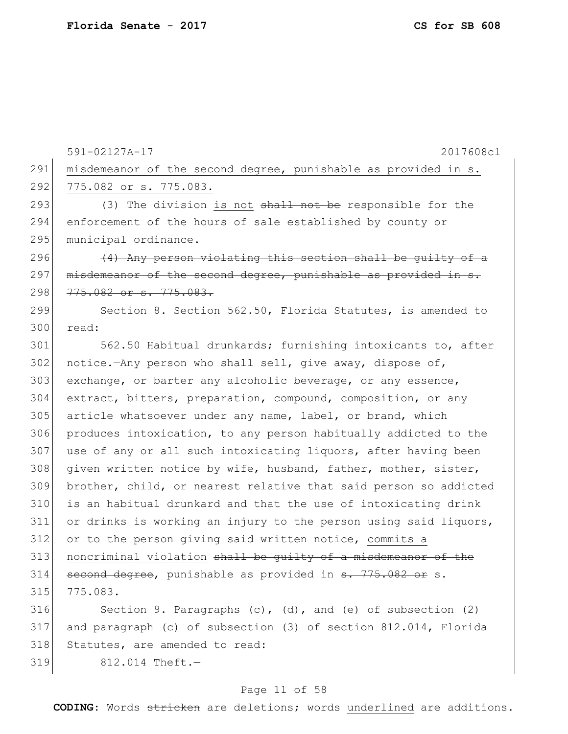misdemeanor of the second degree, punishable as provided in s. 775.082 or s. 775.083.

(3) The division is not ~~shall not be~~ responsible for the enforcement of the hours of sale established by county or municipal ordinance.

~~(4) Any person violating this section shall be guilty of a misdemeanor of the second degree, punishable as provided in s. 775.082 or s. 775.083.~~

Section 8. Section 562.50, Florida Statutes, is amended to read:

562.50 Habitual drunkards; furnishing intoxicants to, after notice.—Any person who shall sell, give away, dispose of, exchange, or barter any alcoholic beverage, or any essence, extract, bitters, preparation, compound, composition, or any article whatsoever under any name, label, or brand, which produces intoxication, to any person habitually addicted to the use of any or all such intoxicating liquors, after having been given written notice by wife, husband, father, mother, sister, brother, child, or nearest relative that said person so addicted is an habitual drunkard and that the use of intoxicating drink or drinks is working an injury to the person using said liquors, or to the person giving said written notice, commits a noncriminal violation ~~shall be guilty of a misdemeanor of the second degree~~, punishable as provided in ~~s. 775.082 or~~ s. 775.083.

Section 9. Paragraphs (c), (d), and (e) of subsection (2) and paragraph (c) of subsection (3) of section 812.014, Florida Statutes, are amended to read:

812.014 Theft.—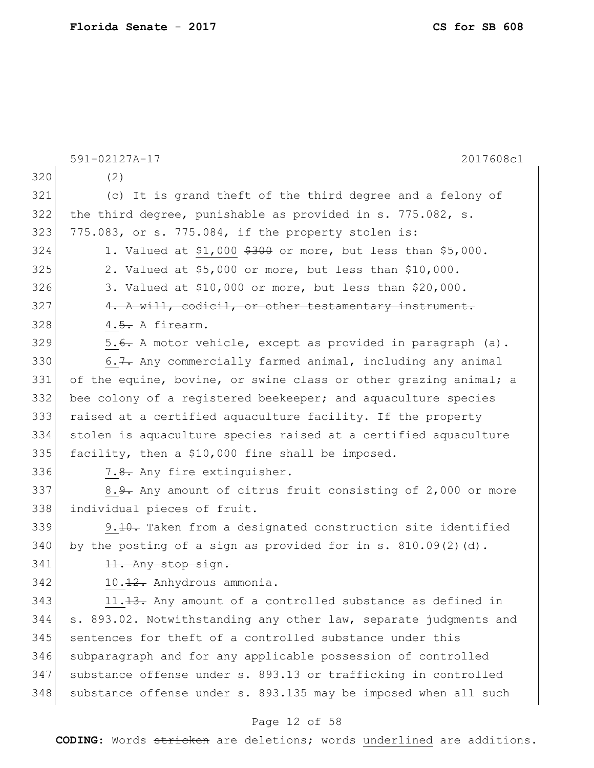591-02127A-17 2017608c1

320 (2)

321 (c) It is grand theft of the third degree and a felony of
322 the third degree, punishable as provided in s. 775.082, s.
323 775.083, or s. 775.084, if the property stolen is:

324 1. Valued at <u>$1,000</u> ~~$300~~ or more, but less than $5,000.

325 2. Valued at $5,000 or more, but less than $10,000.

326 3. Valued at $10,000 or more, but less than $20,000.

327 ~~4. A will, codicil, or other testamentary instrument.~~

328 <u>4.</u>~~5.~~ A firearm.

329 <u>5.</u>~~6.~~ A motor vehicle, except as provided in paragraph (a).

330 <u>6.</u>~~7.~~ Any commercially farmed animal, including any animal
331 of the equine, bovine, or swine class or other grazing animal; a
332 bee colony of a registered beekeeper; and aquaculture species
333 raised at a certified aquaculture facility. If the property
334 stolen is aquaculture species raised at a certified aquaculture
335 facility, then a $10,000 fine shall be imposed.

336 <u>7.</u>~~8.~~ Any fire extinguisher.

337 <u>8.</u>~~9.~~ Any amount of citrus fruit consisting of 2,000 or more
338 individual pieces of fruit.

339 <u>9.</u>~~10.~~ Taken from a designated construction site identified
340 by the posting of a sign as provided for in s. 810.09(2)(d).

341 ~~11. Any stop sign.~~

342 <u>10.</u>~~12.~~ Anhydrous ammonia.

343 <u>11.</u>~~13.~~ Any amount of a controlled substance as defined in
344 s. 893.02. Notwithstanding any other law, separate judgments and
345 sentences for theft of a controlled substance under this
346 subparagraph and for any applicable possession of controlled
347 substance offense under s. 893.13 or trafficking in controlled
348 substance offense under s. 893.135 may be imposed when all such

**CODING:** Words ~~stricken~~ are deletions; words <u>underlined</u> are additions.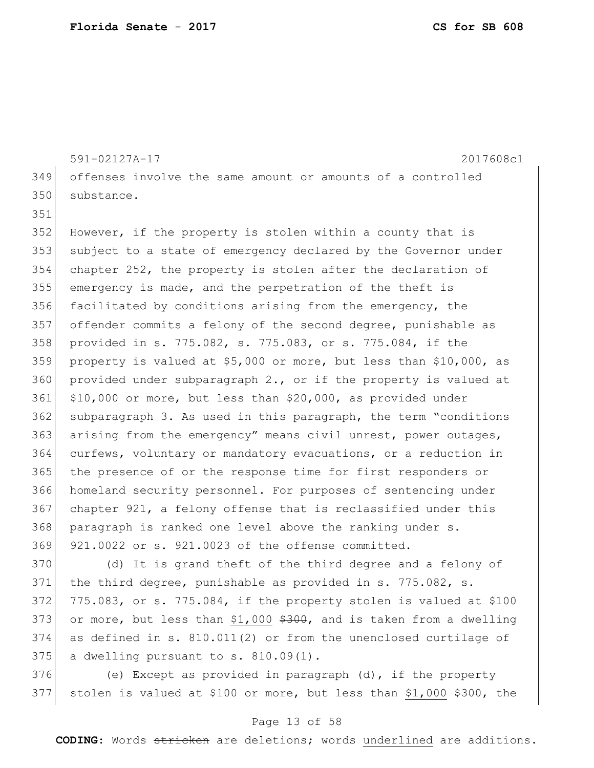offenses involve the same amount or amounts of a controlled substance.

However, if the property is stolen within a county that is subject to a state of emergency declared by the Governor under chapter 252, the property is stolen after the declaration of emergency is made, and the perpetration of the theft is facilitated by conditions arising from the emergency, the offender commits a felony of the second degree, punishable as provided in s. 775.082, s. 775.083, or s. 775.084, if the property is valued at $5,000 or more, but less than $10,000, as provided under subparagraph 2., or if the property is valued at $10,000 or more, but less than $20,000, as provided under subparagraph 3. As used in this paragraph, the term "conditions arising from the emergency" means civil unrest, power outages, curfews, voluntary or mandatory evacuations, or a reduction in the presence of or the response time for first responders or homeland security personnel. For purposes of sentencing under chapter 921, a felony offense that is reclassified under this paragraph is ranked one level above the ranking under s. 921.0022 or s. 921.0023 of the offense committed.

(d) It is grand theft of the third degree and a felony of the third degree, punishable as provided in s. 775.082, s. 775.083, or s. 775.084, if the property stolen is valued at $100 or more, but less than <u>$1,000</u> ~~$300~~, and is taken from a dwelling as defined in s. 810.011(2) or from the unenclosed curtilage of a dwelling pursuant to s. 810.09(1).

(e) Except as provided in paragraph (d), if the property stolen is valued at $100 or more, but less than <u>$1,000</u> ~~$300~~, the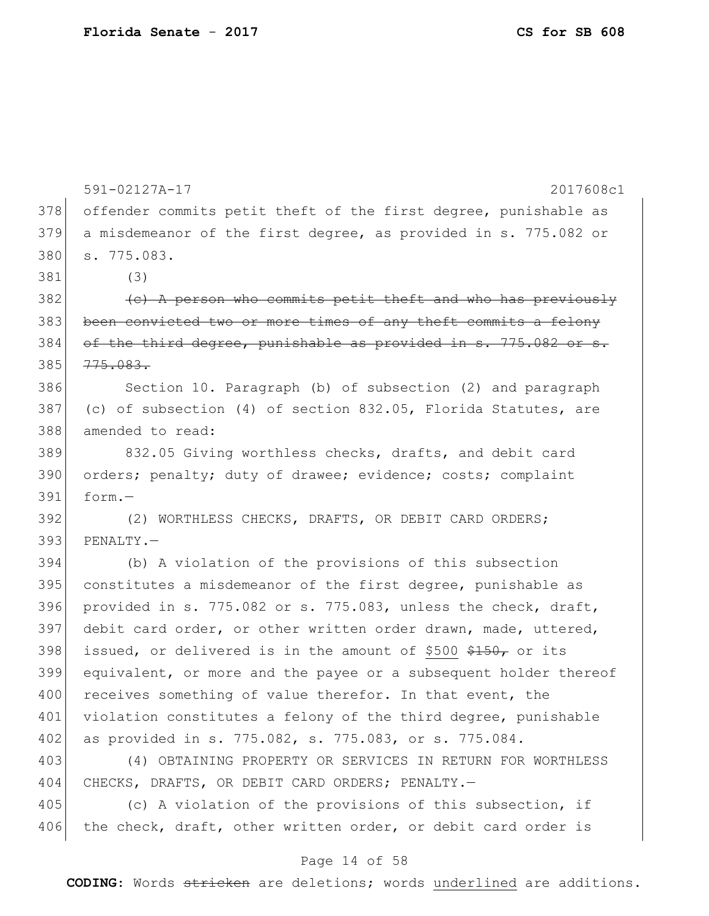591-02127A-17 2017608c1

378 offender commits petit theft of the first degree, punishable as
379 a misdemeanor of the first degree, as provided in s. 775.082 or
380 s. 775.083.

381 (3)

382 ~~(c) A person who commits petit theft and who has previously~~
383 ~~been convicted two or more times of any theft commits a felony~~
384 ~~of the third degree, punishable as provided in s. 775.082 or s.~~
385 ~~775.083.~~

386 Section 10. Paragraph (b) of subsection (2) and paragraph
387 (c) of subsection (4) of section 832.05, Florida Statutes, are
388 amended to read:

389 832.05 Giving worthless checks, drafts, and debit card
390 orders; penalty; duty of drawee; evidence; costs; complaint
391 form.—

392 (2) WORTHLESS CHECKS, DRAFTS, OR DEBIT CARD ORDERS;
393 PENALTY.—

394 (b) A violation of the provisions of this subsection
395 constitutes a misdemeanor of the first degree, punishable as
396 provided in s. 775.082 or s. 775.083, unless the check, draft,
397 debit card order, or other written order drawn, made, uttered,
398 issued, or delivered is in the amount of <u>$500</u> ~~$150,~~ or its
399 equivalent, or more and the payee or a subsequent holder thereof
400 receives something of value therefor. In that event, the
401 violation constitutes a felony of the third degree, punishable
402 as provided in s. 775.082, s. 775.083, or s. 775.084.

403 (4) OBTAINING PROPERTY OR SERVICES IN RETURN FOR WORTHLESS
404 CHECKS, DRAFTS, OR DEBIT CARD ORDERS; PENALTY.—

405 (c) A violation of the provisions of this subsection, if
406 the check, draft, other written order, or debit card order is

**CODING:** Words ~~stricken~~ are deletions; words <u>underlined</u> are additions.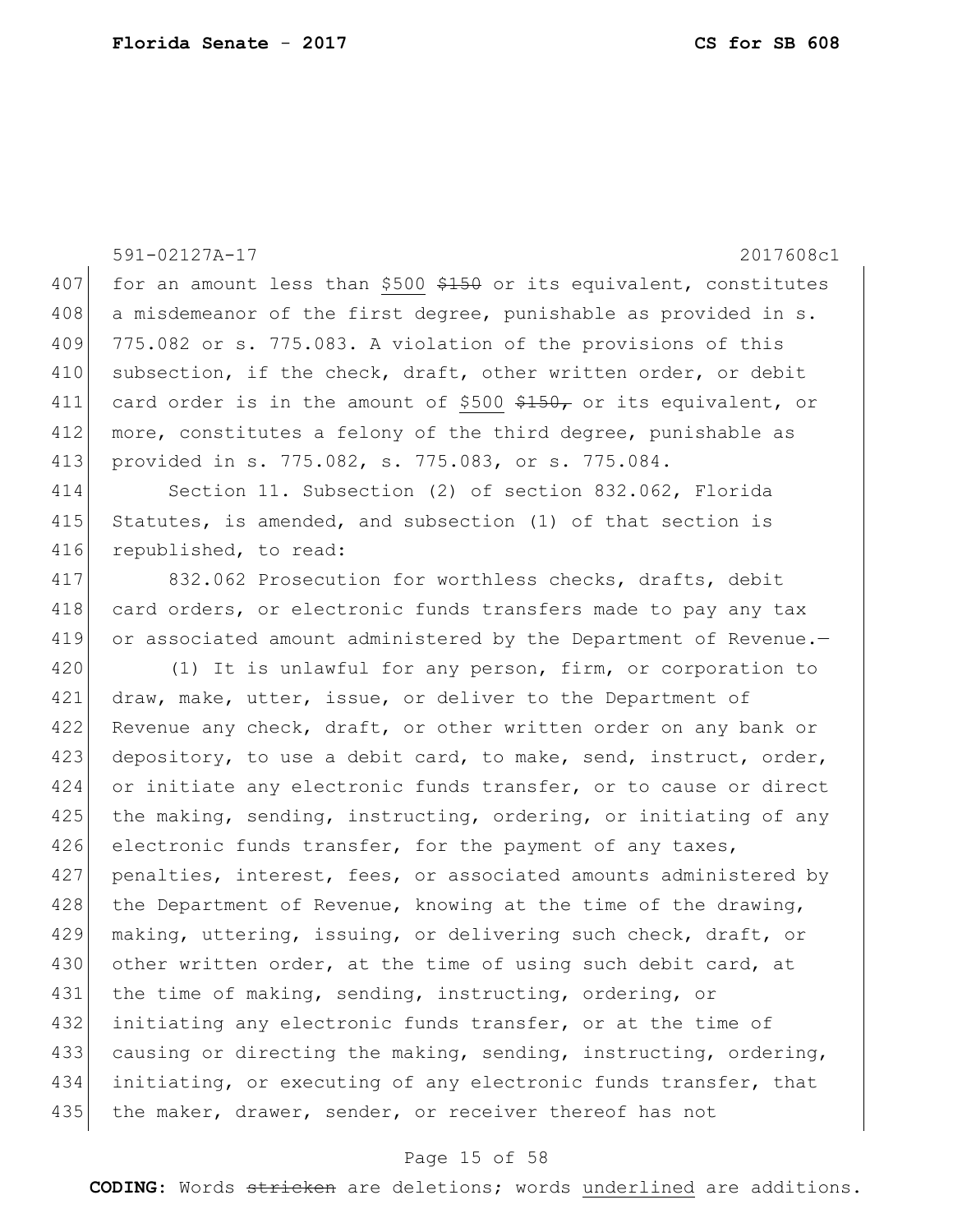591-02127A-17 2017608c1

for an amount less than <u>$500</u> ~~$150~~ or its equivalent, constitutes a misdemeanor of the first degree, punishable as provided in s. 775.082 or s. 775.083. A violation of the provisions of this subsection, if the check, draft, other written order, or debit card order is in the amount of <u>$500</u> ~~$150,~~ or its equivalent, or more, constitutes a felony of the third degree, punishable as provided in s. 775.082, s. 775.083, or s. 775.084.

Section 11. Subsection (2) of section 832.062, Florida Statutes, is amended, and subsection (1) of that section is republished, to read:

832.062 Prosecution for worthless checks, drafts, debit card orders, or electronic funds transfers made to pay any tax or associated amount administered by the Department of Revenue.—

(1) It is unlawful for any person, firm, or corporation to draw, make, utter, issue, or deliver to the Department of Revenue any check, draft, or other written order on any bank or depository, to use a debit card, to make, send, instruct, order, or initiate any electronic funds transfer, or to cause or direct the making, sending, instructing, ordering, or initiating of any electronic funds transfer, for the payment of any taxes, penalties, interest, fees, or associated amounts administered by the Department of Revenue, knowing at the time of the drawing, making, uttering, issuing, or delivering such check, draft, or other written order, at the time of using such debit card, at the time of making, sending, instructing, ordering, or initiating any electronic funds transfer, or at the time of causing or directing the making, sending, instructing, ordering, initiating, or executing of any electronic funds transfer, that the maker, drawer, sender, or receiver thereof has not

**CODING:** Words ~~stricken~~ are deletions; words <u>underlined</u> are additions.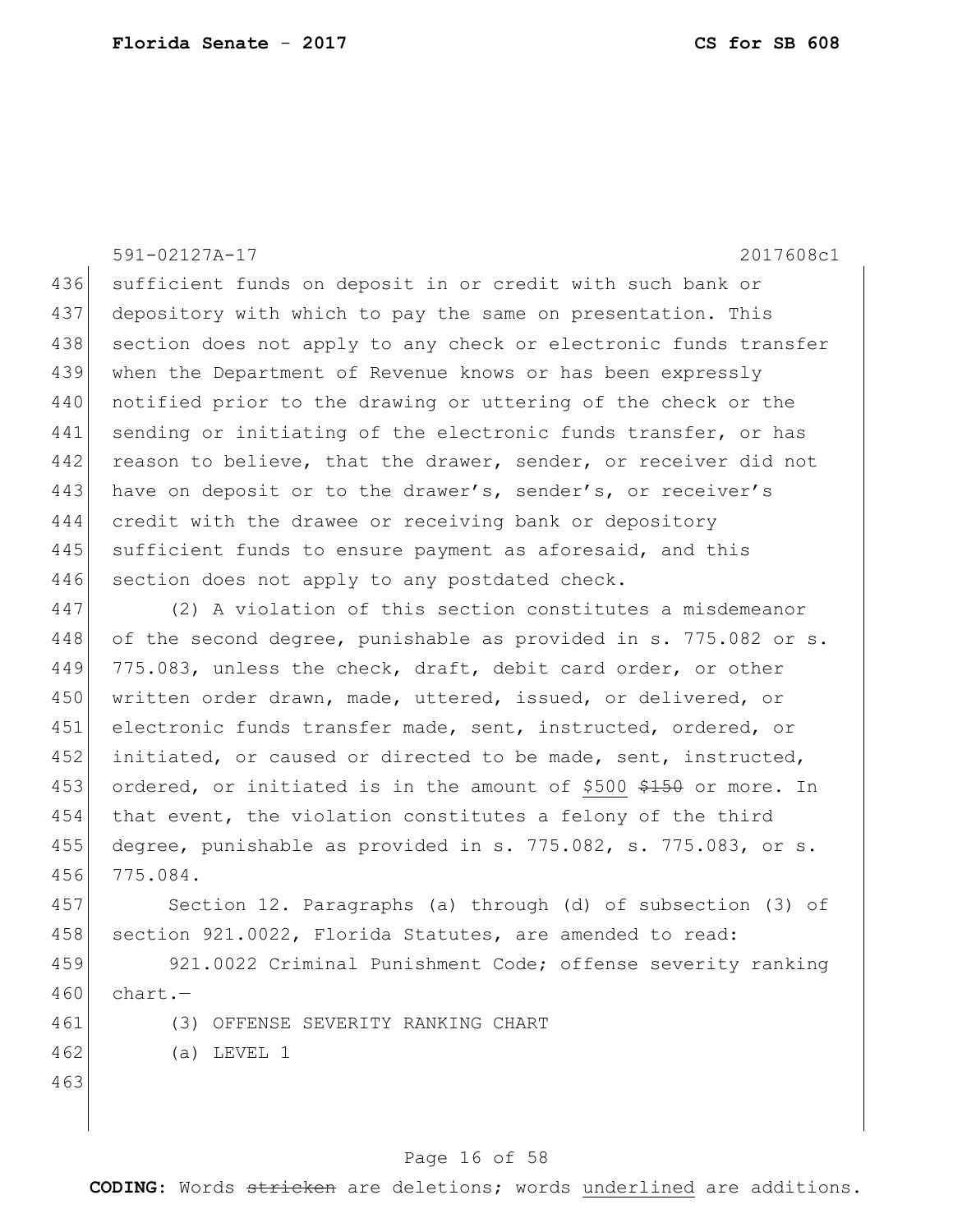sufficient funds on deposit in or credit with such bank or depository with which to pay the same on presentation. This section does not apply to any check or electronic funds transfer when the Department of Revenue knows or has been expressly notified prior to the drawing or uttering of the check or the sending or initiating of the electronic funds transfer, or has reason to believe, that the drawer, sender, or receiver did not have on deposit or to the drawer's, sender's, or receiver's credit with the drawee or receiving bank or depository sufficient funds to ensure payment as aforesaid, and this section does not apply to any postdated check.

(2) A violation of this section constitutes a misdemeanor of the second degree, punishable as provided in s. 775.082 or s. 775.083, unless the check, draft, debit card order, or other written order drawn, made, uttered, issued, or delivered, or electronic funds transfer made, sent, instructed, ordered, or initiated, or caused or directed to be made, sent, instructed, ordered, or initiated is in the amount of <u>$500</u> ~~$150~~ or more. In that event, the violation constitutes a felony of the third degree, punishable as provided in s. 775.082, s. 775.083, or s. 775.084.

Section 12. Paragraphs (a) through (d) of subsection (3) of section 921.0022, Florida Statutes, are amended to read:

921.0022 Criminal Punishment Code; offense severity ranking chart.—

(3) OFFENSE SEVERITY RANKING CHART

(a) LEVEL 1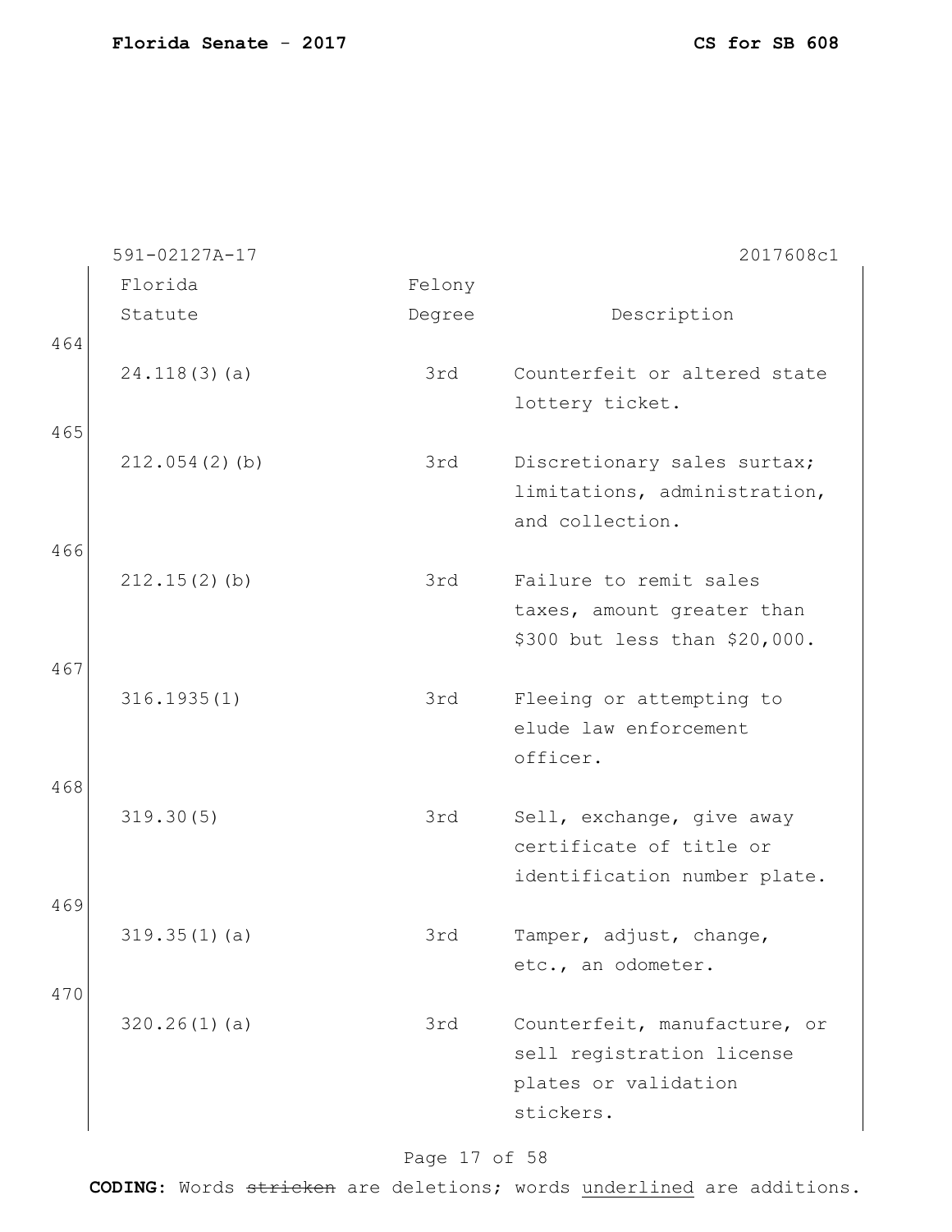591-02127A-17 2017608c1

| Florida Statute | Felony Degree | Description |
|---|---|---|
| 24.118(3)(a) | 3rd | Counterfeit or altered state lottery ticket. |
| 212.054(2)(b) | 3rd | Discretionary sales surtax; limitations, administration, and collection. |
| 212.15(2)(b) | 3rd | Failure to remit sales taxes, amount greater than $300 but less than $20,000. |
| 316.1935(1) | 3rd | Fleeing or attempting to elude law enforcement officer. |
| 319.30(5) | 3rd | Sell, exchange, give away certificate of title or identification number plate. |
| 319.35(1)(a) | 3rd | Tamper, adjust, change, etc., an odometer. |
| 320.26(1)(a) | 3rd | Counterfeit, manufacture, or sell registration license plates or validation stickers. |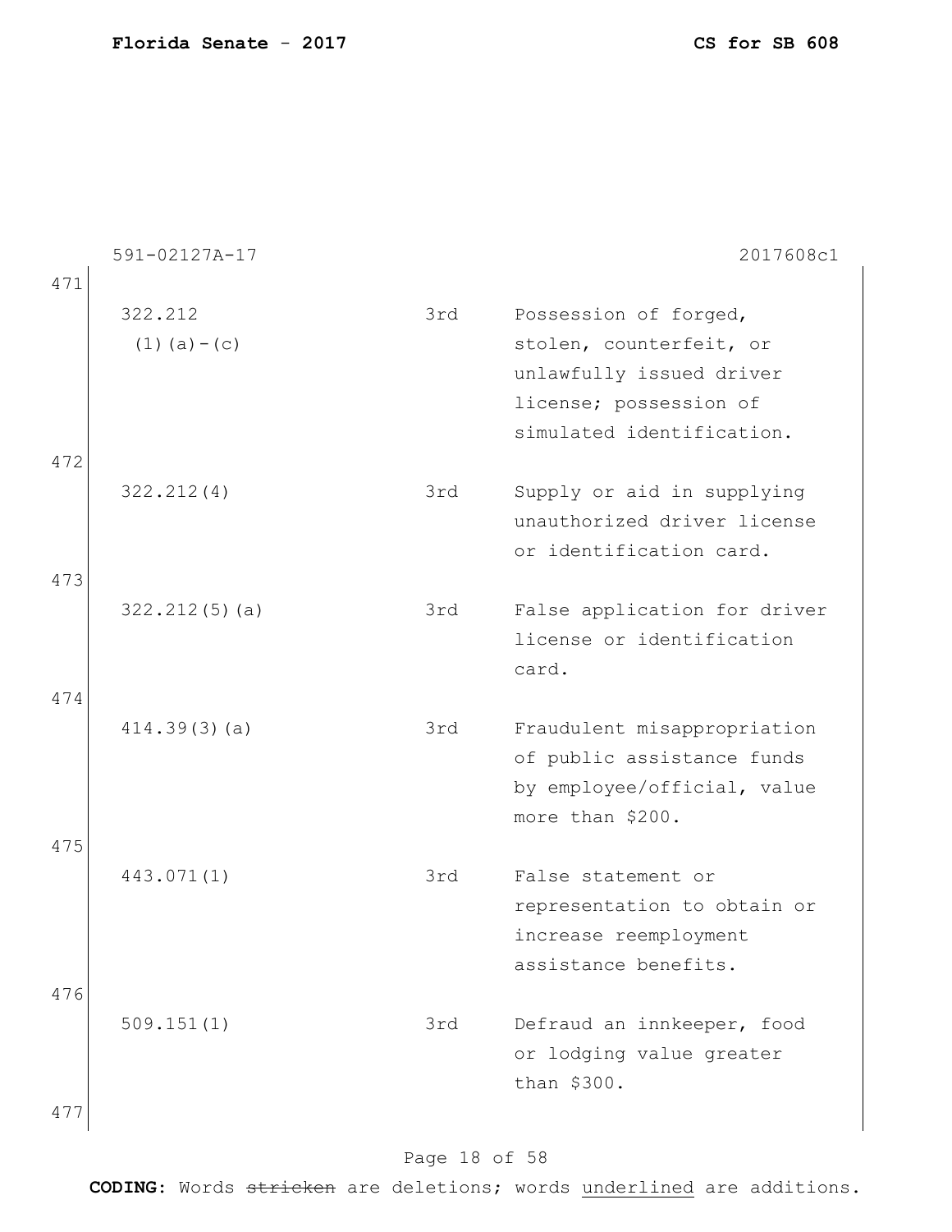| | | |
|---|---|---|
| 322.212 (1)(a)-(c) | 3rd | Possession of forged, stolen, counterfeit, or unlawfully issued driver license; possession of simulated identification. |
| 322.212(4) | 3rd | Supply or aid in supplying unauthorized driver license or identification card. |
| 322.212(5)(a) | 3rd | False application for driver license or identification card. |
| 414.39(3)(a) | 3rd | Fraudulent misappropriation of public assistance funds by employee/official, value more than $200. |
| 443.071(1) | 3rd | False statement or representation to obtain or increase reemployment assistance benefits. |
| 509.151(1) | 3rd | Defraud an innkeeper, food or lodging value greater than $300. |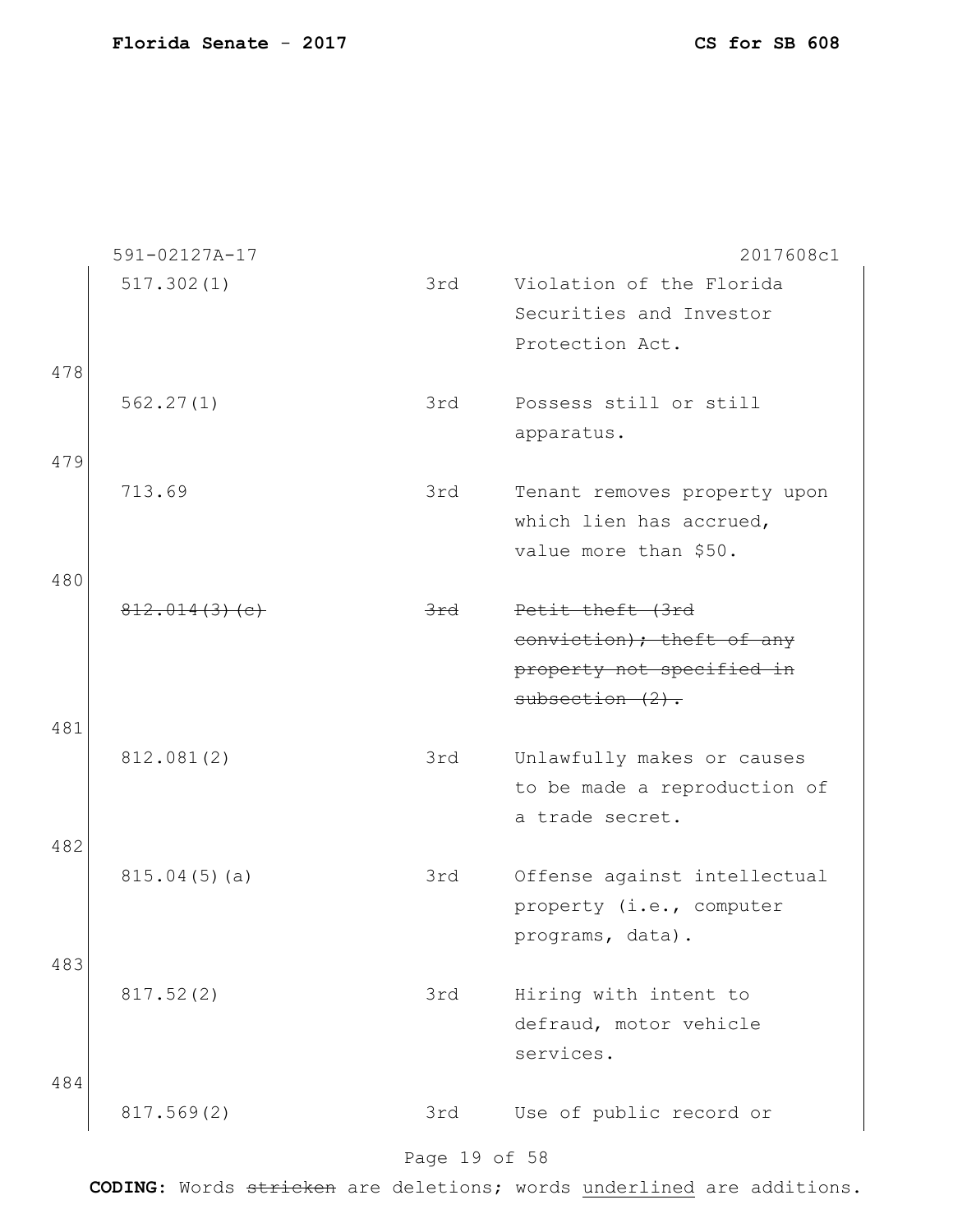591-02127A-17 2017608c1

| | | | |
|---|---|---|---|
| | 517.302(1) | 3rd | Violation of the Florida Securities and Investor Protection Act. |
| 478 | 562.27(1) | 3rd | Possess still or still apparatus. |
| 479 | 713.69 | 3rd | Tenant removes property upon which lien has accrued, value more than $50. |
| 480 | ~~812.014(3)(c)~~ | ~~3rd~~ | ~~Petit theft (3rd conviction); theft of any property not specified in subsection (2).~~ |
| 481 | 812.081(2) | 3rd | Unlawfully makes or causes to be made a reproduction of a trade secret. |
| 482 | 815.04(5)(a) | 3rd | Offense against intellectual property (i.e., computer programs, data). |
| 483 | 817.52(2) | 3rd | Hiring with intent to defraud, motor vehicle services. |
| 484 | 817.569(2) | 3rd | Use of public record or |

**CODING:** Words ~~stricken~~ are deletions; words <u>underlined</u> are additions.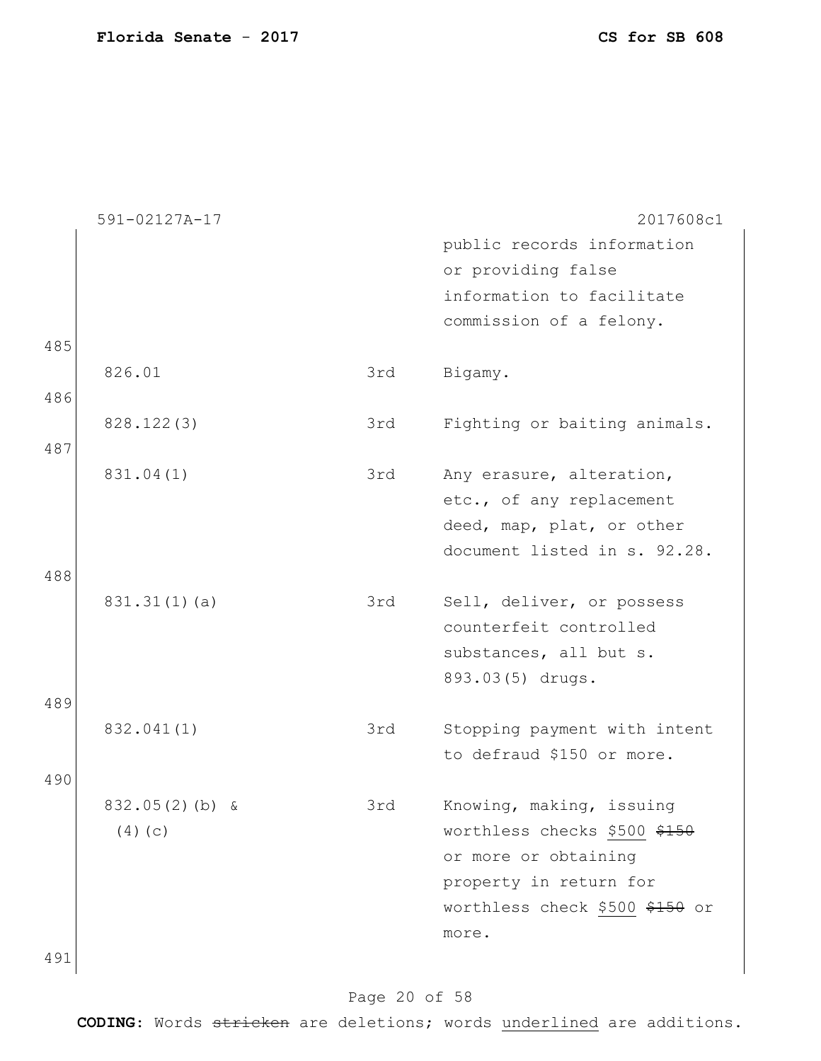591-02127A-17 2017608c1

| | | |
|---|---|---|
| | | public records information or providing false information to facilitate commission of a felony. |

485

| | | |
|---|---|---|
| 826.01 | 3rd | Bigamy. |

486

| | | |
|---|---|---|
| 828.122(3) | 3rd | Fighting or baiting animals. |

487

| | | |
|---|---|---|
| 831.04(1) | 3rd | Any erasure, alteration, etc., of any replacement deed, map, plat, or other document listed in s. 92.28. |

488

| | | |
|---|---|---|
| 831.31(1)(a) | 3rd | Sell, deliver, or possess counterfeit controlled substances, all but s. 893.03(5) drugs. |

489

| | | |
|---|---|---|
| 832.041(1) | 3rd | Stopping payment with intent to defraud $150 or more. |

490

| | | |
|---|---|---|
| 832.05(2)(b) & (4)(c) | 3rd | Knowing, making, issuing worthless checks <u>$500</u> ~~$150~~ or more or obtaining property in return for worthless check <u>$500</u> ~~$150~~ or more. |

491

**CODING:** Words ~~stricken~~ are deletions; words <u>underlined</u> are additions.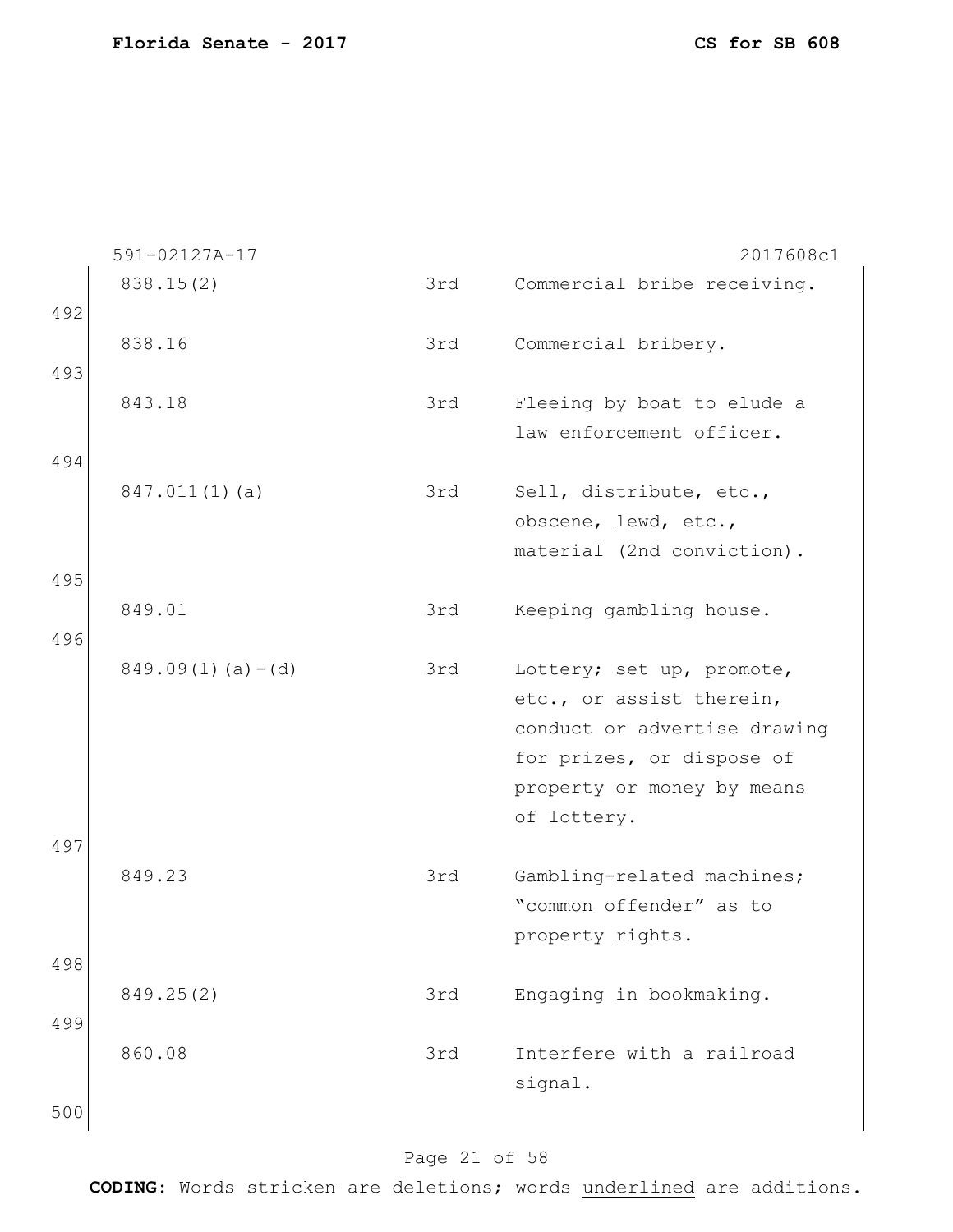591-02127A-17 2017608c1

| | | |
|---|---|---|
| 838.15(2) | 3rd | Commercial bribe receiving. |
| 838.16 | 3rd | Commercial bribery. |
| 843.18 | 3rd | Fleeing by boat to elude a law enforcement officer. |
| 847.011(1)(a) | 3rd | Sell, distribute, etc., obscene, lewd, etc., material (2nd conviction). |
| 849.01 | 3rd | Keeping gambling house. |
| 849.09(1)(a)-(d) | 3rd | Lottery; set up, promote, etc., or assist therein, conduct or advertise drawing for prizes, or dispose of property or money by means of lottery. |
| 849.23 | 3rd | Gambling-related machines; "common offender" as to property rights. |
| 849.25(2) | 3rd | Engaging in bookmaking. |
| 860.08 | 3rd | Interfere with a railroad signal. |

**CODING:** Words ~~stricken~~ are deletions; words <u>underlined</u> are additions.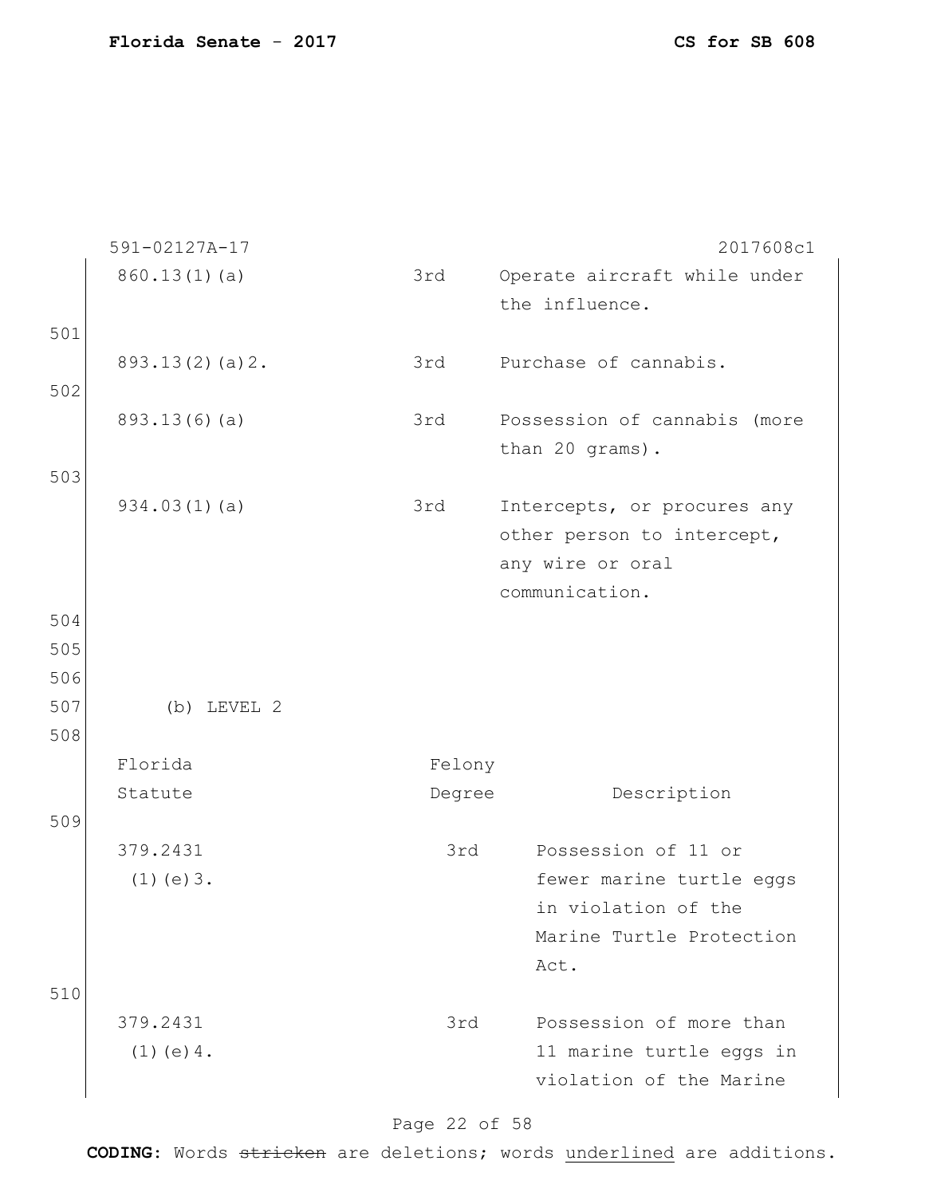| | | |
|---|---|---|
| 860.13(1)(a) | 3rd | Operate aircraft while under the influence. |
| 893.13(2)(a)2. | 3rd | Purchase of cannabis. |
| 893.13(6)(a) | 3rd | Possession of cannabis (more than 20 grams). |
| 934.03(1)(a) | 3rd | Intercepts, or procures any other person to intercept, any wire or oral communication. |

(b) LEVEL 2

| Florida Statute | Felony Degree | Description |
|---|---|---|
| 379.2431 (1)(e)3. | 3rd | Possession of 11 or fewer marine turtle eggs in violation of the Marine Turtle Protection Act. |
| 379.2431 (1)(e)4. | 3rd | Possession of more than 11 marine turtle eggs in violation of the Marine |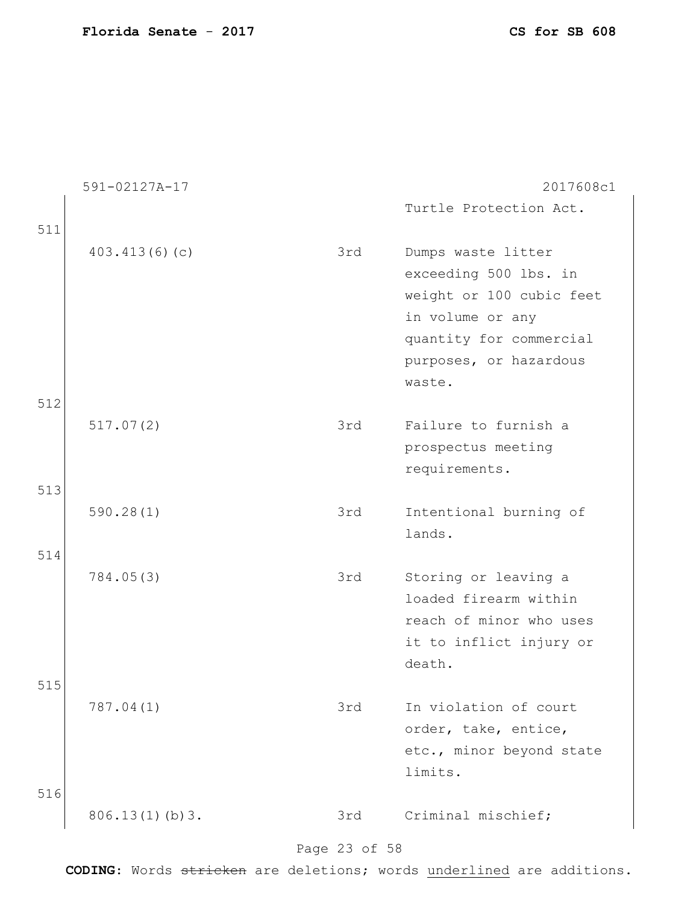591-02127A-17 2017608c1

| | | |
|---|---|---|
| | | Turtle Protection Act. |
| 403.413(6)(c) | 3rd | Dumps waste litter exceeding 500 lbs. in weight or 100 cubic feet in volume or any quantity for commercial purposes, or hazardous waste. |
| 517.07(2) | 3rd | Failure to furnish a prospectus meeting requirements. |
| 590.28(1) | 3rd | Intentional burning of lands. |
| 784.05(3) | 3rd | Storing or leaving a loaded firearm within reach of minor who uses it to inflict injury or death. |
| 787.04(1) | 3rd | In violation of court order, take, entice, etc., minor beyond state limits. |
| 806.13(1)(b)3. | 3rd | Criminal mischief; |

511
512
513
514
515
516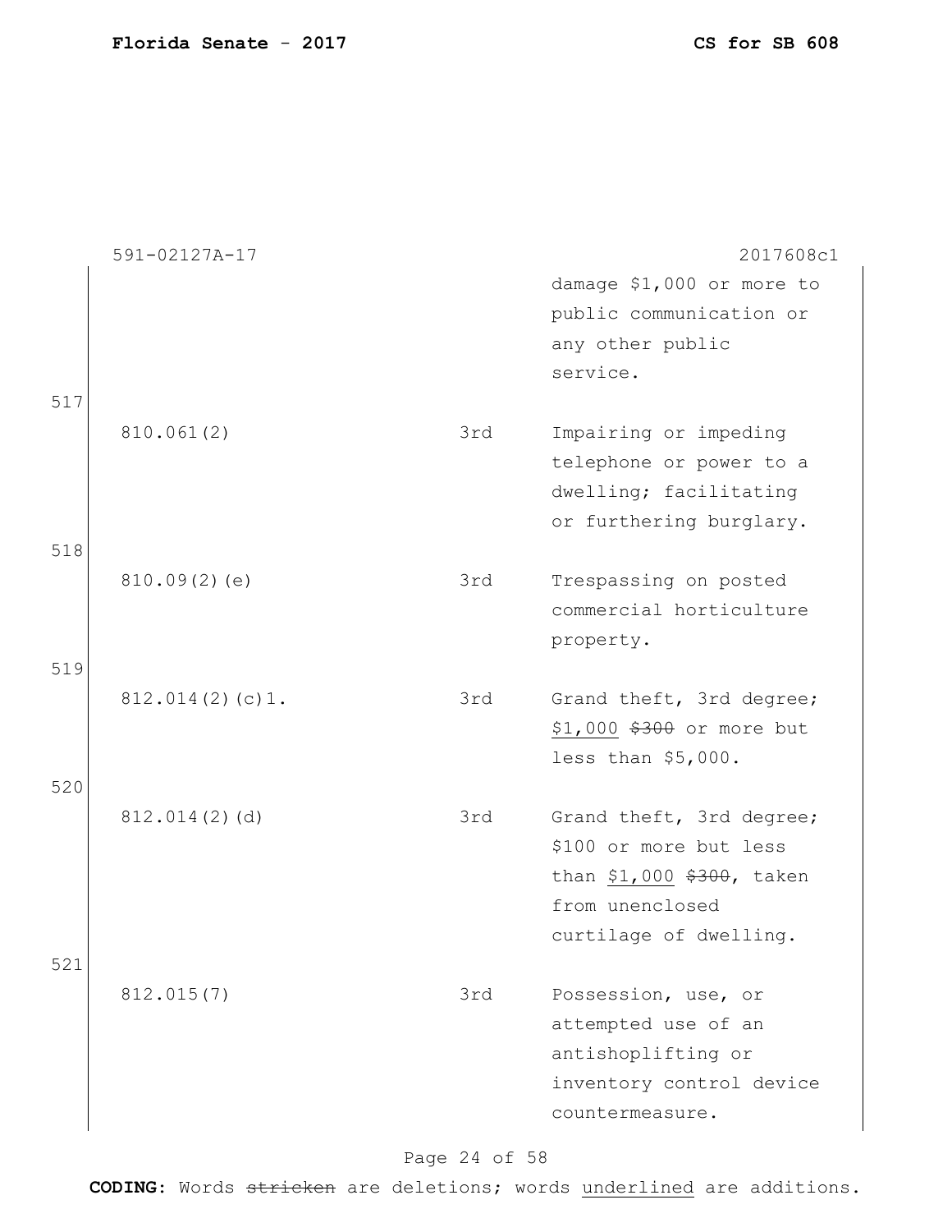591-02127A-17 2017608c1

| | | | |
|---|---|---|---|
| | | | damage $1,000 or more to public communication or any other public service. |
| 517 | 810.061(2) | 3rd | Impairing or impeding telephone or power to a dwelling; facilitating or furthering burglary. |
| 518 | 810.09(2)(e) | 3rd | Trespassing on posted commercial horticulture property. |
| 519 | 812.014(2)(c)1. | 3rd | Grand theft, 3rd degree; <u>$1,000</u> ~~$300~~ or more but less than $5,000. |
| 520 | 812.014(2)(d) | 3rd | Grand theft, 3rd degree; $100 or more but less than <u>$1,000</u> ~~$300~~, taken from unenclosed curtilage of dwelling. |
| 521 | 812.015(7) | 3rd | Possession, use, or attempted use of an antishoplifting or inventory control device countermeasure. |

**CODING:** Words ~~stricken~~ are deletions; words <u>underlined</u> are additions.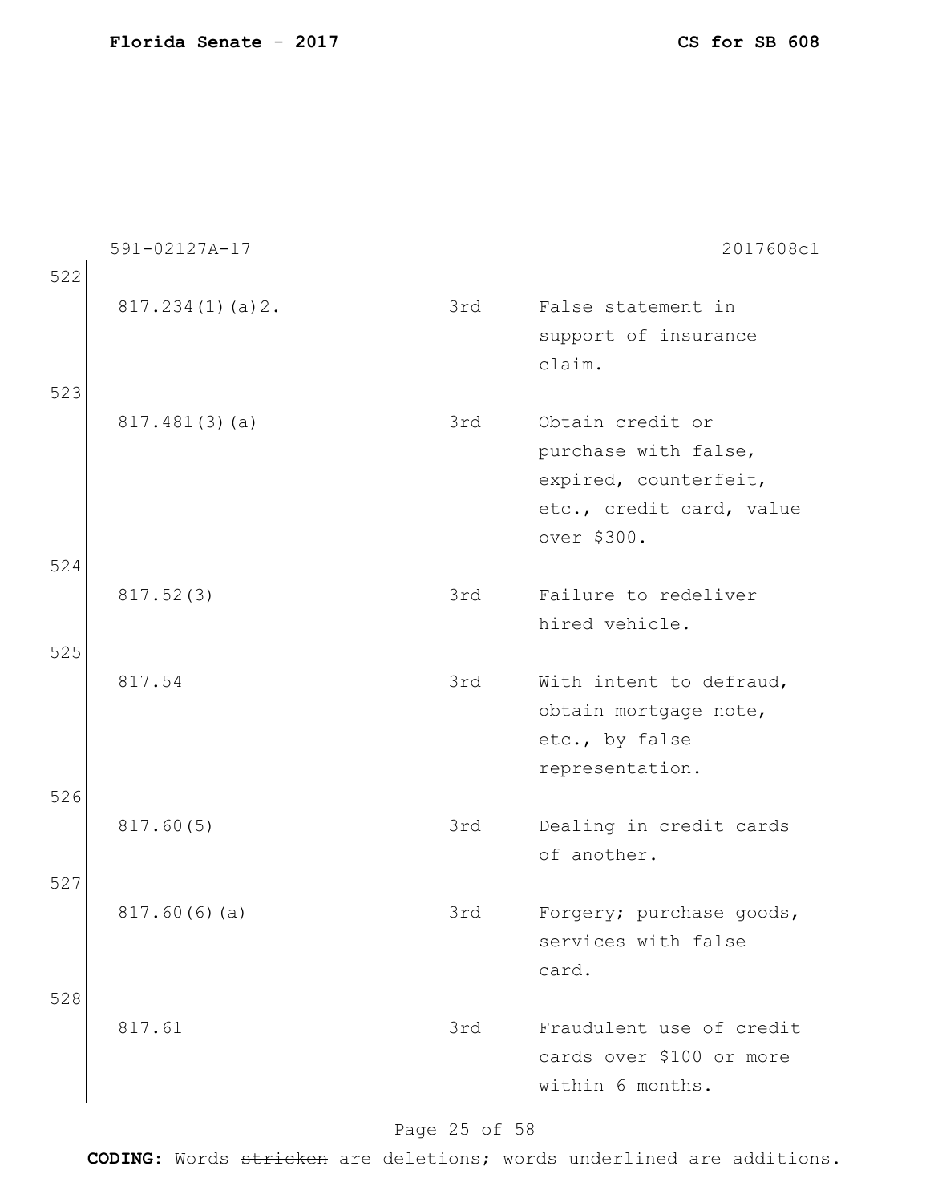591-02127A-17 2017608c1

522

| | | |
|---|---|---|
| 817.234(1)(a)2. | 3rd | False statement in support of insurance claim. |
| 817.481(3)(a) | 3rd | Obtain credit or purchase with false, expired, counterfeit, etc., credit card, value over $300. |
| 817.52(3) | 3rd | Failure to redeliver hired vehicle. |
| 817.54 | 3rd | With intent to defraud, obtain mortgage note, etc., by false representation. |
| 817.60(5) | 3rd | Dealing in credit cards of another. |
| 817.60(6)(a) | 3rd | Forgery; purchase goods, services with false card. |
| 817.61 | 3rd | Fraudulent use of credit cards over $100 or more within 6 months. |

523 524 525 526 527 528

**CODING:** Words ~~stricken~~ are deletions; words underlined are additions.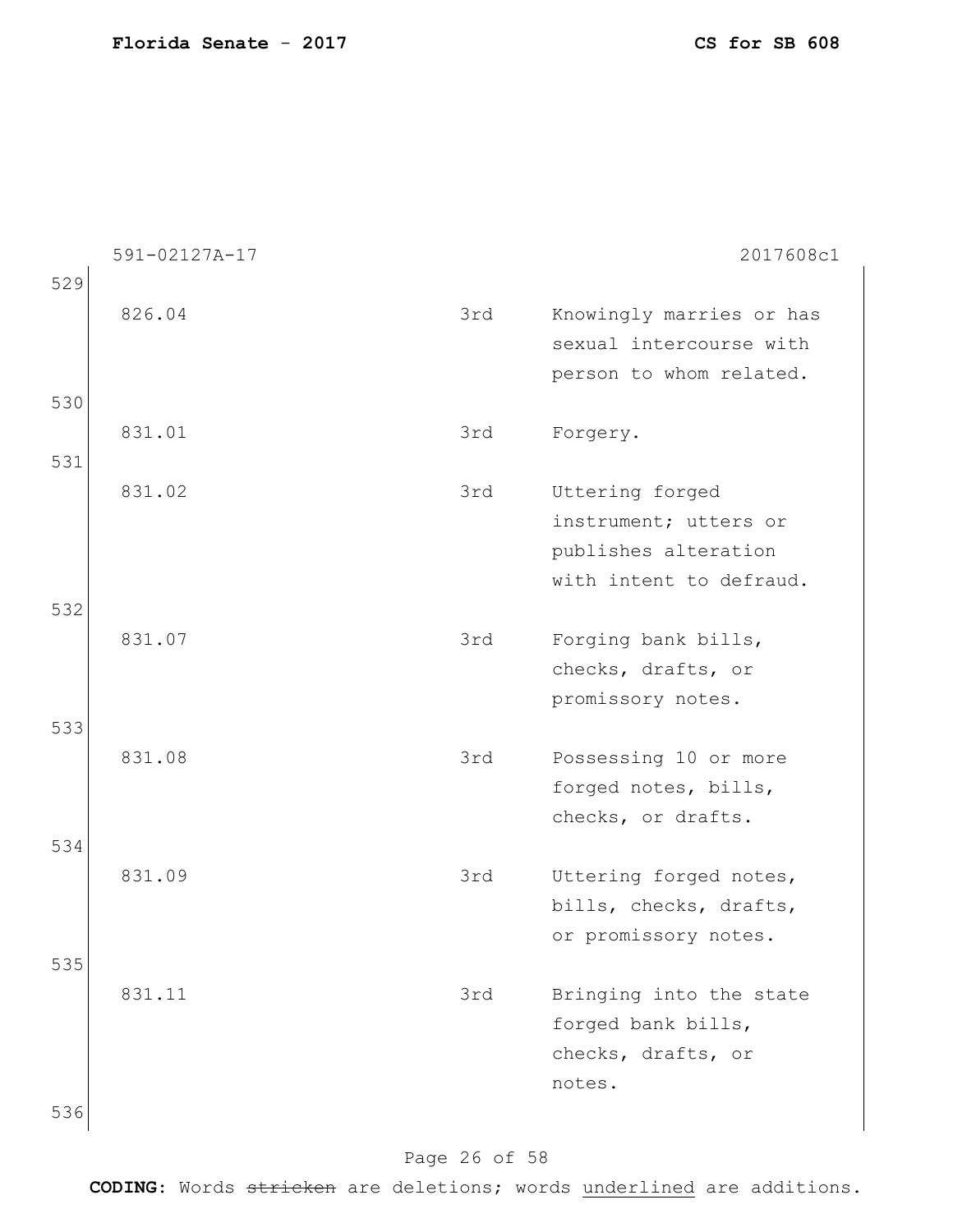| | | |
|---|---|---|
| 826.04 | 3rd | Knowingly marries or has sexual intercourse with person to whom related. |
| 831.01 | 3rd | Forgery. |
| 831.02 | 3rd | Uttering forged instrument; utters or publishes alteration with intent to defraud. |
| 831.07 | 3rd | Forging bank bills, checks, drafts, or promissory notes. |
| 831.08 | 3rd | Possessing 10 or more forged notes, bills, checks, or drafts. |
| 831.09 | 3rd | Uttering forged notes, bills, checks, drafts, or promissory notes. |
| 831.11 | 3rd | Bringing into the state forged bank bills, checks, drafts, or notes. |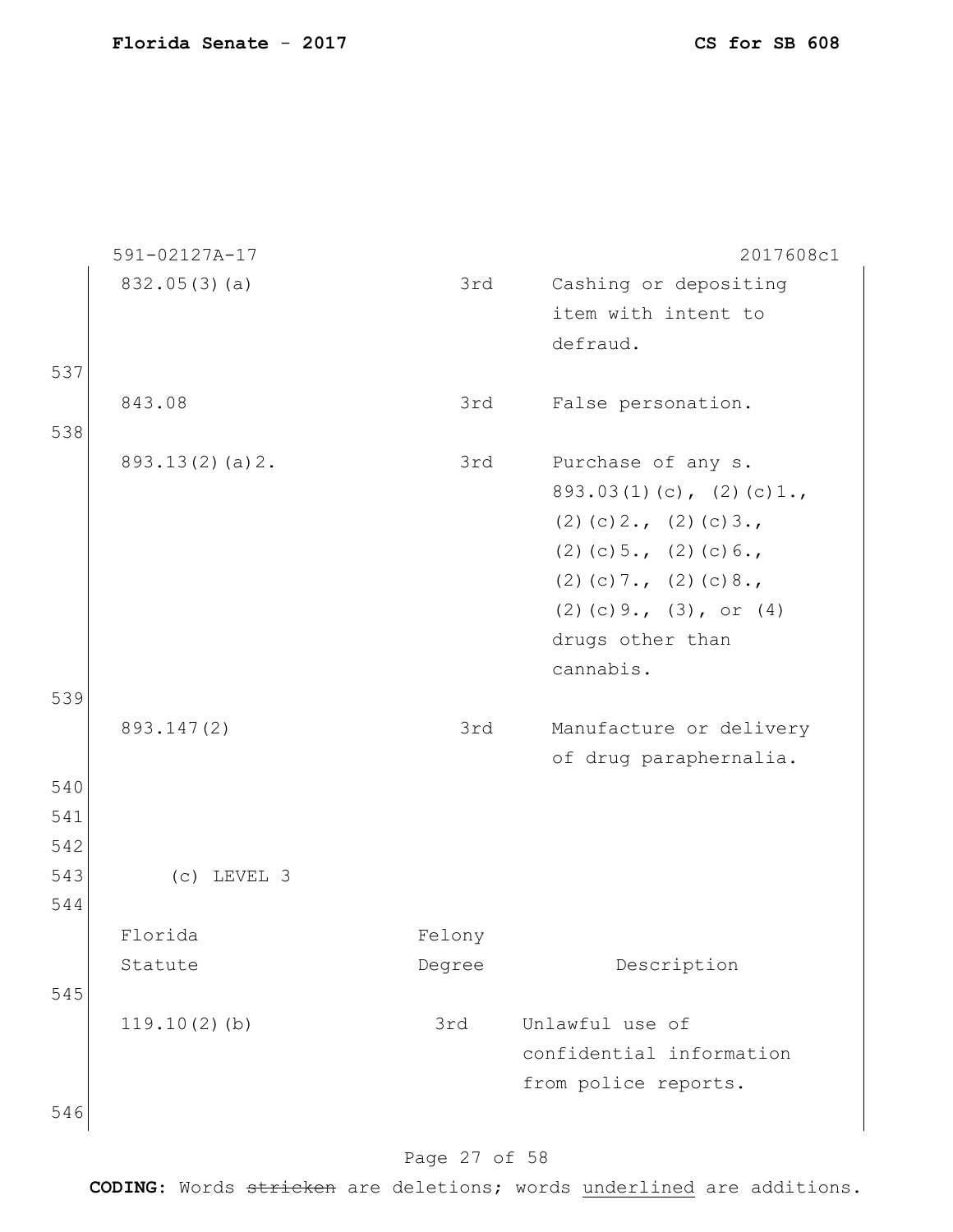| | | |
|---|---|---|
| 832.05(3)(a) | 3rd | Cashing or depositing item with intent to defraud. |
| 843.08 | 3rd | False personation. |
| 893.13(2)(a)2. | 3rd | Purchase of any s. 893.03(1)(c), (2)(c)1., (2)(c)2., (2)(c)3., (2)(c)5., (2)(c)6., (2)(c)7., (2)(c)8., (2)(c)9., (3), or (4) drugs other than cannabis. |
| 893.147(2) | 3rd | Manufacture or delivery of drug paraphernalia. |

(c) LEVEL 3

| Florida Statute | Felony Degree | Description |
|---|---|---|
| 119.10(2)(b) | 3rd | Unlawful use of confidential information from police reports. |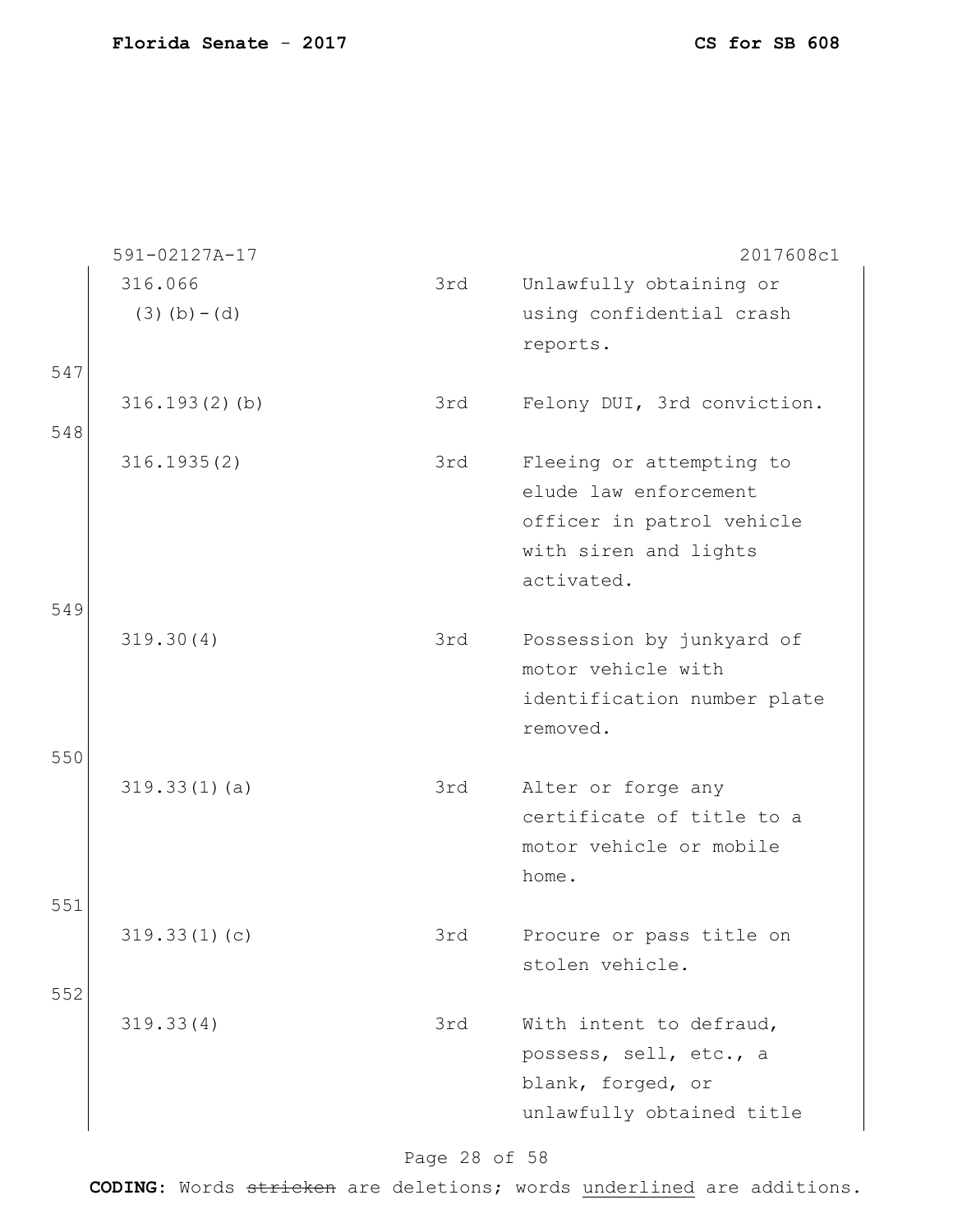591-02127A-17 2017608c1

| | | | |
|---|---|---|---|
| | 316.066 (3)(b)-(d) | 3rd | Unlawfully obtaining or using confidential crash reports. |
| 547 | | | |
| | 316.193(2)(b) | 3rd | Felony DUI, 3rd conviction. |
| 548 | | | |
| | 316.1935(2) | 3rd | Fleeing or attempting to elude law enforcement officer in patrol vehicle with siren and lights activated. |
| 549 | | | |
| | 319.30(4) | 3rd | Possession by junkyard of motor vehicle with identification number plate removed. |
| 550 | | | |
| | 319.33(1)(a) | 3rd | Alter or forge any certificate of title to a motor vehicle or mobile home. |
| 551 | | | |
| | 319.33(1)(c) | 3rd | Procure or pass title on stolen vehicle. |
| 552 | | | |
| | 319.33(4) | 3rd | With intent to defraud, possess, sell, etc., a blank, forged, or unlawfully obtained title |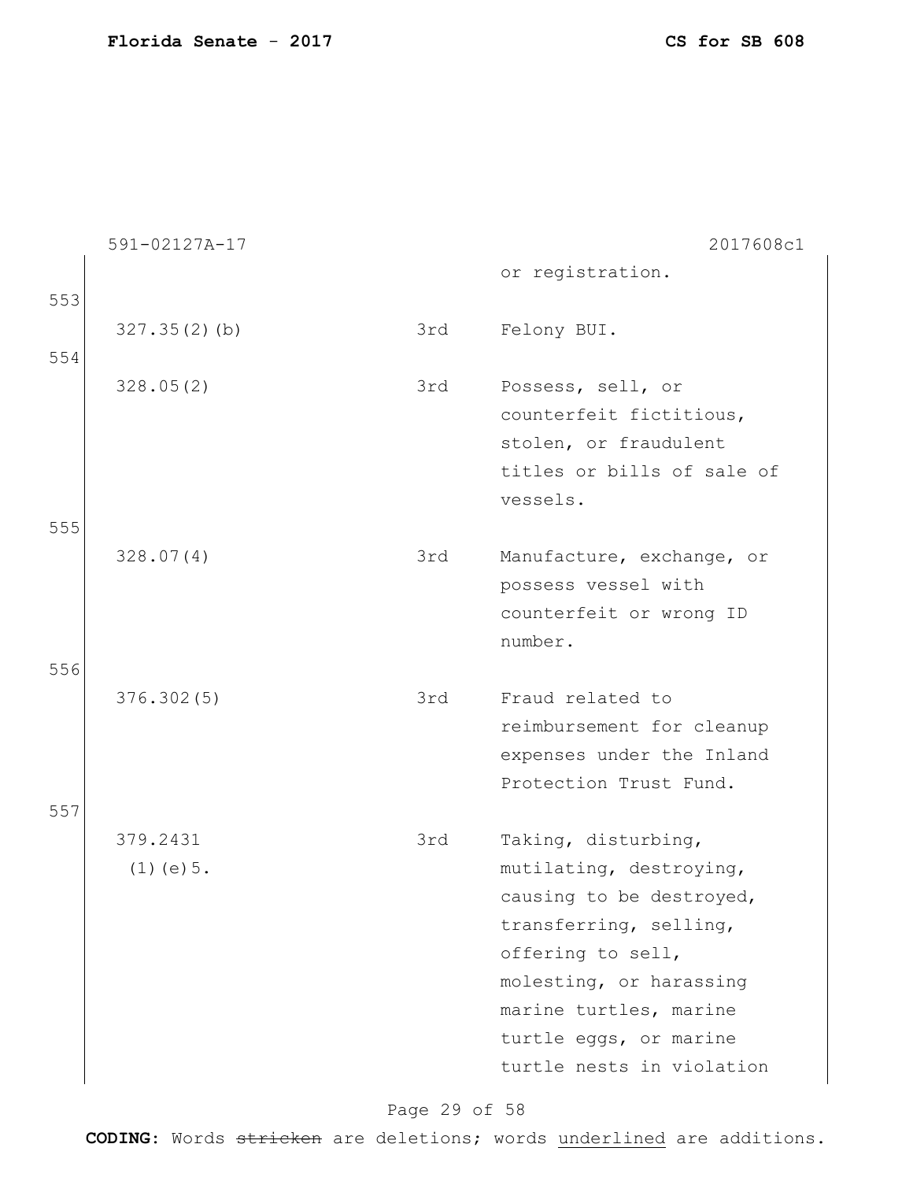591-02127A-17 2017608c1

| | | |
|---|---|---|
| | | or registration. |
| 327.35(2)(b) | 3rd | Felony BUI. |
| 328.05(2) | 3rd | Possess, sell, or counterfeit fictitious, stolen, or fraudulent titles or bills of sale of vessels. |
| 328.07(4) | 3rd | Manufacture, exchange, or possess vessel with counterfeit or wrong ID number. |
| 376.302(5) | 3rd | Fraud related to reimbursement for cleanup expenses under the Inland Protection Trust Fund. |
| 379.2431 (1)(e)5. | 3rd | Taking, disturbing, mutilating, destroying, causing to be destroyed, transferring, selling, offering to sell, molesting, or harassing marine turtles, marine turtle eggs, or marine turtle nests in violation |

553
554
555
556
557

**CODING:** Words ~~stricken~~ are deletions; words <u>underlined</u> are additions.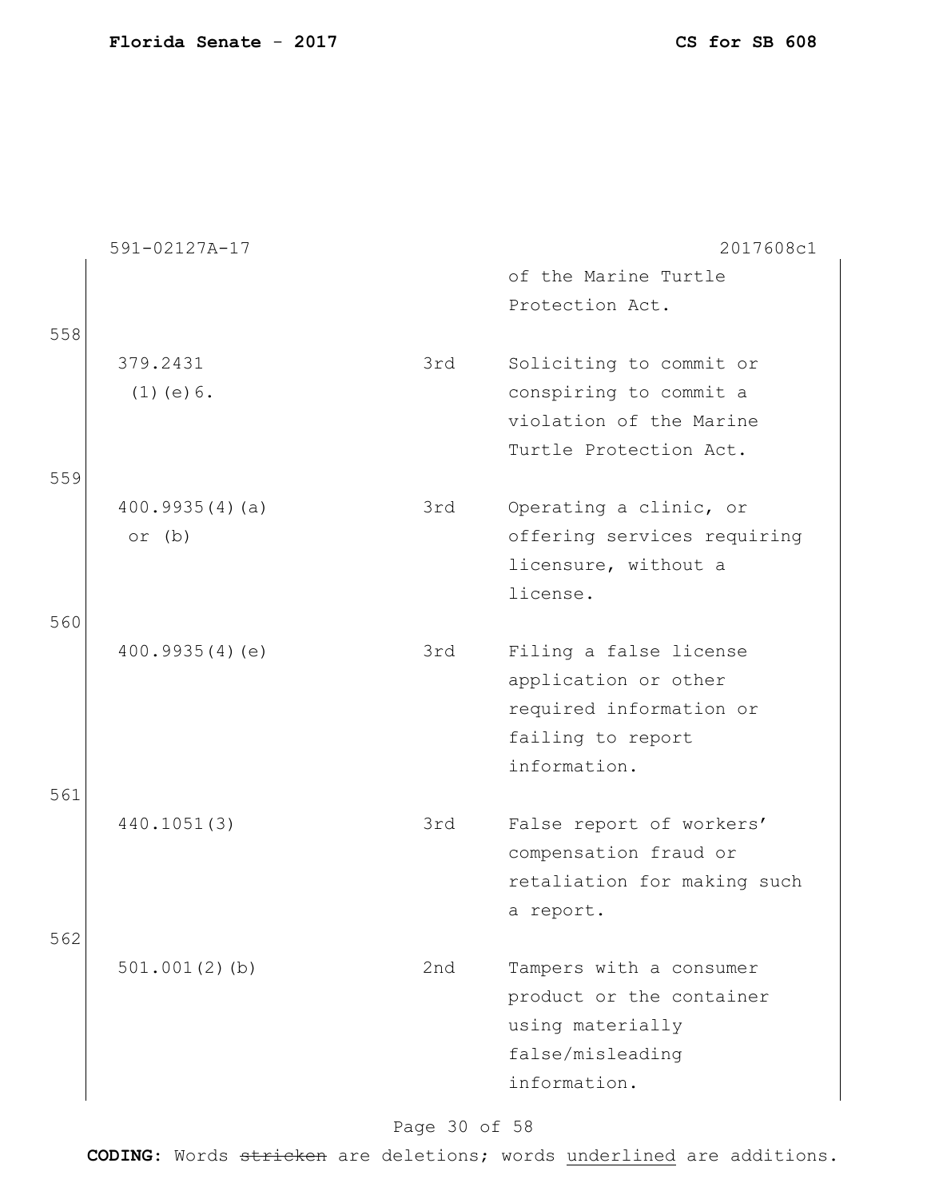591-02127A-17 2017608c1

| | | | |
|---|---|---|---|
| | | | of the Marine Turtle Protection Act. |
| 558 | 379.2431 (1)(e)6. | 3rd | Soliciting to commit or conspiring to commit a violation of the Marine Turtle Protection Act. |
| 559 | 400.9935(4)(a) or (b) | 3rd | Operating a clinic, or offering services requiring licensure, without a license. |
| 560 | 400.9935(4)(e) | 3rd | Filing a false license application or other required information or failing to report information. |
| 561 | 440.1051(3) | 3rd | False report of workers' compensation fraud or retaliation for making such a report. |
| 562 | 501.001(2)(b) | 2nd | Tampers with a consumer product or the container using materially false/misleading information. |

**CODING:** Words ~~stricken~~ are deletions; words <u>underlined</u> are additions.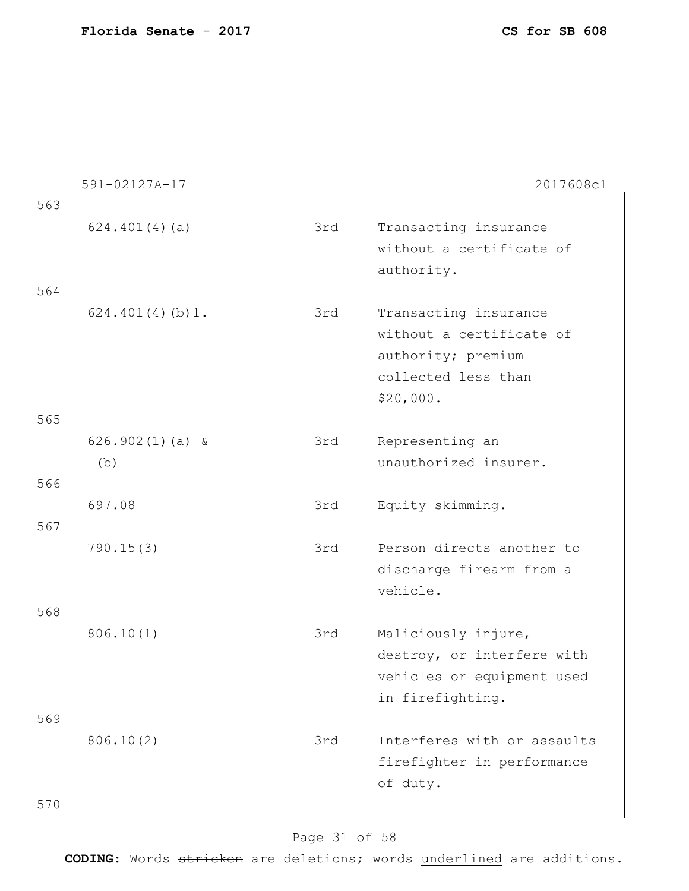591-02127A-17 2017608c1

563

| | | |
|---|---|---|
| 624.401(4)(a) | 3rd | Transacting insurance without a certificate of authority. |
| 624.401(4)(b)1. | 3rd | Transacting insurance without a certificate of authority; premium collected less than $20,000. |
| 626.902(1)(a) & (b) | 3rd | Representing an unauthorized insurer. |
| 697.08 | 3rd | Equity skimming. |
| 790.15(3) | 3rd | Person directs another to discharge firearm from a vehicle. |
| 806.10(1) | 3rd | Maliciously injure, destroy, or interfere with vehicles or equipment used in firefighting. |
| 806.10(2) | 3rd | Interferes with or assaults firefighter in performance of duty. |

564
565
566
567
568
569
570

**CODING:** Words ~~stricken~~ are deletions; words <u>underlined</u> are additions.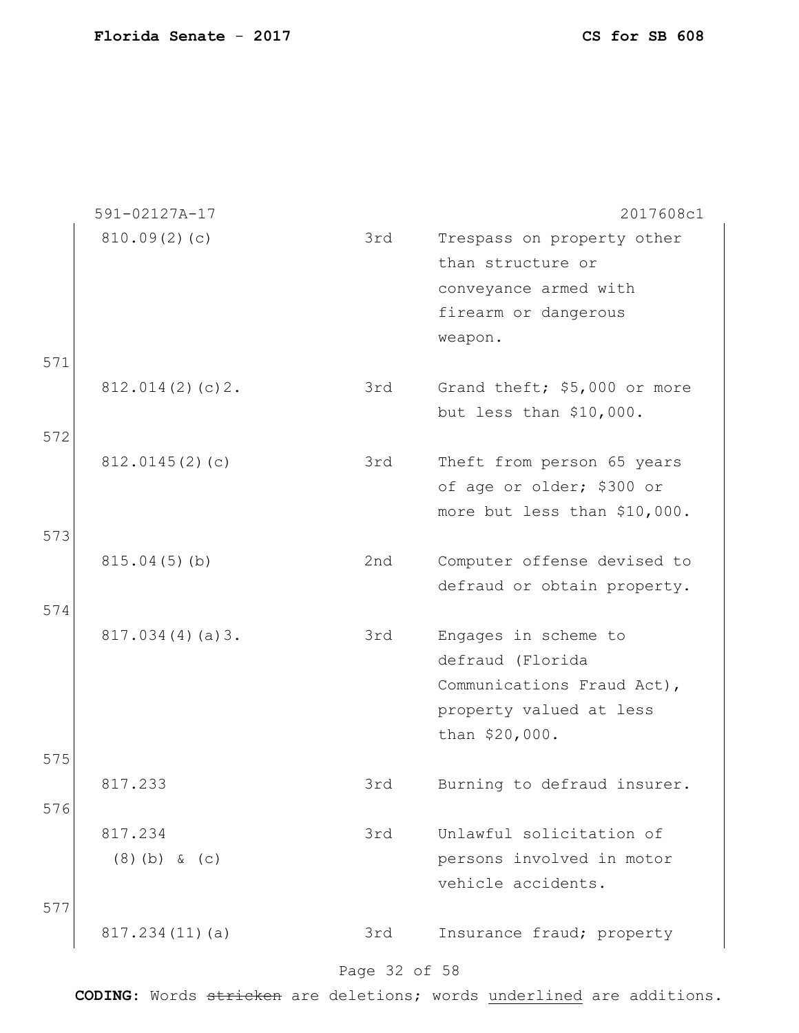591-02127A-17 2017608c1

| | | | |
|---|---|---|---|
| | 810.09(2)(c) | 3rd | Trespass on property other than structure or conveyance armed with firearm or dangerous weapon. |
| 571 | 812.014(2)(c)2. | 3rd | Grand theft; $5,000 or more but less than $10,000. |
| 572 | 812.0145(2)(c) | 3rd | Theft from person 65 years of age or older; $300 or more but less than $10,000. |
| 573 | 815.04(5)(b) | 2nd | Computer offense devised to defraud or obtain property. |
| 574 | 817.034(4)(a)3. | 3rd | Engages in scheme to defraud (Florida Communications Fraud Act), property valued at less than $20,000. |
| 575 | 817.233 | 3rd | Burning to defraud insurer. |
| 576 | 817.234 (8)(b) & (c) | 3rd | Unlawful solicitation of persons involved in motor vehicle accidents. |
| 577 | 817.234(11)(a) | 3rd | Insurance fraud; property |

**CODING:** Words ~~stricken~~ are deletions; words <u>underlined</u> are additions.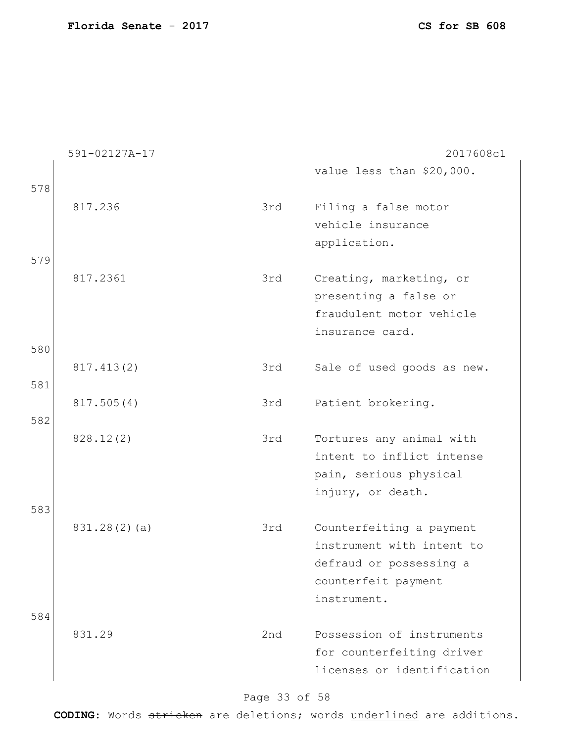591-02127A-17 2017608c1

| | | | |
|---|---|---|---|
| | | | value less than $20,000. |
| 578 | 817.236 | 3rd | Filing a false motor vehicle insurance application. |
| 579 | 817.2361 | 3rd | Creating, marketing, or presenting a false or fraudulent motor vehicle insurance card. |
| 580 | 817.413(2) | 3rd | Sale of used goods as new. |
| 581 | 817.505(4) | 3rd | Patient brokering. |
| 582 | 828.12(2) | 3rd | Tortures any animal with intent to inflict intense pain, serious physical injury, or death. |
| 583 | 831.28(2)(a) | 3rd | Counterfeiting a payment instrument with intent to defraud or possessing a counterfeit payment instrument. |
| 584 | 831.29 | 2nd | Possession of instruments for counterfeiting driver licenses or identification |

**CODING:** Words ~~stricken~~ are deletions; words underlined are additions.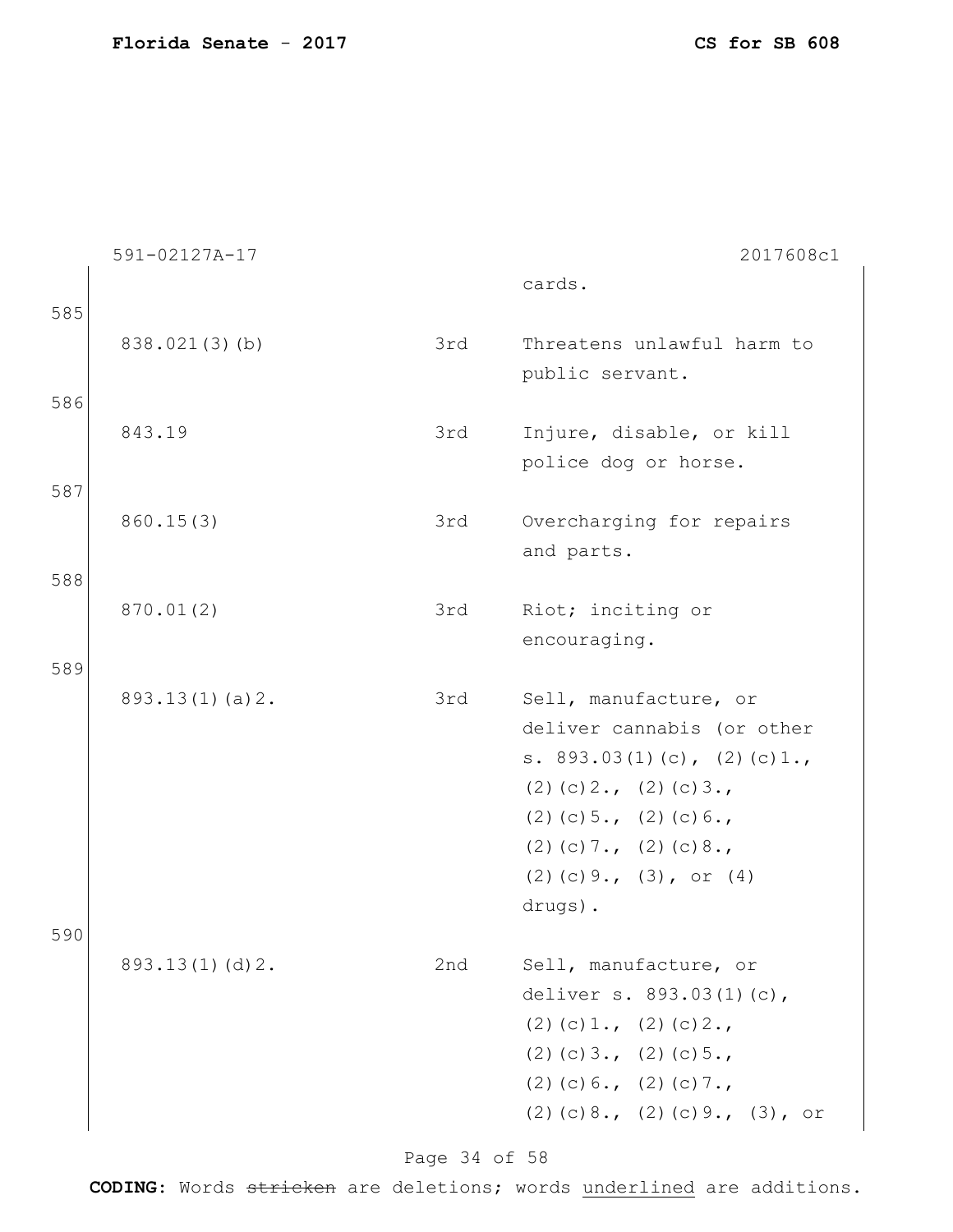591-02127A-17 2017608c1

| | | | |
|---|---|---|---|
| | | | cards. |
| 585 | | | |
| | 838.021(3)(b) | 3rd | Threatens unlawful harm to public servant. |
| 586 | | | |
| | 843.19 | 3rd | Injure, disable, or kill police dog or horse. |
| 587 | | | |
| | 860.15(3) | 3rd | Overcharging for repairs and parts. |
| 588 | | | |
| | 870.01(2) | 3rd | Riot; inciting or encouraging. |
| 589 | | | |
| | 893.13(1)(a)2. | 3rd | Sell, manufacture, or deliver cannabis (or other s. 893.03(1)(c), (2)(c)1., (2)(c)2., (2)(c)3., (2)(c)5., (2)(c)6., (2)(c)7., (2)(c)8., (2)(c)9., (3), or (4) drugs). |
| 590 | | | |
| | 893.13(1)(d)2. | 2nd | Sell, manufacture, or deliver s. 893.03(1)(c), (2)(c)1., (2)(c)2., (2)(c)3., (2)(c)5., (2)(c)6., (2)(c)7., (2)(c)8., (2)(c)9., (3), or |

**CODING:** Words ~~stricken~~ are deletions; words <u>underlined</u> are additions.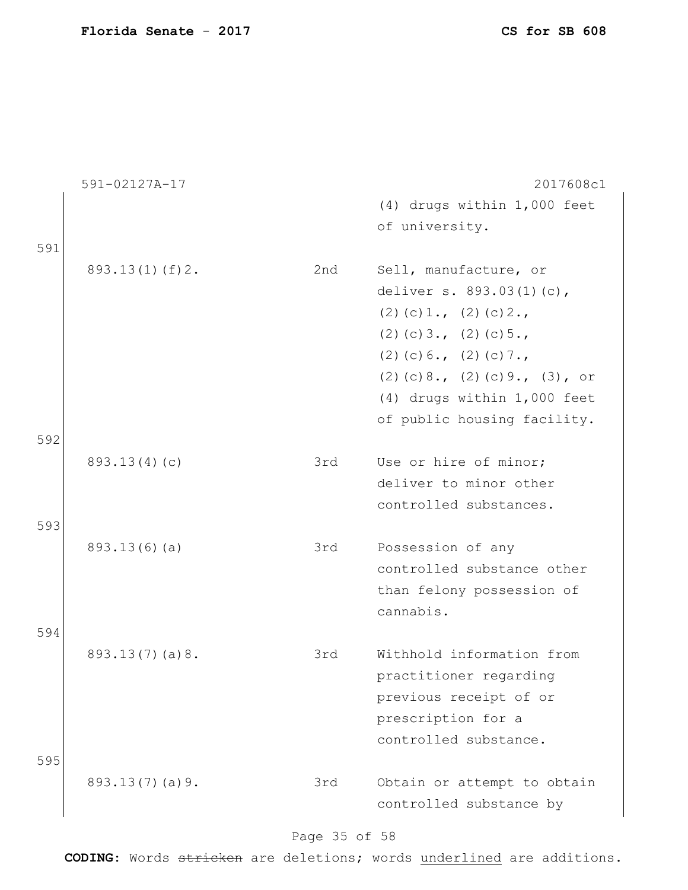591-02127A-17 2017608c1

| | | |
|---|---|---|
| | | (4) drugs within 1,000 feet of university. |
| 893.13(1)(f)2. | 2nd | Sell, manufacture, or deliver s. 893.03(1)(c), (2)(c)1., (2)(c)2., (2)(c)3., (2)(c)5., (2)(c)6., (2)(c)7., (2)(c)8., (2)(c)9., (3), or (4) drugs within 1,000 feet of public housing facility. |
| 893.13(4)(c) | 3rd | Use or hire of minor; deliver to minor other controlled substances. |
| 893.13(6)(a) | 3rd | Possession of any controlled substance other than felony possession of cannabis. |
| 893.13(7)(a)8. | 3rd | Withhold information from practitioner regarding previous receipt of or prescription for a controlled substance. |
| 893.13(7)(a)9. | 3rd | Obtain or attempt to obtain controlled substance by |

591
592
593
594
595

**CODING:** Words ~~stricken~~ are deletions; words <u>underlined</u> are additions.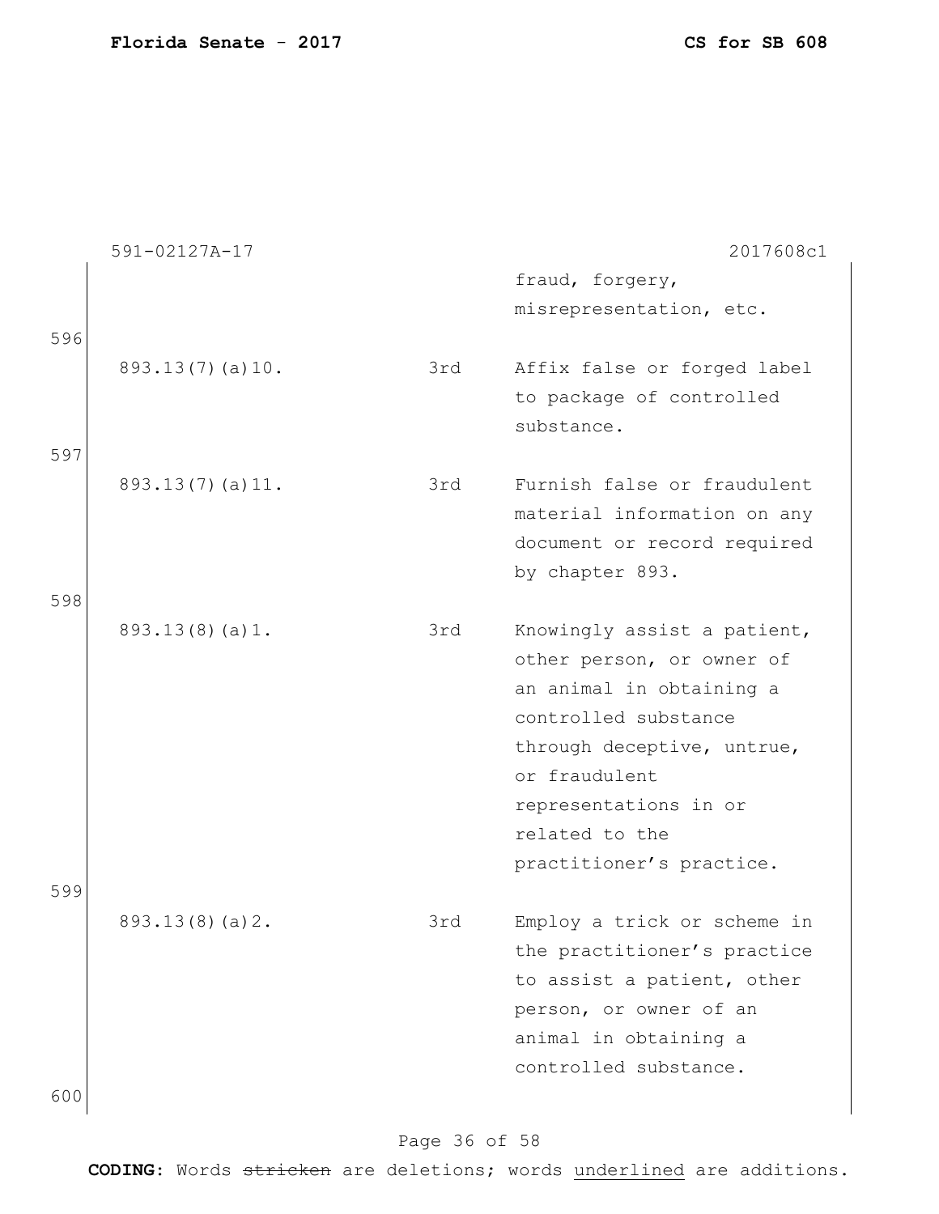| | | |
|---|---|---|
| | | fraud, forgery, misrepresentation, etc. |
| 893.13(7)(a)10. | 3rd | Affix false or forged label to package of controlled substance. |
| 893.13(7)(a)11. | 3rd | Furnish false or fraudulent material information on any document or record required by chapter 893. |
| 893.13(8)(a)1. | 3rd | Knowingly assist a patient, other person, or owner of an animal in obtaining a controlled substance through deceptive, untrue, or fraudulent representations in or related to the practitioner's practice. |
| 893.13(8)(a)2. | 3rd | Employ a trick or scheme in the practitioner's practice to assist a patient, other person, or owner of an animal in obtaining a controlled substance. |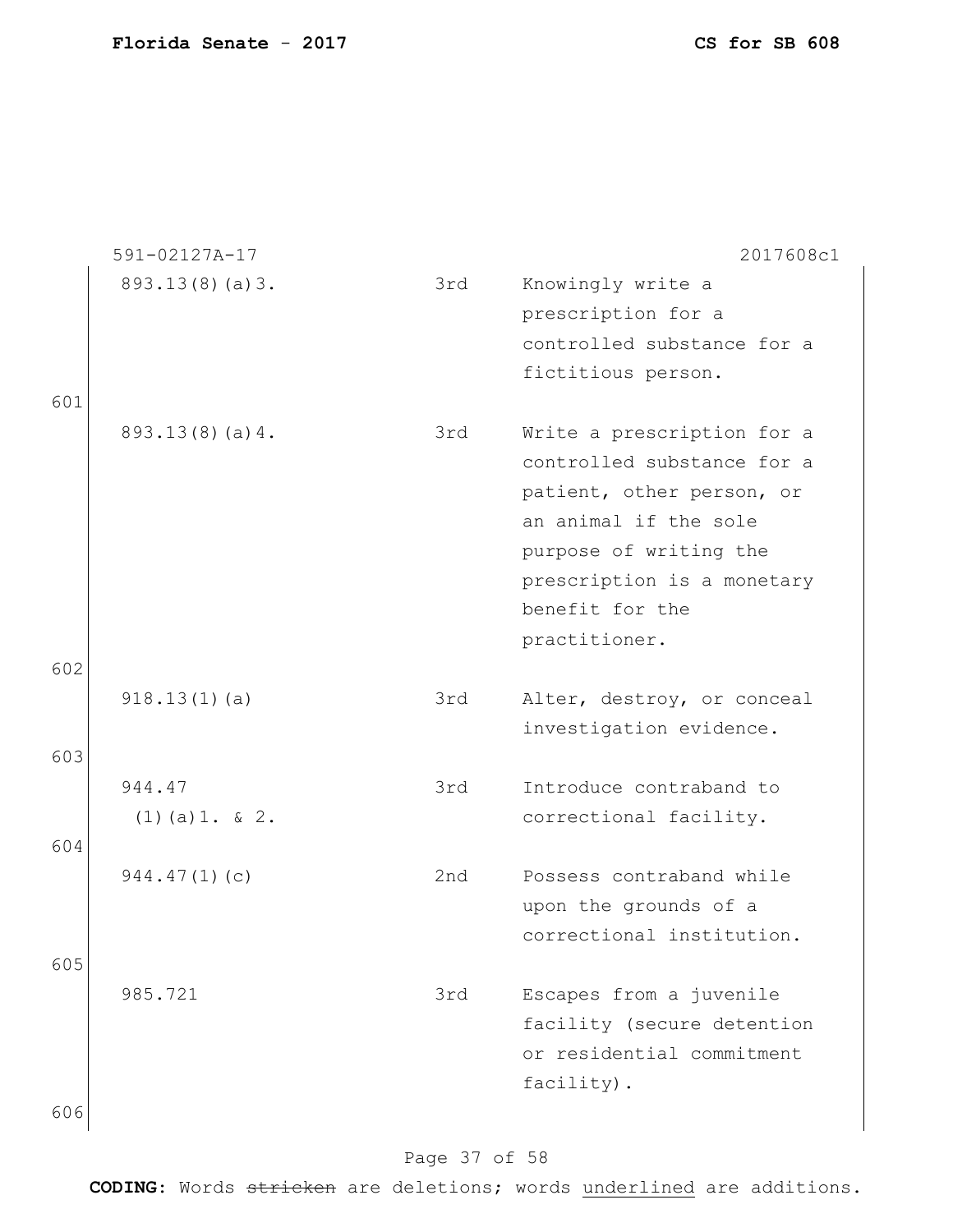591-02127A-17 2017608c1

| | | |
|---|---|---|
| 893.13(8)(a)3. | 3rd | Knowingly write a prescription for a controlled substance for a fictitious person. |
| 893.13(8)(a)4. | 3rd | Write a prescription for a controlled substance for a patient, other person, or an animal if the sole purpose of writing the prescription is a monetary benefit for the practitioner. |
| 918.13(1)(a) | 3rd | Alter, destroy, or conceal investigation evidence. |
| 944.47 (1)(a)1. & 2. | 3rd | Introduce contraband to correctional facility. |
| 944.47(1)(c) | 2nd | Possess contraband while upon the grounds of a correctional institution. |
| 985.721 | 3rd | Escapes from a juvenile facility (secure detention or residential commitment facility). |

**CODING:** Words ~~stricken~~ are deletions; words <u>underlined</u> are additions.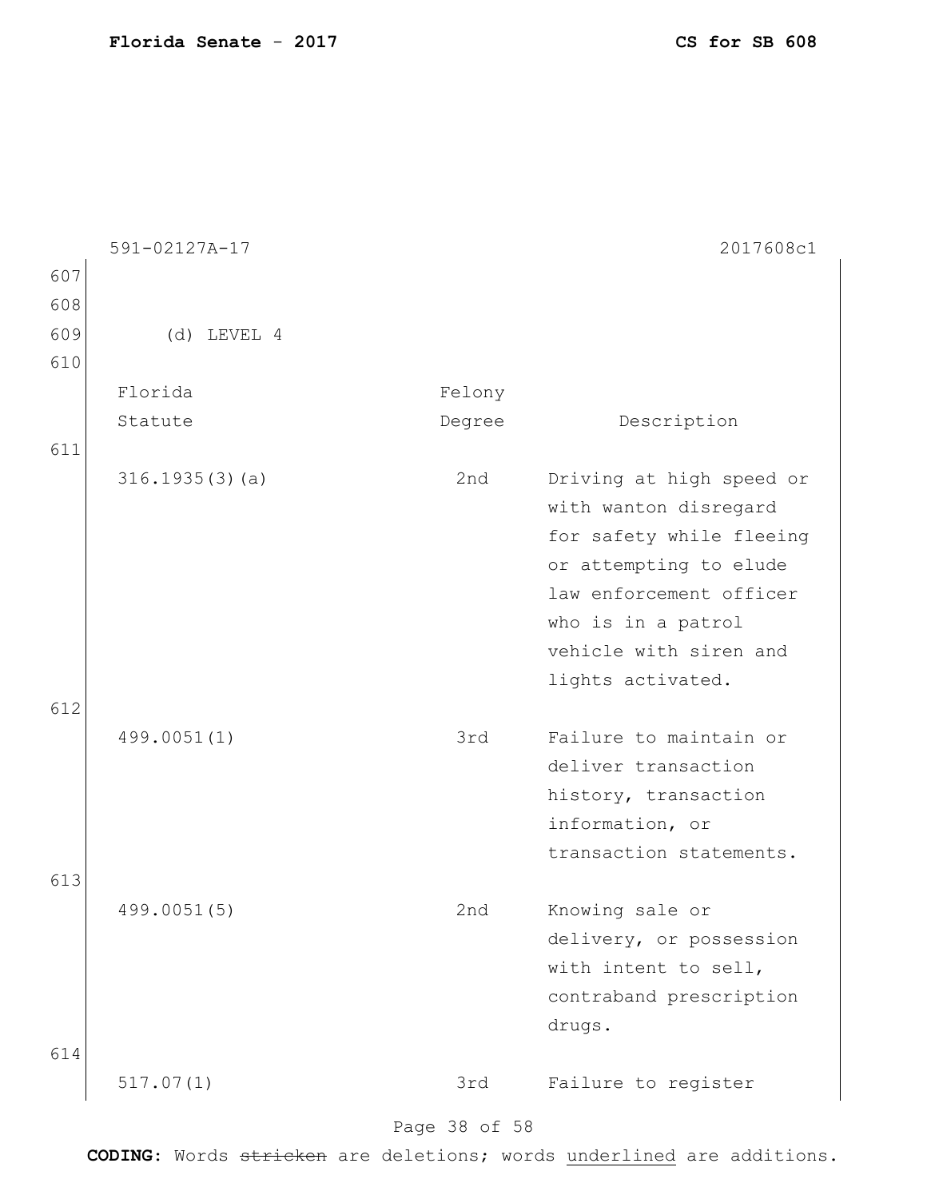(d) LEVEL 4

| Florida Statute | Felony Degree | Description |
|---|---|---|
| 316.1935(3)(a) | 2nd | Driving at high speed or with wanton disregard for safety while fleeing or attempting to elude law enforcement officer who is in a patrol vehicle with siren and lights activated. |
| 499.0051(1) | 3rd | Failure to maintain or deliver transaction history, transaction information, or transaction statements. |
| 499.0051(5) | 2nd | Knowing sale or delivery, or possession with intent to sell, contraband prescription drugs. |
| 517.07(1) | 3rd | Failure to register |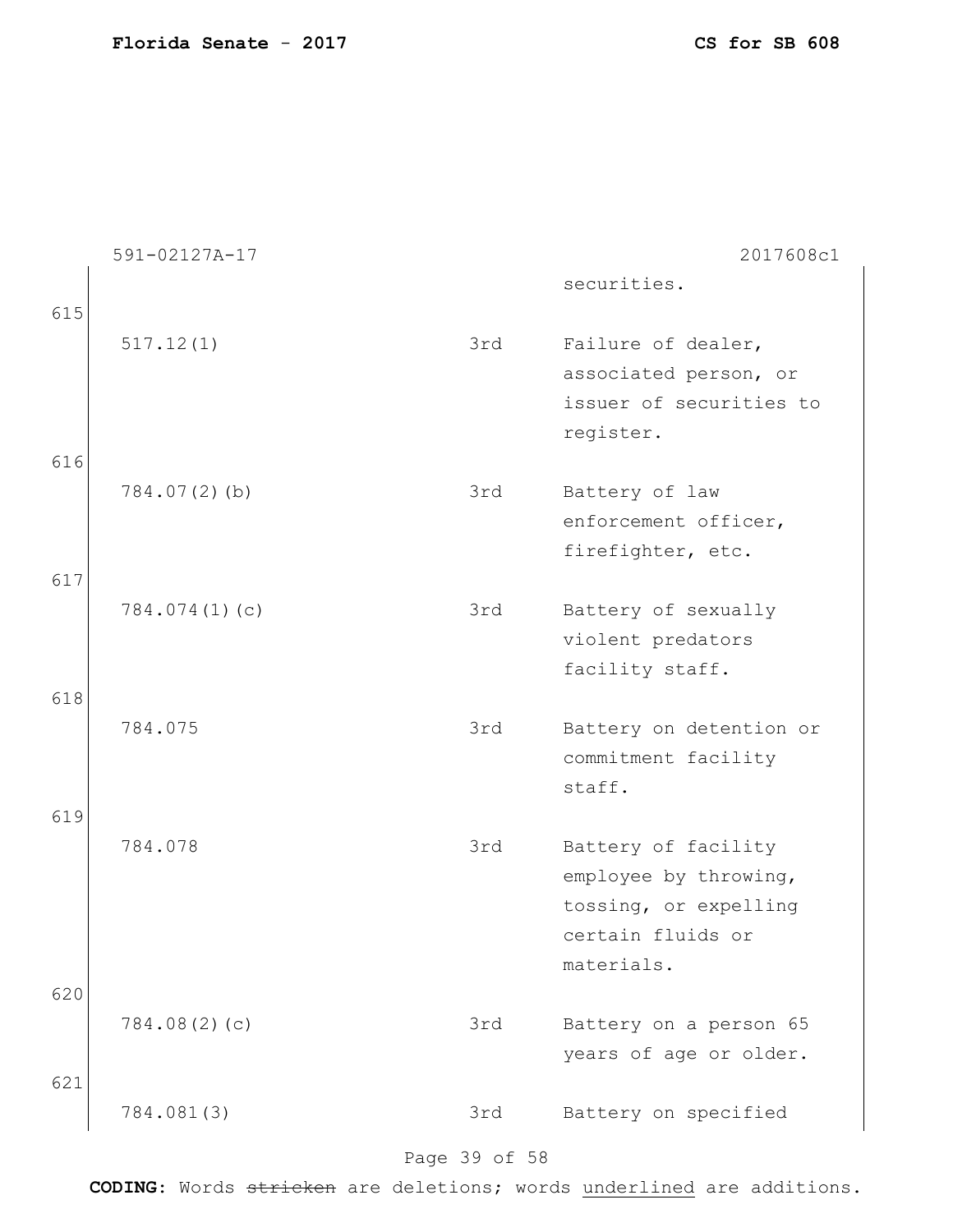591-02127A-17 2017608c1

| | | | |
|---|---|---|---|
| | | | securities. |
| 615 | 517.12(1) | 3rd | Failure of dealer, associated person, or issuer of securities to register. |
| 616 | 784.07(2)(b) | 3rd | Battery of law enforcement officer, firefighter, etc. |
| 617 | 784.074(1)(c) | 3rd | Battery of sexually violent predators facility staff. |
| 618 | 784.075 | 3rd | Battery on detention or commitment facility staff. |
| 619 | 784.078 | 3rd | Battery of facility employee by throwing, tossing, or expelling certain fluids or materials. |
| 620 | 784.08(2)(c) | 3rd | Battery on a person 65 years of age or older. |
| 621 | 784.081(3) | 3rd | Battery on specified |

**CODING:** Words ~~stricken~~ are deletions; words <u>underlined</u> are additions.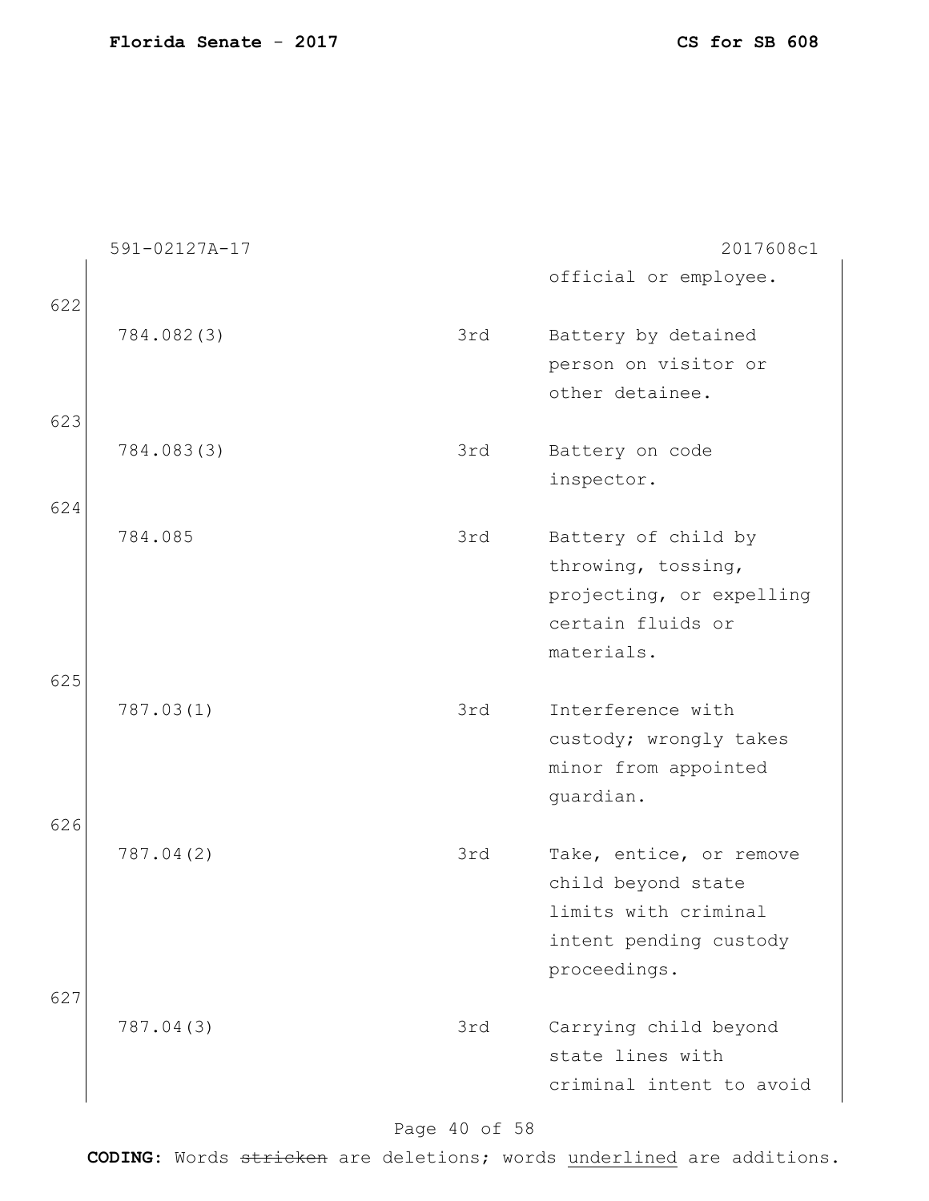591-02127A-17 2017608c1

| | | | |
|---|---|---|---|
| | | | official or employee. |
| 622 | 784.082(3) | 3rd | Battery by detained person on visitor or other detainee. |
| 623 | 784.083(3) | 3rd | Battery on code inspector. |
| 624 | 784.085 | 3rd | Battery of child by throwing, tossing, projecting, or expelling certain fluids or materials. |
| 625 | 787.03(1) | 3rd | Interference with custody; wrongly takes minor from appointed guardian. |
| 626 | 787.04(2) | 3rd | Take, entice, or remove child beyond state limits with criminal intent pending custody proceedings. |
| 627 | 787.04(3) | 3rd | Carrying child beyond state lines with criminal intent to avoid |

**CODING:** Words ~~stricken~~ are deletions; words underlined are additions.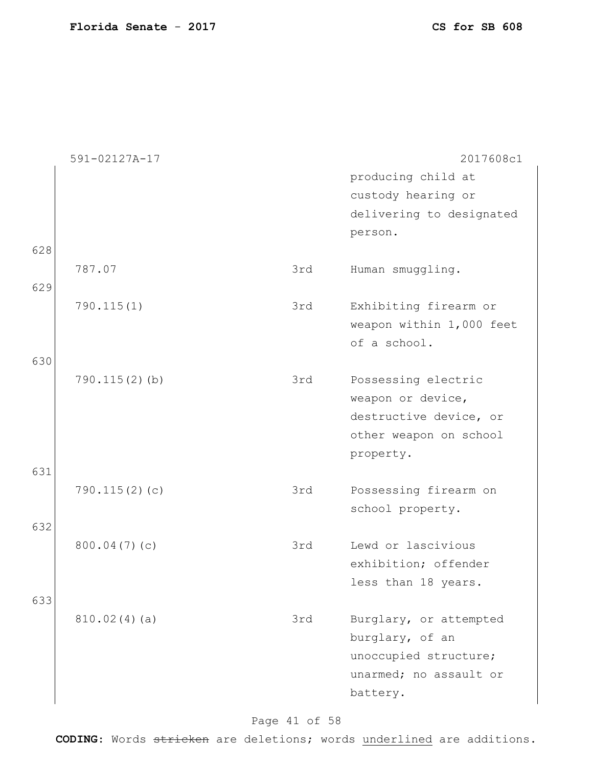591-02127A-17 2017608c1

| | | |
|---|---|---|
| | | producing child at custody hearing or delivering to designated person. |
| 787.07 | 3rd | Human smuggling. |
| 790.115(1) | 3rd | Exhibiting firearm or weapon within 1,000 feet of a school. |
| 790.115(2)(b) | 3rd | Possessing electric weapon or device, destructive device, or other weapon on school property. |
| 790.115(2)(c) | 3rd | Possessing firearm on school property. |
| 800.04(7)(c) | 3rd | Lewd or lascivious exhibition; offender less than 18 years. |
| 810.02(4)(a) | 3rd | Burglary, or attempted burglary, of an unoccupied structure; unarmed; no assault or battery. |

CODING: Words ~~stricken~~ are deletions; words <u>underlined</u> are additions.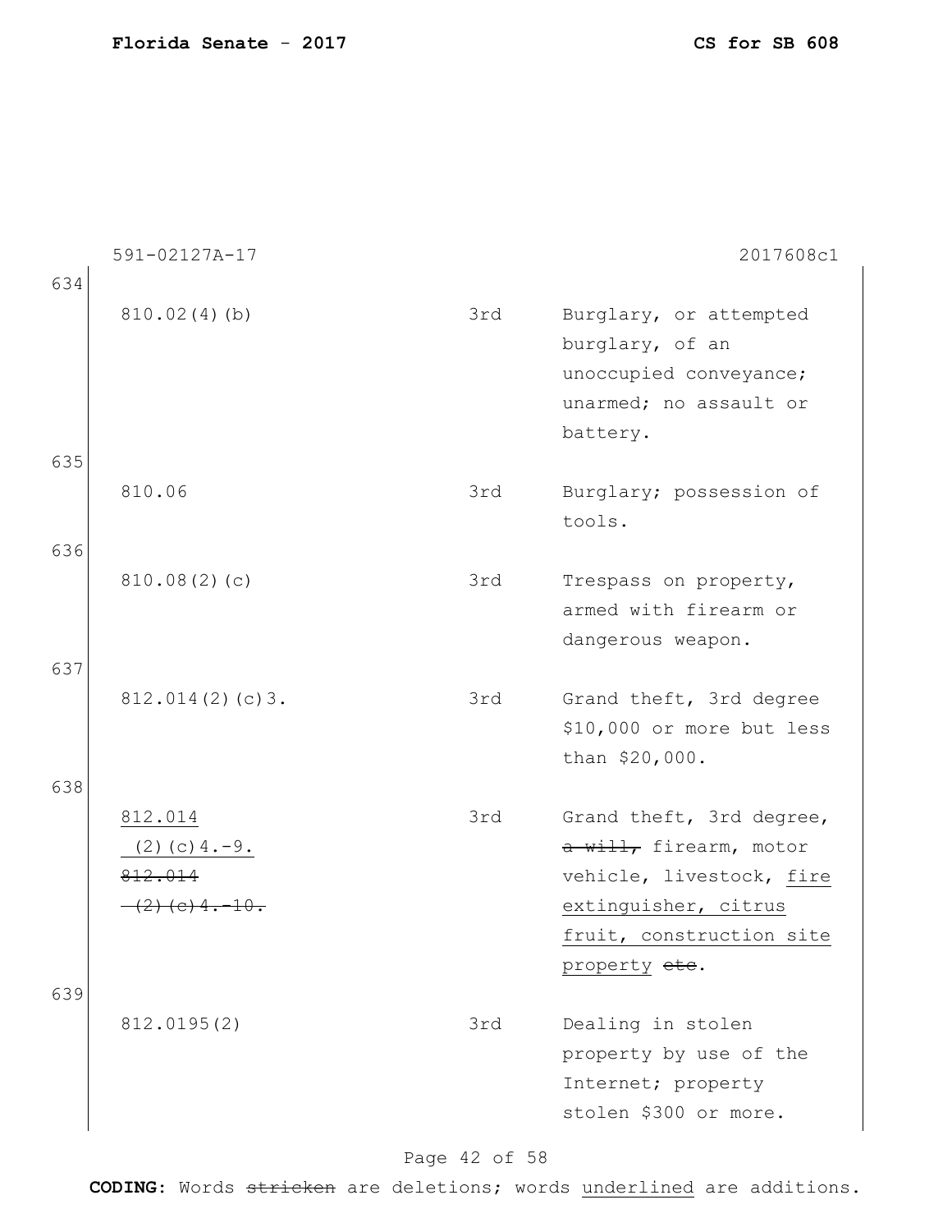591-02127A-17 2017608c1

634

| | | |
|---|---|---|
| 810.02(4)(b) | 3rd | Burglary, or attempted burglary, of an unoccupied conveyance; unarmed; no assault or battery. |

635

| | | |
|---|---|---|
| 810.06 | 3rd | Burglary; possession of tools. |

636

| | | |
|---|---|---|
| 810.08(2)(c) | 3rd | Trespass on property, armed with firearm or dangerous weapon. |

637

| | | |
|---|---|---|
| 812.014(2)(c)3. | 3rd | Grand theft, 3rd degree $10,000 or more but less than $20,000. |

638

| | | |
|---|---|---|
| <u>812.014 (2)(c)4.-9.</u> ~~812.014 (2)(c)4.-10.~~ | 3rd | Grand theft, 3rd degree, ~~a will,~~ firearm, motor vehicle, livestock, <u>fire extinguisher, citrus fruit, construction site property</u> ~~etc~~. |

639

| | | |
|---|---|---|
| 812.0195(2) | 3rd | Dealing in stolen property by use of the Internet; property stolen $300 or more. |

**CODING:** Words ~~stricken~~ are deletions; words <u>underlined</u> are additions.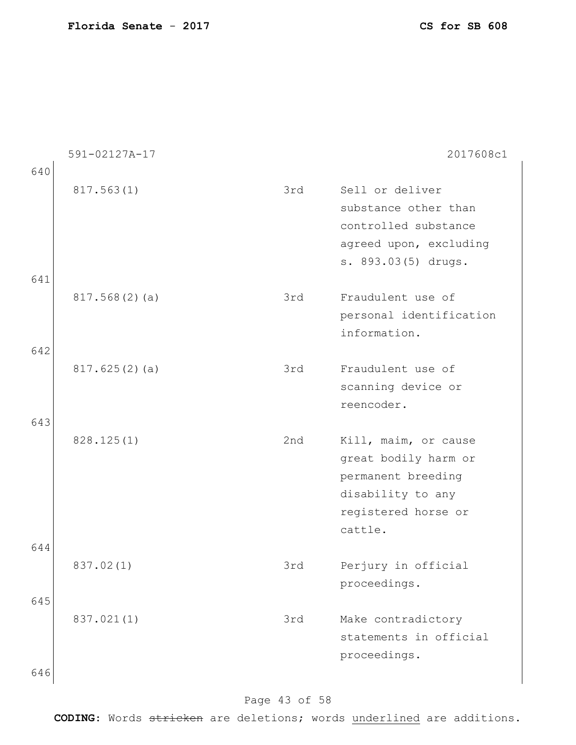| | | | |
|---|---|---|---|
| 640 | | | |
| | 817.563(1) | 3rd | Sell or deliver substance other than controlled substance agreed upon, excluding s. 893.03(5) drugs. |
| 641 | | | |
| | 817.568(2)(a) | 3rd | Fraudulent use of personal identification information. |
| 642 | | | |
| | 817.625(2)(a) | 3rd | Fraudulent use of scanning device or reencoder. |
| 643 | | | |
| | 828.125(1) | 2nd | Kill, maim, or cause great bodily harm or permanent breeding disability to any registered horse or cattle. |
| 644 | | | |
| | 837.02(1) | 3rd | Perjury in official proceedings. |
| 645 | | | |
| | 837.021(1) | 3rd | Make contradictory statements in official proceedings. |
| 646 | | | |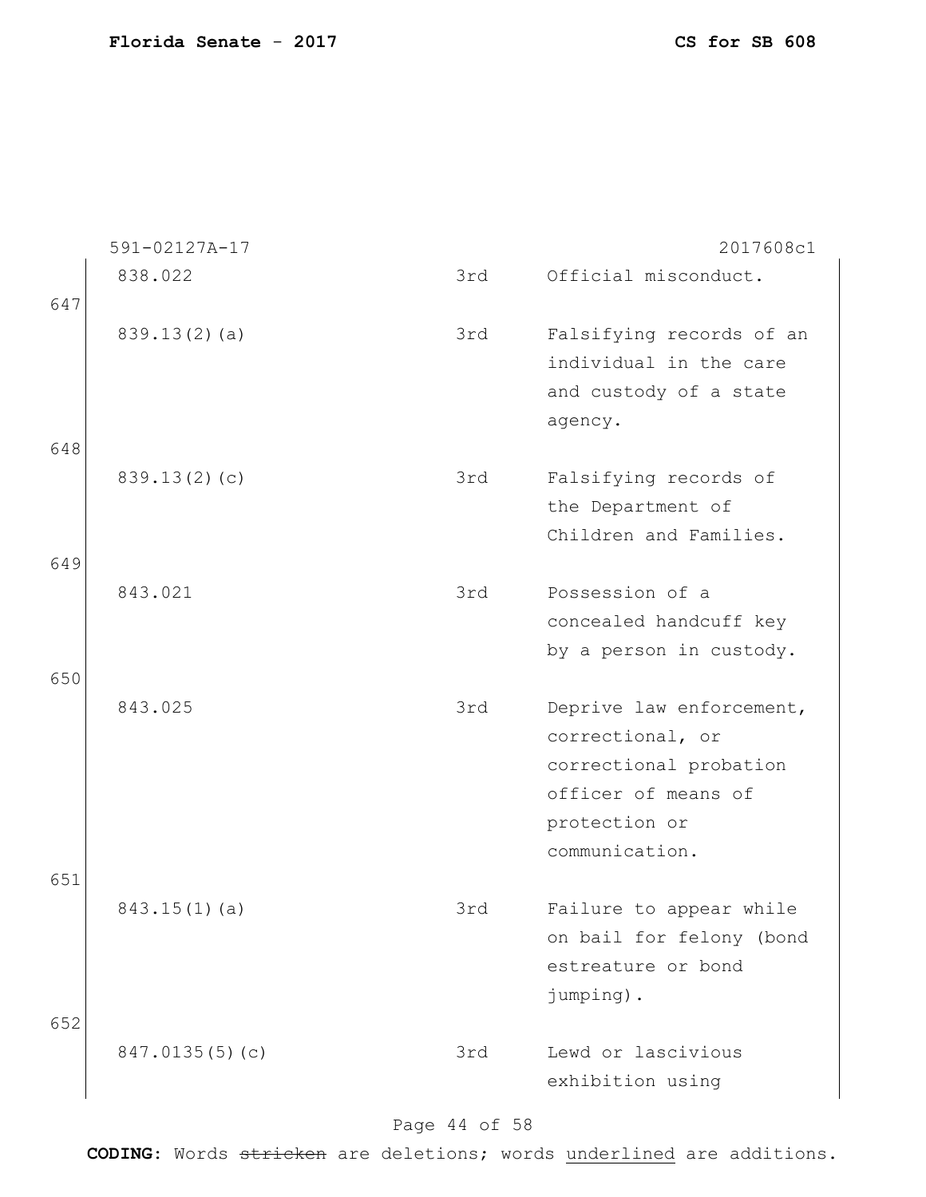591-02127A-17 2017608c1

| | | | |
|---|---|---|---|
| | 838.022 | 3rd | Official misconduct. |
| 647 | 839.13(2)(a) | 3rd | Falsifying records of an individual in the care and custody of a state agency. |
| 648 | 839.13(2)(c) | 3rd | Falsifying records of the Department of Children and Families. |
| 649 | 843.021 | 3rd | Possession of a concealed handcuff key by a person in custody. |
| 650 | 843.025 | 3rd | Deprive law enforcement, correctional, or correctional probation officer of means of protection or communication. |
| 651 | 843.15(1)(a) | 3rd | Failure to appear while on bail for felony (bond estreature or bond jumping). |
| 652 | 847.0135(5)(c) | 3rd | Lewd or lascivious exhibition using |

**CODING:** Words ~~stricken~~ are deletions; words <u>underlined</u> are additions.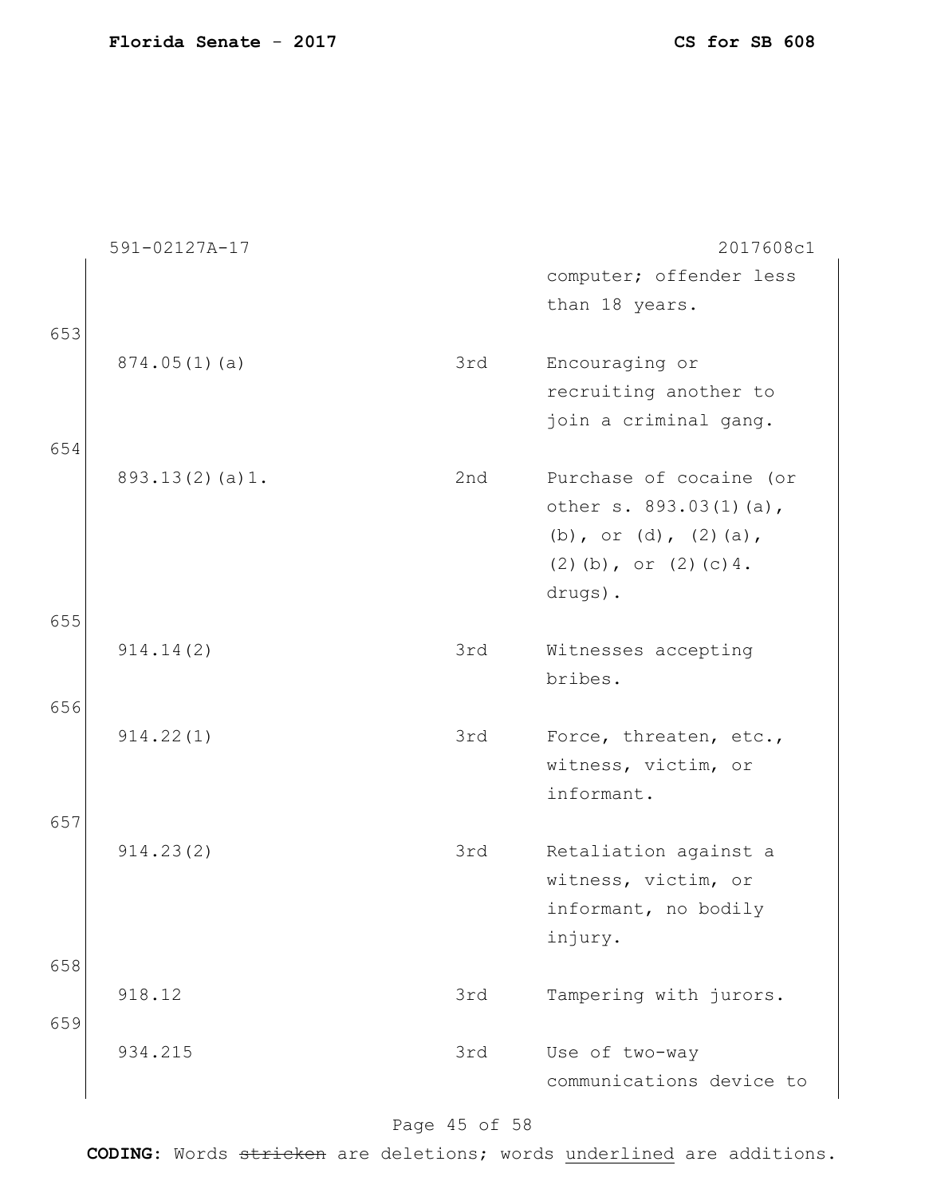591-02127A-17 2017608c1

| | | |
|---|---|---|
| | | computer; offender less than 18 years. |
| 874.05(1)(a) | 3rd | Encouraging or recruiting another to join a criminal gang. |
| 893.13(2)(a)1. | 2nd | Purchase of cocaine (or other s. 893.03(1)(a), (b), or (d), (2)(a), (2)(b), or (2)(c)4. drugs). |
| 914.14(2) | 3rd | Witnesses accepting bribes. |
| 914.22(1) | 3rd | Force, threaten, etc., witness, victim, or informant. |
| 914.23(2) | 3rd | Retaliation against a witness, victim, or informant, no bodily injury. |
| 918.12 | 3rd | Tampering with jurors. |
| 934.215 | 3rd | Use of two-way communications device to |

653
654
655
656
657
658
659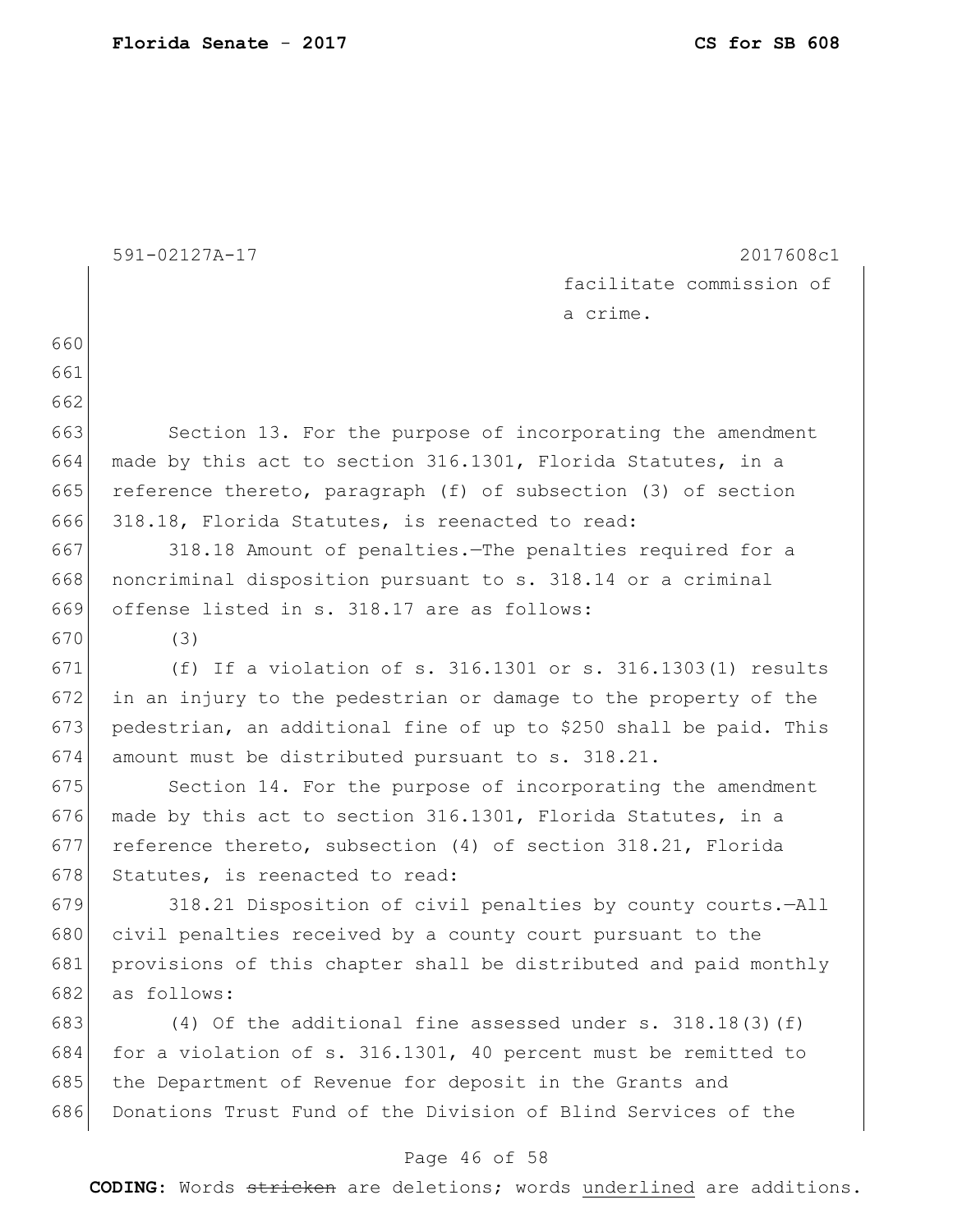facilitate commission of a crime.

Section 13. For the purpose of incorporating the amendment made by this act to section 316.1301, Florida Statutes, in a reference thereto, paragraph (f) of subsection (3) of section 318.18, Florida Statutes, is reenacted to read:

318.18 Amount of penalties.—The penalties required for a noncriminal disposition pursuant to s. 318.14 or a criminal offense listed in s. 318.17 are as follows:

(3)

(f) If a violation of s. 316.1301 or s. 316.1303(1) results in an injury to the pedestrian or damage to the property of the pedestrian, an additional fine of up to $250 shall be paid. This amount must be distributed pursuant to s. 318.21.

Section 14. For the purpose of incorporating the amendment made by this act to section 316.1301, Florida Statutes, in a reference thereto, subsection (4) of section 318.21, Florida Statutes, is reenacted to read:

318.21 Disposition of civil penalties by county courts.—All civil penalties received by a county court pursuant to the provisions of this chapter shall be distributed and paid monthly as follows:

(4) Of the additional fine assessed under s. 318.18(3)(f) for a violation of s. 316.1301, 40 percent must be remitted to the Department of Revenue for deposit in the Grants and Donations Trust Fund of the Division of Blind Services of the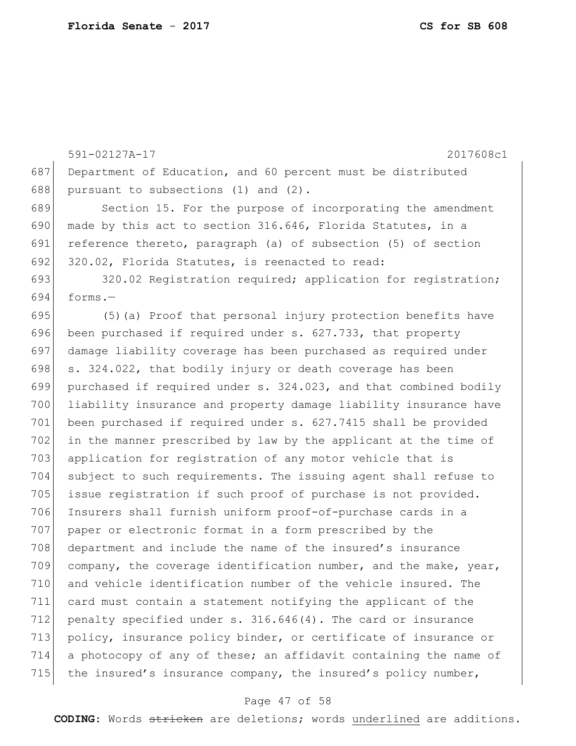Department of Education, and 60 percent must be distributed pursuant to subsections (1) and (2).

Section 15. For the purpose of incorporating the amendment made by this act to section 316.646, Florida Statutes, in a reference thereto, paragraph (a) of subsection (5) of section 320.02, Florida Statutes, is reenacted to read:

320.02 Registration required; application for registration; forms.—

(5)(a) Proof that personal injury protection benefits have been purchased if required under s. 627.733, that property damage liability coverage has been purchased as required under s. 324.022, that bodily injury or death coverage has been purchased if required under s. 324.023, and that combined bodily liability insurance and property damage liability insurance have been purchased if required under s. 627.7415 shall be provided in the manner prescribed by law by the applicant at the time of application for registration of any motor vehicle that is subject to such requirements. The issuing agent shall refuse to issue registration if such proof of purchase is not provided. Insurers shall furnish uniform proof-of-purchase cards in a paper or electronic format in a form prescribed by the department and include the name of the insured's insurance company, the coverage identification number, and the make, year, and vehicle identification number of the vehicle insured. The card must contain a statement notifying the applicant of the penalty specified under s. 316.646(4). The card or insurance policy, insurance policy binder, or certificate of insurance or a photocopy of any of these; an affidavit containing the name of the insured's insurance company, the insured's policy number,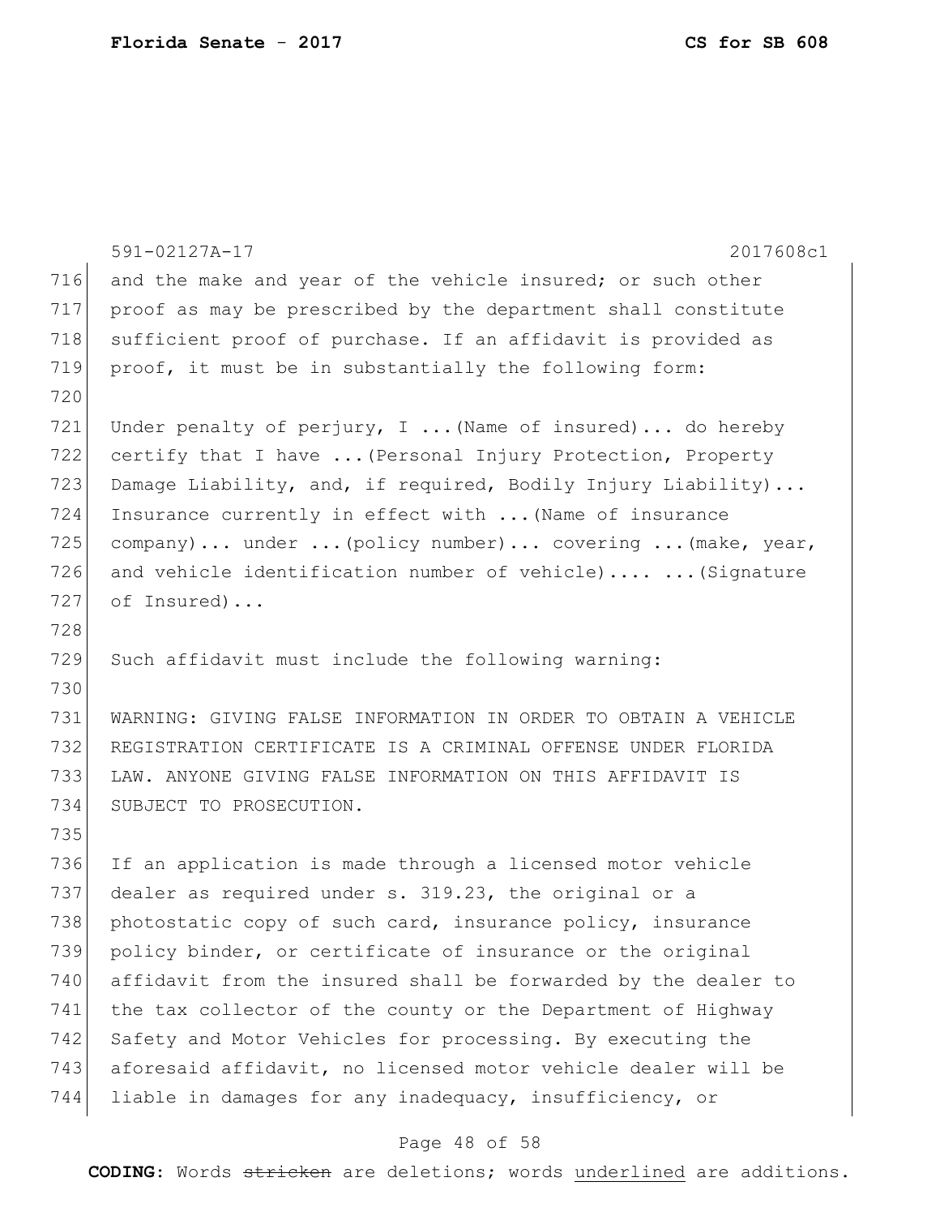and the make and year of the vehicle insured; or such other proof as may be prescribed by the department shall constitute sufficient proof of purchase. If an affidavit is provided as proof, it must be in substantially the following form:

Under penalty of perjury, I ...(Name of insured)... do hereby certify that I have ...(Personal Injury Protection, Property Damage Liability, and, if required, Bodily Injury Liability)... Insurance currently in effect with ...(Name of insurance company)... under ...(policy number)... covering ...(make, year, and vehicle identification number of vehicle).... ...(Signature of Insured)...

Such affidavit must include the following warning:

WARNING: GIVING FALSE INFORMATION IN ORDER TO OBTAIN A VEHICLE REGISTRATION CERTIFICATE IS A CRIMINAL OFFENSE UNDER FLORIDA LAW. ANYONE GIVING FALSE INFORMATION ON THIS AFFIDAVIT IS SUBJECT TO PROSECUTION.

If an application is made through a licensed motor vehicle dealer as required under s. 319.23, the original or a photostatic copy of such card, insurance policy, insurance policy binder, or certificate of insurance or the original affidavit from the insured shall be forwarded by the dealer to the tax collector of the county or the Department of Highway Safety and Motor Vehicles for processing. By executing the aforesaid affidavit, no licensed motor vehicle dealer will be liable in damages for any inadequacy, insufficiency, or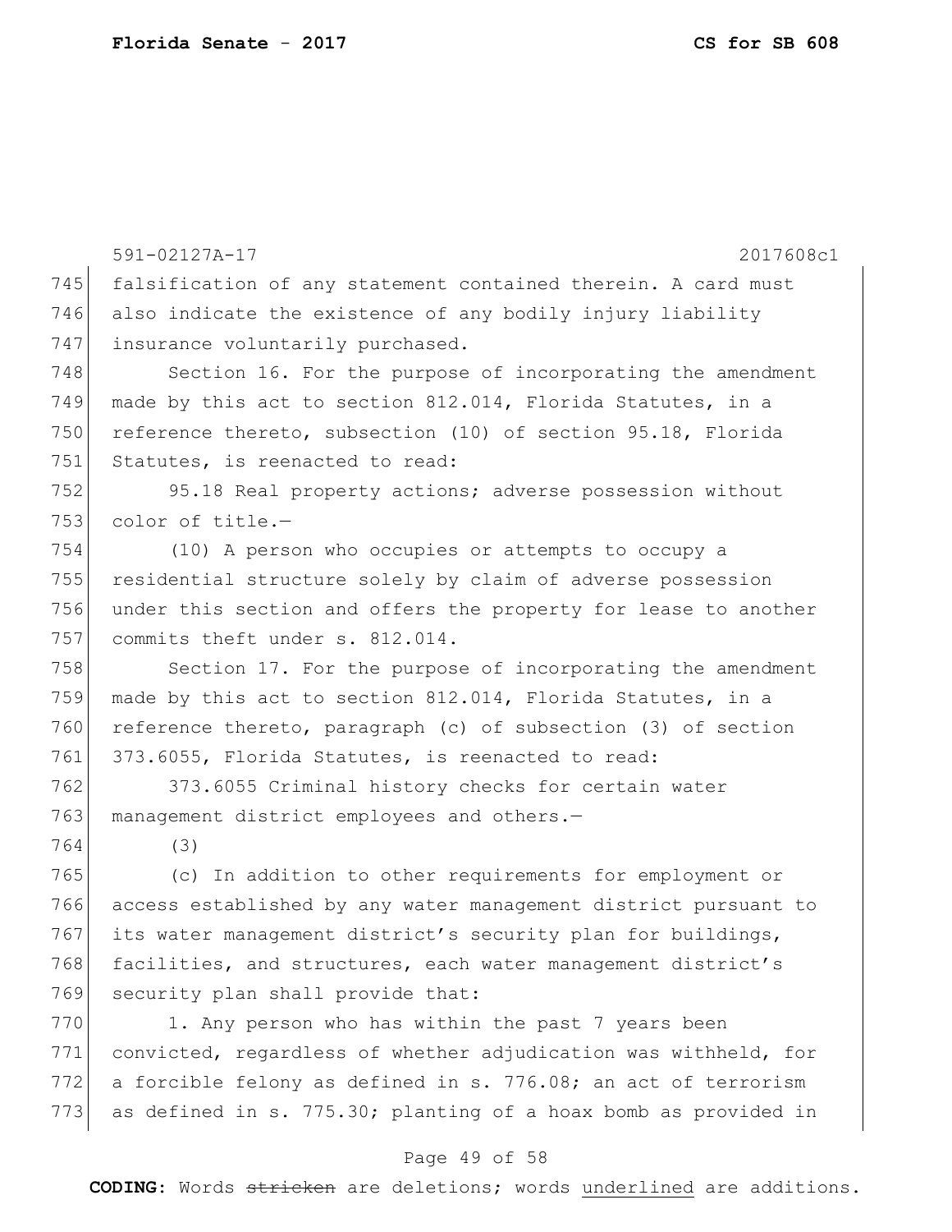falsification of any statement contained therein. A card must also indicate the existence of any bodily injury liability insurance voluntarily purchased.

Section 16. For the purpose of incorporating the amendment made by this act to section 812.014, Florida Statutes, in a reference thereto, subsection (10) of section 95.18, Florida Statutes, is reenacted to read:

95.18 Real property actions; adverse possession without color of title.—

(10) A person who occupies or attempts to occupy a residential structure solely by claim of adverse possession under this section and offers the property for lease to another commits theft under s. 812.014.

Section 17. For the purpose of incorporating the amendment made by this act to section 812.014, Florida Statutes, in a reference thereto, paragraph (c) of subsection (3) of section 373.6055, Florida Statutes, is reenacted to read:

373.6055 Criminal history checks for certain water management district employees and others.—

(3)

(c) In addition to other requirements for employment or access established by any water management district pursuant to its water management district's security plan for buildings, facilities, and structures, each water management district's security plan shall provide that:

1. Any person who has within the past 7 years been convicted, regardless of whether adjudication was withheld, for a forcible felony as defined in s. 776.08; an act of terrorism as defined in s. 775.30; planting of a hoax bomb as provided in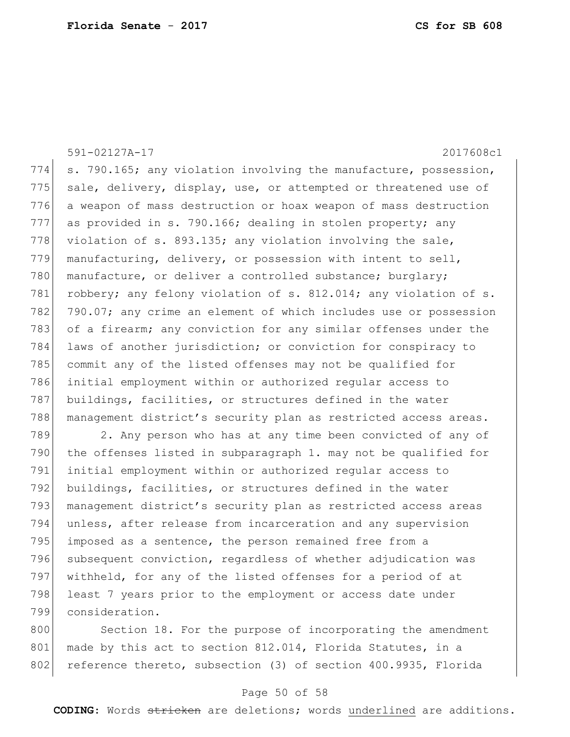s. 790.165; any violation involving the manufacture, possession, sale, delivery, display, use, or attempted or threatened use of a weapon of mass destruction or hoax weapon of mass destruction as provided in s. 790.166; dealing in stolen property; any violation of s. 893.135; any violation involving the sale, manufacturing, delivery, or possession with intent to sell, manufacture, or deliver a controlled substance; burglary; robbery; any felony violation of s. 812.014; any violation of s. 790.07; any crime an element of which includes use or possession of a firearm; any conviction for any similar offenses under the laws of another jurisdiction; or conviction for conspiracy to commit any of the listed offenses may not be qualified for initial employment within or authorized regular access to buildings, facilities, or structures defined in the water management district's security plan as restricted access areas.

2. Any person who has at any time been convicted of any of the offenses listed in subparagraph 1. may not be qualified for initial employment within or authorized regular access to buildings, facilities, or structures defined in the water management district's security plan as restricted access areas unless, after release from incarceration and any supervision imposed as a sentence, the person remained free from a subsequent conviction, regardless of whether adjudication was withheld, for any of the listed offenses for a period of at least 7 years prior to the employment or access date under consideration.

Section 18. For the purpose of incorporating the amendment made by this act to section 812.014, Florida Statutes, in a reference thereto, subsection (3) of section 400.9935, Florida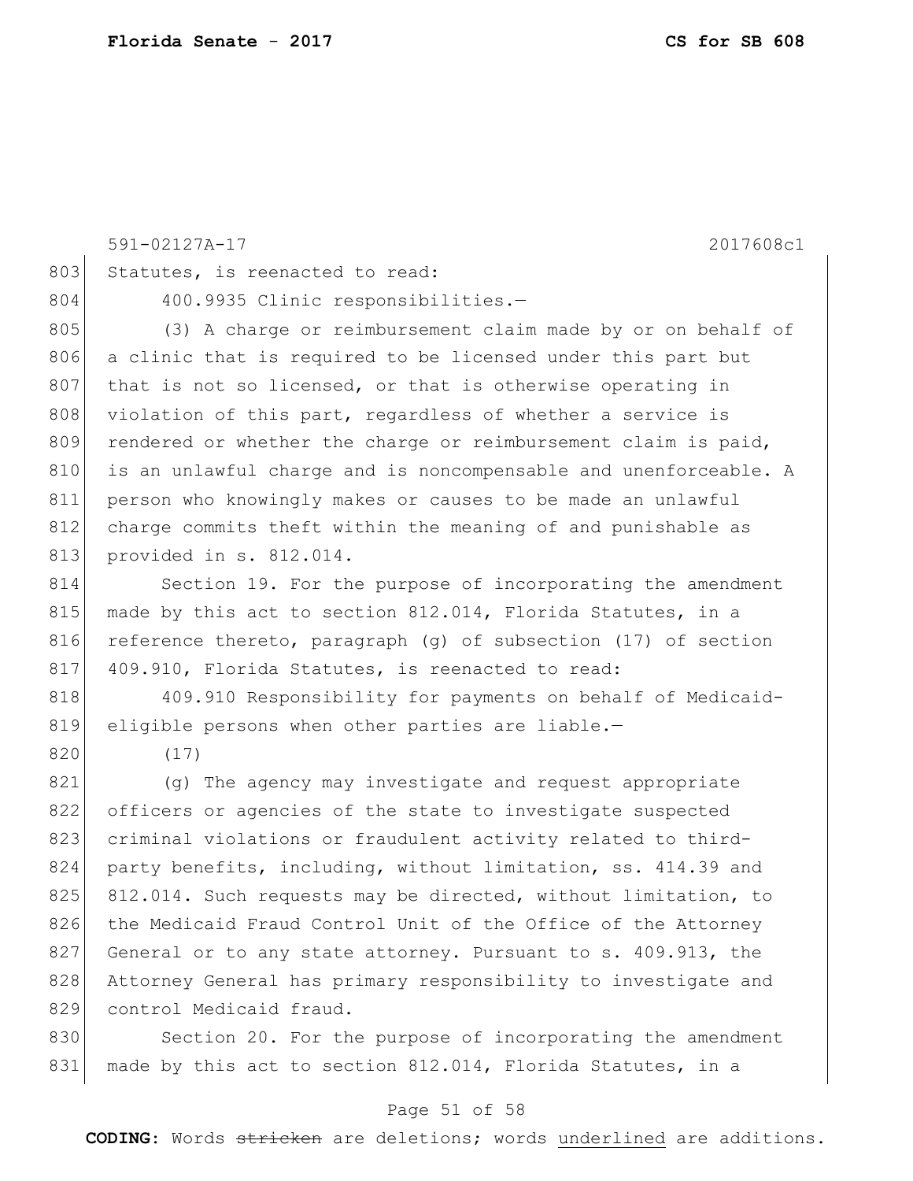Statutes, is reenacted to read:

400.9935 Clinic responsibilities.—

(3) A charge or reimbursement claim made by or on behalf of a clinic that is required to be licensed under this part but that is not so licensed, or that is otherwise operating in violation of this part, regardless of whether a service is rendered or whether the charge or reimbursement claim is paid, is an unlawful charge and is noncompensable and unenforceable. A person who knowingly makes or causes to be made an unlawful charge commits theft within the meaning of and punishable as provided in s. 812.014.

Section 19. For the purpose of incorporating the amendment made by this act to section 812.014, Florida Statutes, in a reference thereto, paragraph (g) of subsection (17) of section 409.910, Florida Statutes, is reenacted to read:

409.910 Responsibility for payments on behalf of Medicaid-eligible persons when other parties are liable.—

(17)

(g) The agency may investigate and request appropriate officers or agencies of the state to investigate suspected criminal violations or fraudulent activity related to third-party benefits, including, without limitation, ss. 414.39 and 812.014. Such requests may be directed, without limitation, to the Medicaid Fraud Control Unit of the Office of the Attorney General or to any state attorney. Pursuant to s. 409.913, the Attorney General has primary responsibility to investigate and control Medicaid fraud.

Section 20. For the purpose of incorporating the amendment made by this act to section 812.014, Florida Statutes, in a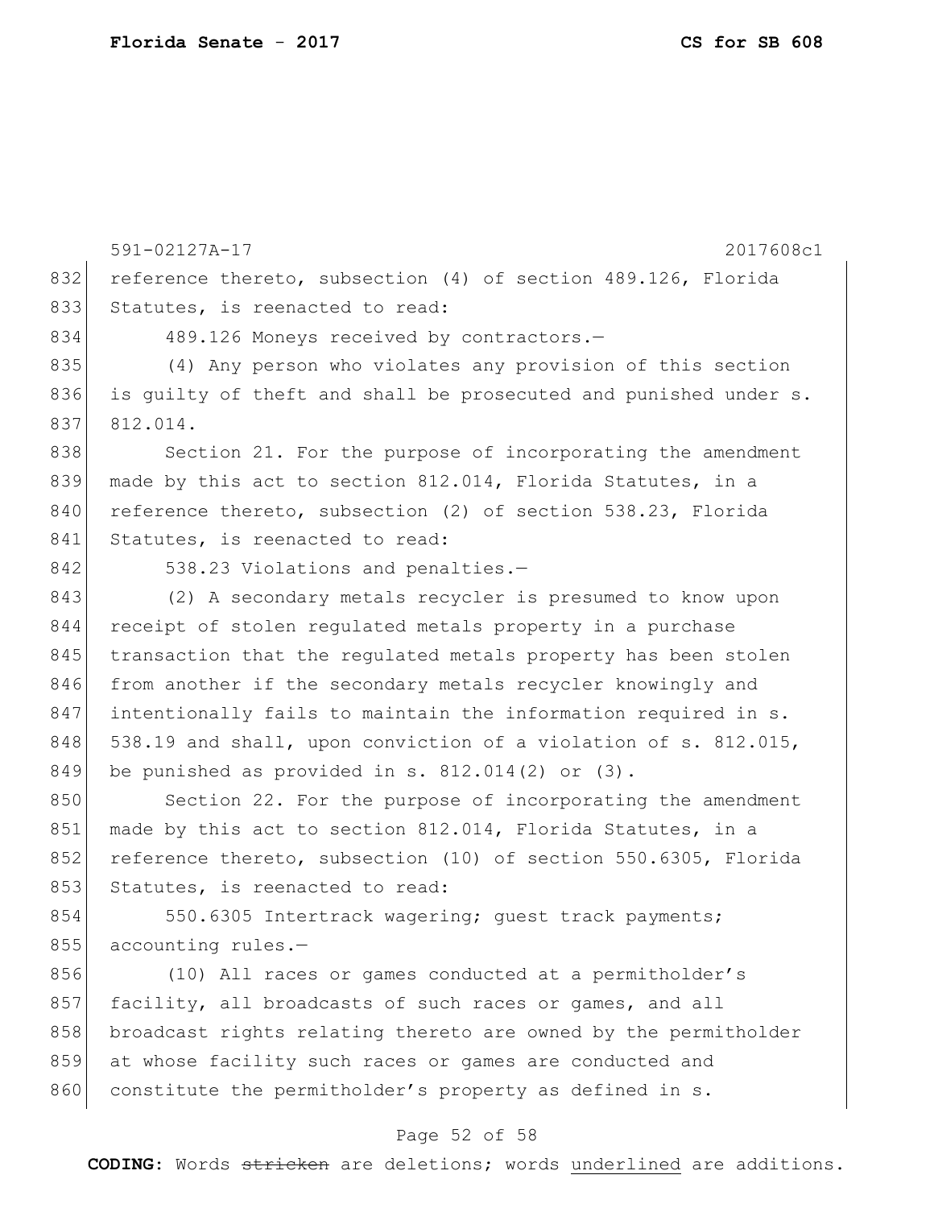reference thereto, subsection (4) of section 489.126, Florida Statutes, is reenacted to read:

489.126 Moneys received by contractors.—

(4) Any person who violates any provision of this section is guilty of theft and shall be prosecuted and punished under s. 812.014.

Section 21. For the purpose of incorporating the amendment made by this act to section 812.014, Florida Statutes, in a reference thereto, subsection (2) of section 538.23, Florida Statutes, is reenacted to read:

538.23 Violations and penalties.—

(2) A secondary metals recycler is presumed to know upon receipt of stolen regulated metals property in a purchase transaction that the regulated metals property has been stolen from another if the secondary metals recycler knowingly and intentionally fails to maintain the information required in s. 538.19 and shall, upon conviction of a violation of s. 812.015, be punished as provided in s. 812.014(2) or (3).

Section 22. For the purpose of incorporating the amendment made by this act to section 812.014, Florida Statutes, in a reference thereto, subsection (10) of section 550.6305, Florida Statutes, is reenacted to read:

550.6305 Intertrack wagering; guest track payments; accounting rules.—

(10) All races or games conducted at a permitholder's facility, all broadcasts of such races or games, and all broadcast rights relating thereto are owned by the permitholder at whose facility such races or games are conducted and constitute the permitholder's property as defined in s.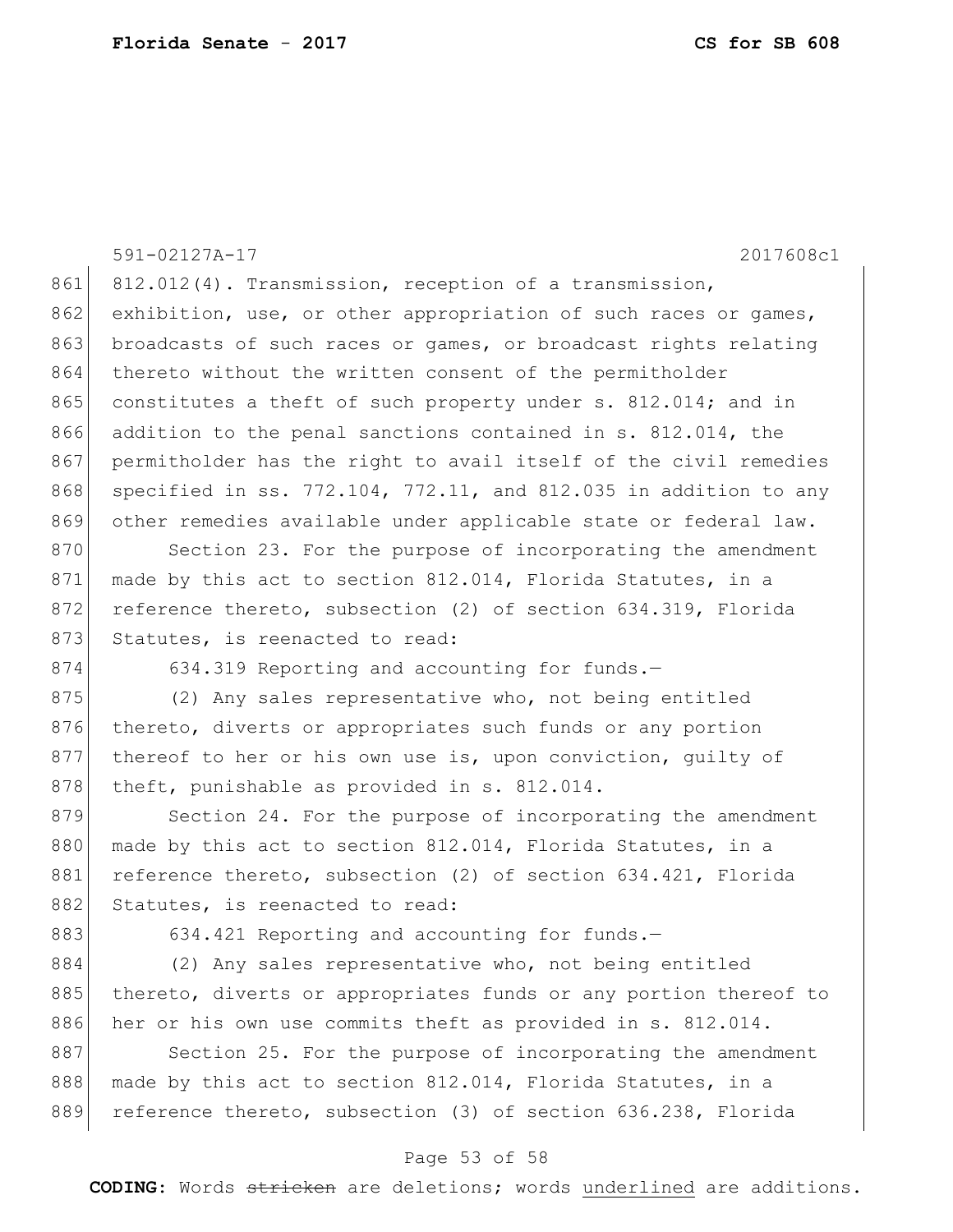812.012(4). Transmission, reception of a transmission, exhibition, use, or other appropriation of such races or games, broadcasts of such races or games, or broadcast rights relating thereto without the written consent of the permitholder constitutes a theft of such property under s. 812.014; and in addition to the penal sanctions contained in s. 812.014, the permitholder has the right to avail itself of the civil remedies specified in ss. 772.104, 772.11, and 812.035 in addition to any other remedies available under applicable state or federal law.

Section 23. For the purpose of incorporating the amendment made by this act to section 812.014, Florida Statutes, in a reference thereto, subsection (2) of section 634.319, Florida Statutes, is reenacted to read:

634.319 Reporting and accounting for funds.—

(2) Any sales representative who, not being entitled thereto, diverts or appropriates such funds or any portion thereof to her or his own use is, upon conviction, guilty of theft, punishable as provided in s. 812.014.

Section 24. For the purpose of incorporating the amendment made by this act to section 812.014, Florida Statutes, in a reference thereto, subsection (2) of section 634.421, Florida Statutes, is reenacted to read:

634.421 Reporting and accounting for funds.—

(2) Any sales representative who, not being entitled thereto, diverts or appropriates funds or any portion thereof to her or his own use commits theft as provided in s. 812.014.

Section 25. For the purpose of incorporating the amendment made by this act to section 812.014, Florida Statutes, in a reference thereto, subsection (3) of section 636.238, Florida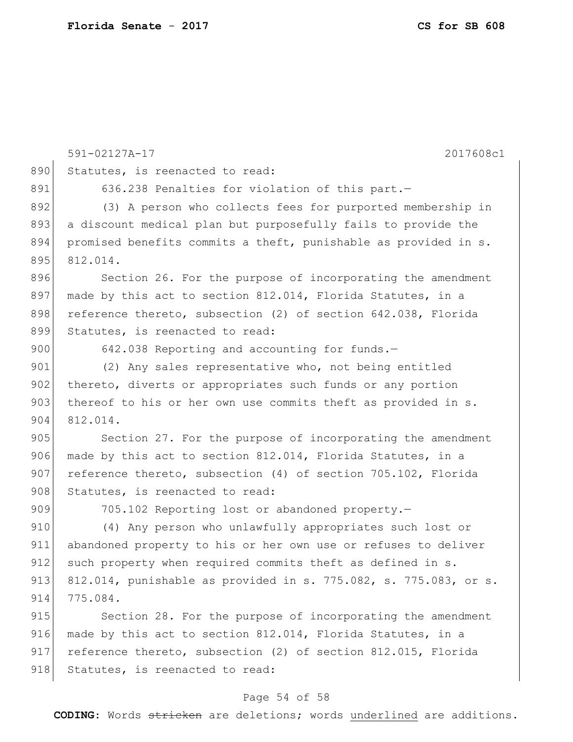Statutes, is reenacted to read:

636.238 Penalties for violation of this part.—

(3) A person who collects fees for purported membership in a discount medical plan but purposefully fails to provide the promised benefits commits a theft, punishable as provided in s. 812.014.

Section 26. For the purpose of incorporating the amendment made by this act to section 812.014, Florida Statutes, in a reference thereto, subsection (2) of section 642.038, Florida Statutes, is reenacted to read:

642.038 Reporting and accounting for funds.—

(2) Any sales representative who, not being entitled thereto, diverts or appropriates such funds or any portion thereof to his or her own use commits theft as provided in s. 812.014.

Section 27. For the purpose of incorporating the amendment made by this act to section 812.014, Florida Statutes, in a reference thereto, subsection (4) of section 705.102, Florida Statutes, is reenacted to read:

705.102 Reporting lost or abandoned property.—

(4) Any person who unlawfully appropriates such lost or abandoned property to his or her own use or refuses to deliver such property when required commits theft as defined in s. 812.014, punishable as provided in s. 775.082, s. 775.083, or s. 775.084.

Section 28. For the purpose of incorporating the amendment made by this act to section 812.014, Florida Statutes, in a reference thereto, subsection (2) of section 812.015, Florida Statutes, is reenacted to read: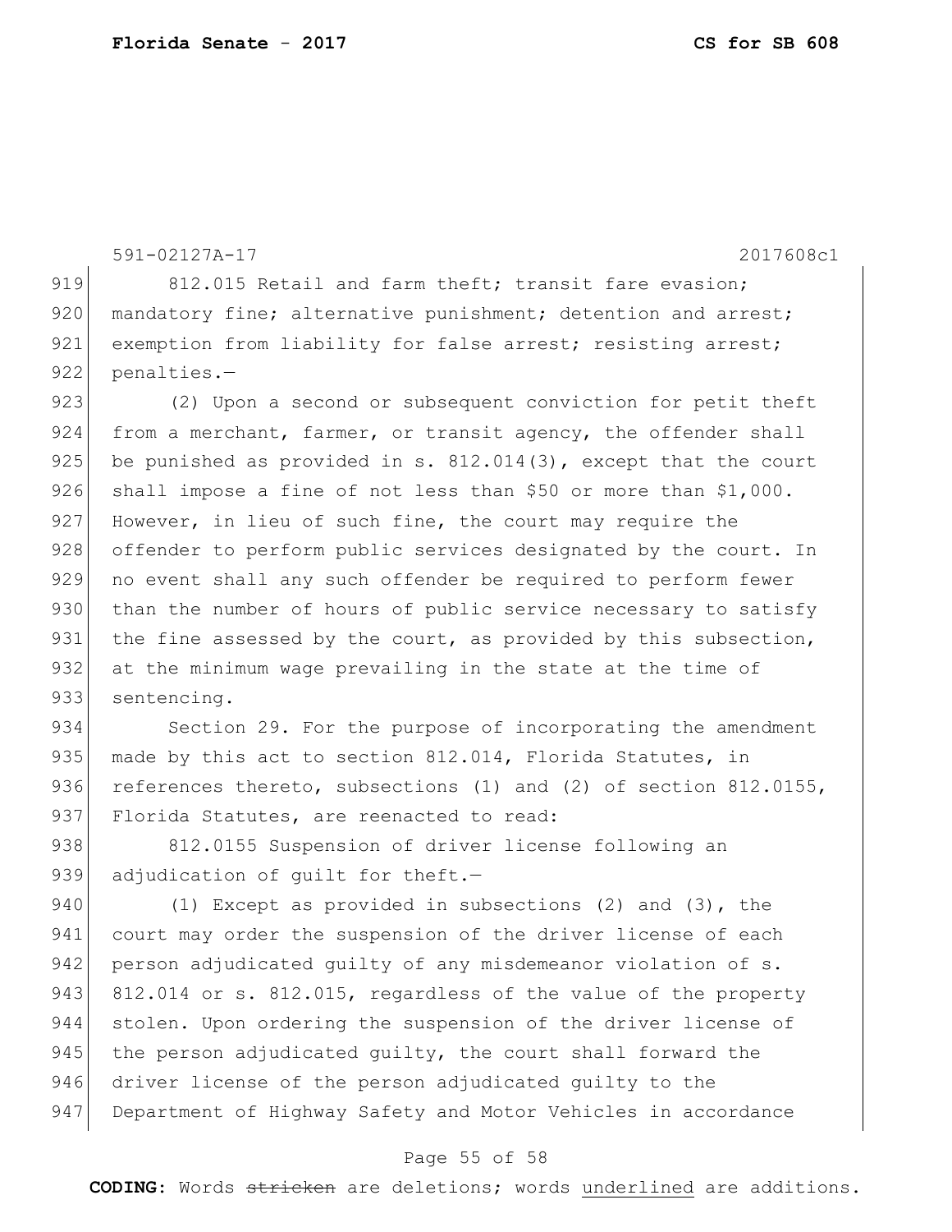812.015 Retail and farm theft; transit fare evasion; mandatory fine; alternative punishment; detention and arrest; exemption from liability for false arrest; resisting arrest; penalties.—

(2) Upon a second or subsequent conviction for petit theft from a merchant, farmer, or transit agency, the offender shall be punished as provided in s. 812.014(3), except that the court shall impose a fine of not less than $50 or more than $1,000. However, in lieu of such fine, the court may require the offender to perform public services designated by the court. In no event shall any such offender be required to perform fewer than the number of hours of public service necessary to satisfy the fine assessed by the court, as provided by this subsection, at the minimum wage prevailing in the state at the time of sentencing.

Section 29. For the purpose of incorporating the amendment made by this act to section 812.014, Florida Statutes, in references thereto, subsections (1) and (2) of section 812.0155, Florida Statutes, are reenacted to read:

812.0155 Suspension of driver license following an adjudication of guilt for theft.—

(1) Except as provided in subsections (2) and (3), the court may order the suspension of the driver license of each person adjudicated guilty of any misdemeanor violation of s. 812.014 or s. 812.015, regardless of the value of the property stolen. Upon ordering the suspension of the driver license of the person adjudicated guilty, the court shall forward the driver license of the person adjudicated guilty to the Department of Highway Safety and Motor Vehicles in accordance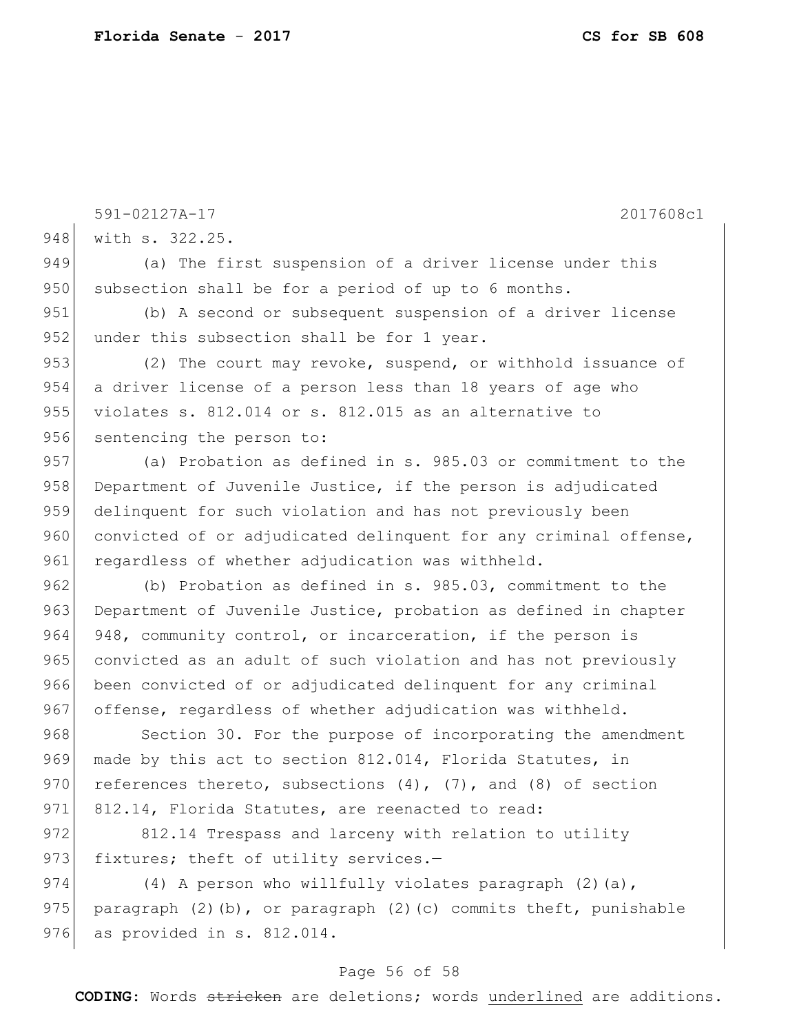with s. 322.25.

(a) The first suspension of a driver license under this subsection shall be for a period of up to 6 months.

(b) A second or subsequent suspension of a driver license under this subsection shall be for 1 year.

(2) The court may revoke, suspend, or withhold issuance of a driver license of a person less than 18 years of age who violates s. 812.014 or s. 812.015 as an alternative to sentencing the person to:

(a) Probation as defined in s. 985.03 or commitment to the Department of Juvenile Justice, if the person is adjudicated delinquent for such violation and has not previously been convicted of or adjudicated delinquent for any criminal offense, regardless of whether adjudication was withheld.

(b) Probation as defined in s. 985.03, commitment to the Department of Juvenile Justice, probation as defined in chapter 948, community control, or incarceration, if the person is convicted as an adult of such violation and has not previously been convicted of or adjudicated delinquent for any criminal offense, regardless of whether adjudication was withheld.

Section 30. For the purpose of incorporating the amendment made by this act to section 812.014, Florida Statutes, in references thereto, subsections (4), (7), and (8) of section 812.14, Florida Statutes, are reenacted to read:

812.14 Trespass and larceny with relation to utility fixtures; theft of utility services.—

(4) A person who willfully violates paragraph (2)(a), paragraph (2)(b), or paragraph (2)(c) commits theft, punishable as provided in s. 812.014.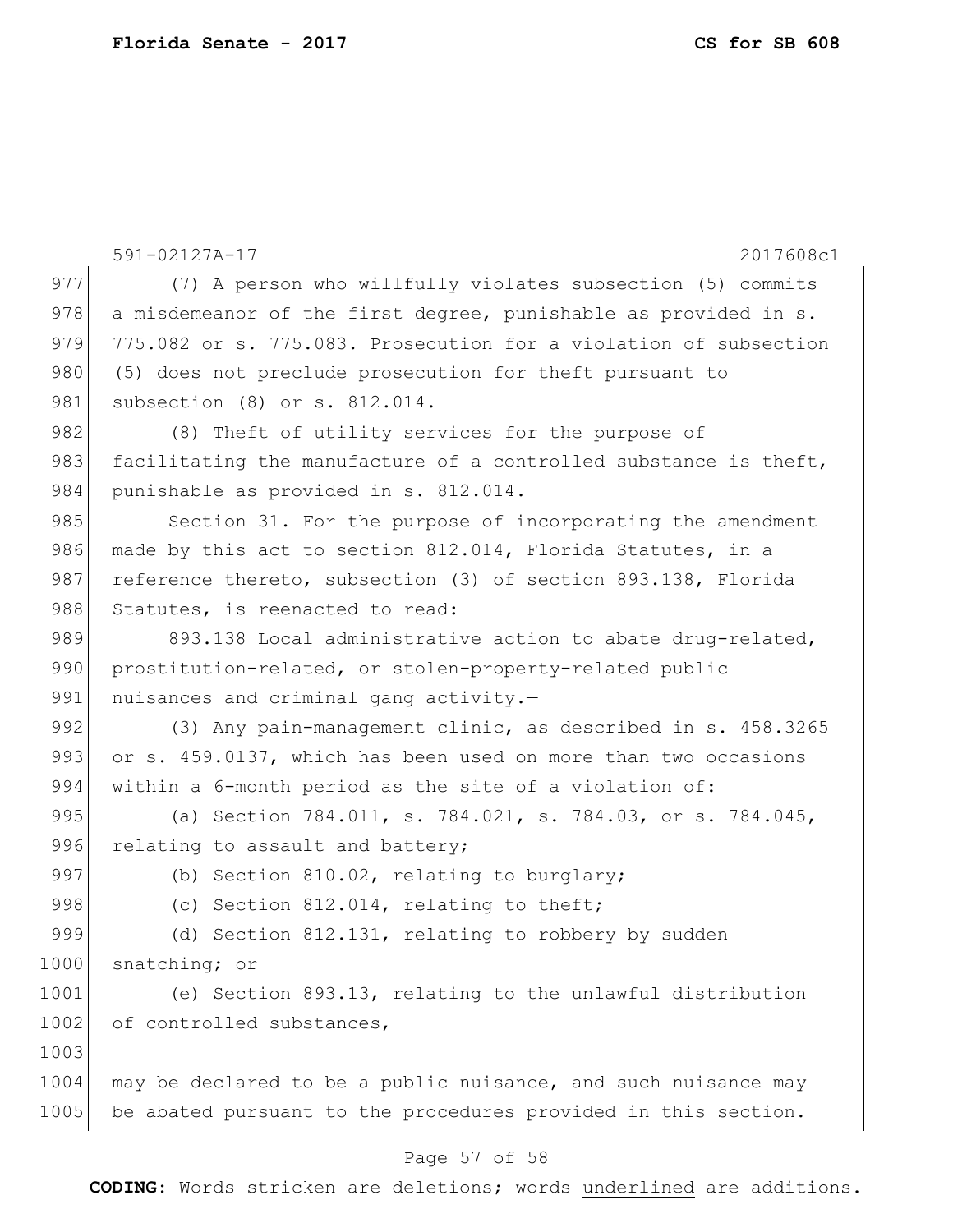(7) A person who willfully violates subsection (5) commits a misdemeanor of the first degree, punishable as provided in s. 775.082 or s. 775.083. Prosecution for a violation of subsection (5) does not preclude prosecution for theft pursuant to subsection (8) or s. 812.014.

(8) Theft of utility services for the purpose of facilitating the manufacture of a controlled substance is theft, punishable as provided in s. 812.014.

Section 31. For the purpose of incorporating the amendment made by this act to section 812.014, Florida Statutes, in a reference thereto, subsection (3) of section 893.138, Florida Statutes, is reenacted to read:

893.138 Local administrative action to abate drug-related, prostitution-related, or stolen-property-related public nuisances and criminal gang activity.—

(3) Any pain-management clinic, as described in s. 458.3265 or s. 459.0137, which has been used on more than two occasions within a 6-month period as the site of a violation of:

(a) Section 784.011, s. 784.021, s. 784.03, or s. 784.045, relating to assault and battery;

(b) Section 810.02, relating to burglary;

(c) Section 812.014, relating to theft;

(d) Section 812.131, relating to robbery by sudden snatching; or

(e) Section 893.13, relating to the unlawful distribution of controlled substances,

may be declared to be a public nuisance, and such nuisance may be abated pursuant to the procedures provided in this section.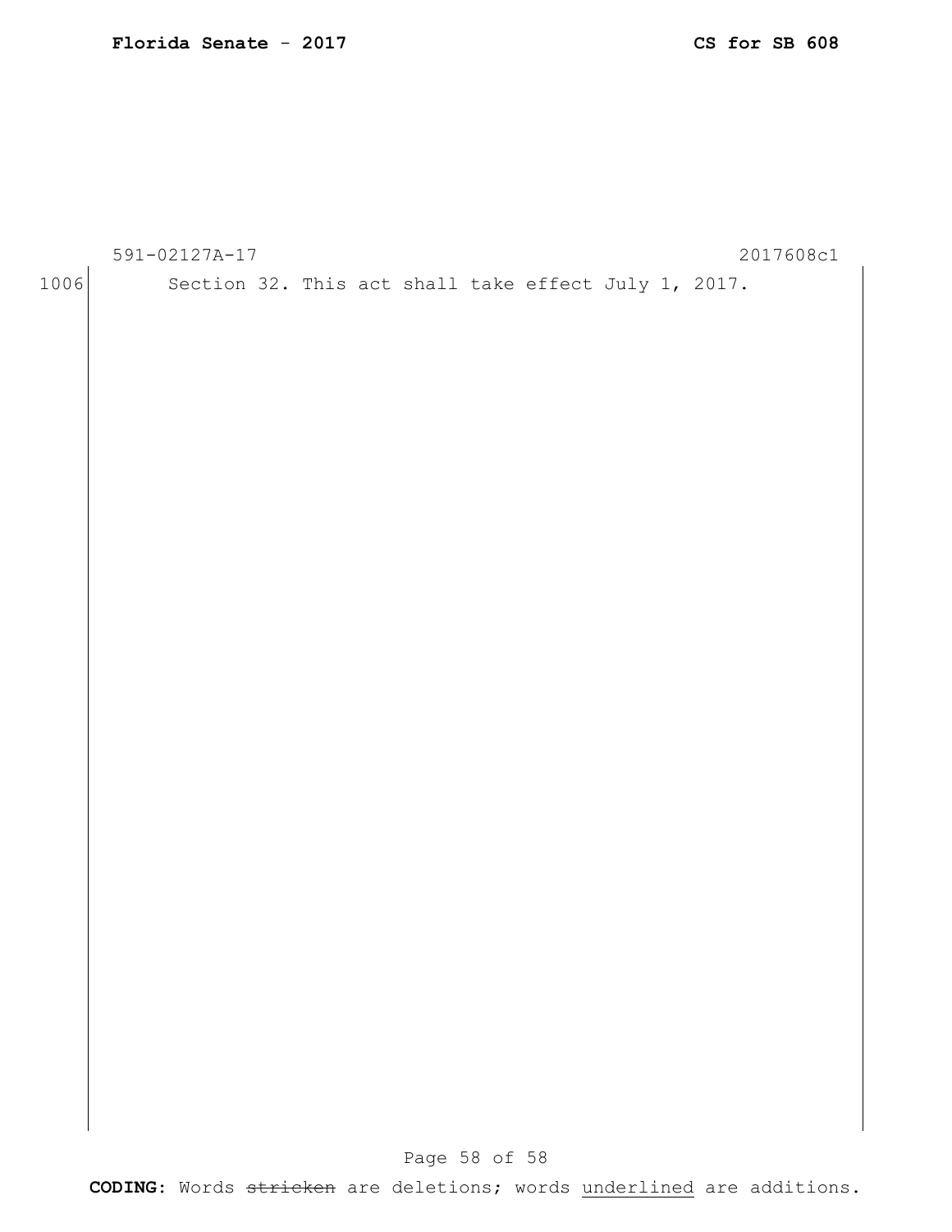1006 Section 32. This act shall take effect July 1, 2017.